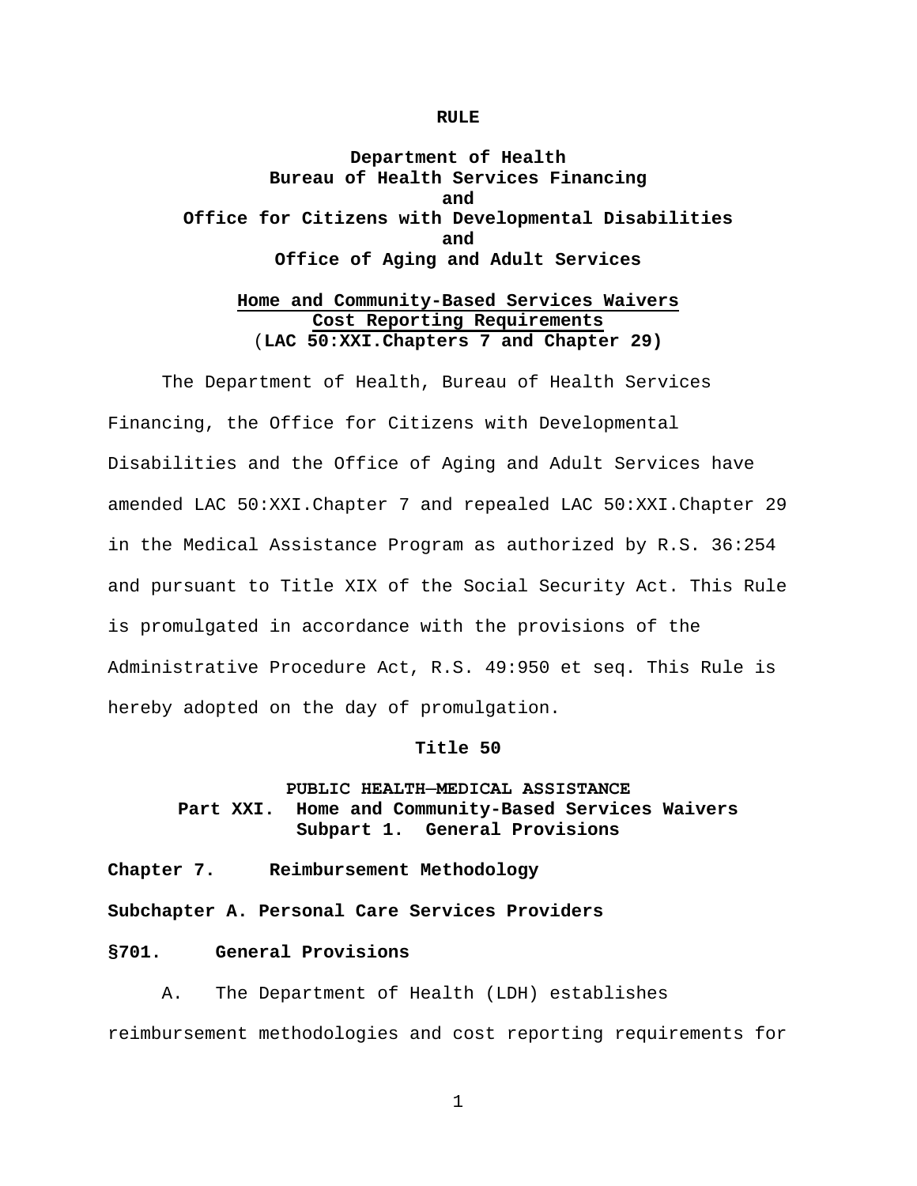**RULE**

**Department of Health**
**Bureau of Health Services Financing**
**and**
**Office for Citizens with Developmental Disabilities**
**and**
**Office of Aging and Adult Services**

**Home and Community-Based Services Waivers**
**Cost Reporting Requirements**
**(LAC 50:XXI.Chapters 7 and Chapter 29)**

The Department of Health, Bureau of Health Services Financing, the Office for Citizens with Developmental Disabilities and the Office of Aging and Adult Services have amended LAC 50:XXI.Chapter 7 and repealed LAC 50:XXI.Chapter 29 in the Medical Assistance Program as authorized by R.S. 36:254 and pursuant to Title XIX of the Social Security Act. This Rule is promulgated in accordance with the provisions of the Administrative Procedure Act, R.S. 49:950 et seq. This Rule is hereby adopted on the day of promulgation.

**Title 50**

**PUBLIC HEALTH—MEDICAL ASSISTANCE**
**Part XXI. Home and Community-Based Services Waivers**
**Subpart 1. General Provisions**

**Chapter 7. Reimbursement Methodology**

**Subchapter A. Personal Care Services Providers**

**§701. General Provisions**

A. The Department of Health (LDH) establishes reimbursement methodologies and cost reporting requirements for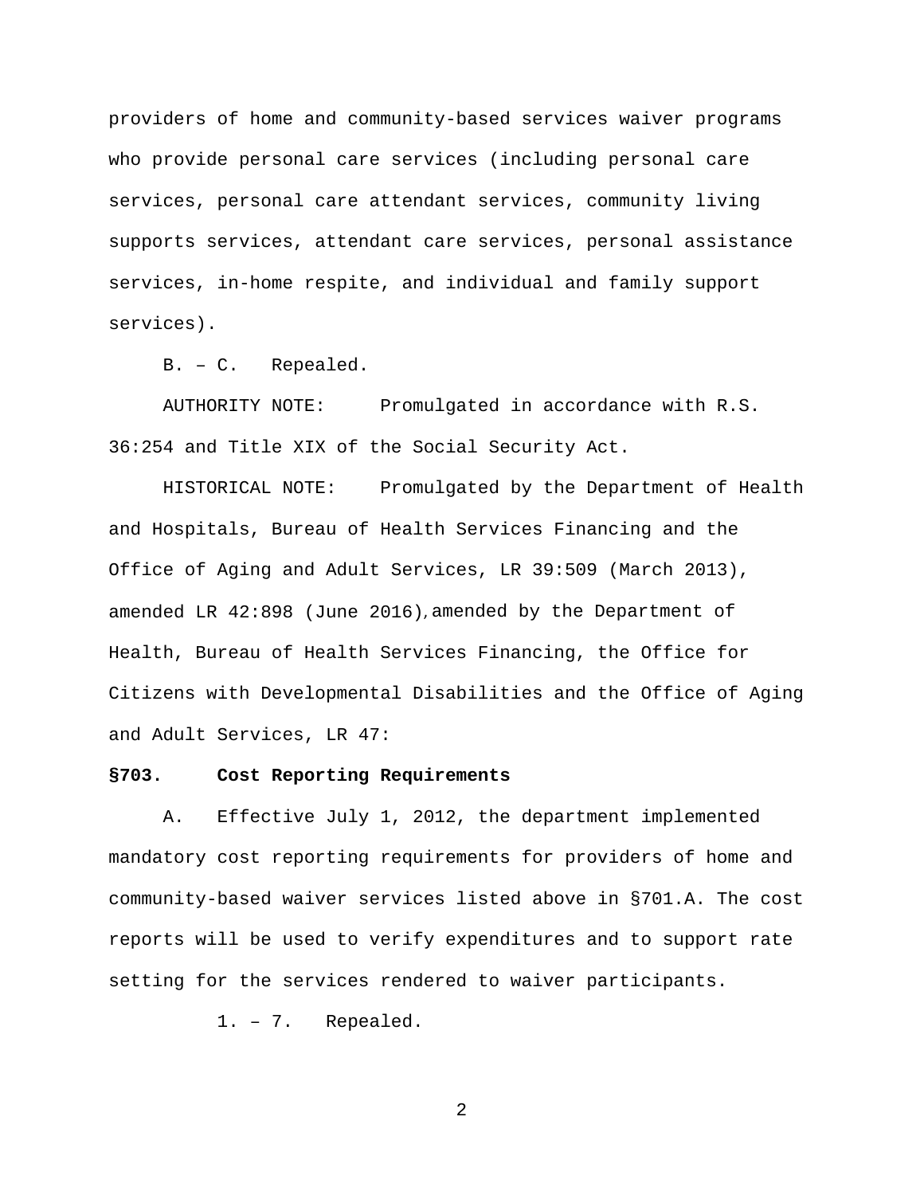providers of home and community-based services waiver programs who provide personal care services (including personal care services, personal care attendant services, community living supports services, attendant care services, personal assistance services, in-home respite, and individual and family support services).

B. – C. Repealed.

AUTHORITY NOTE: Promulgated in accordance with R.S. 36:254 and Title XIX of the Social Security Act.

HISTORICAL NOTE: Promulgated by the Department of Health and Hospitals, Bureau of Health Services Financing and the Office of Aging and Adult Services, LR 39:509 (March 2013), amended LR 42:898 (June 2016), amended by the Department of Health, Bureau of Health Services Financing, the Office for Citizens with Developmental Disabilities and the Office of Aging and Adult Services, LR 47:

**§703. Cost Reporting Requirements**

A. Effective July 1, 2012, the department implemented mandatory cost reporting requirements for providers of home and community-based waiver services listed above in §701.A. The cost reports will be used to verify expenditures and to support rate setting for the services rendered to waiver participants.

1. – 7. Repealed.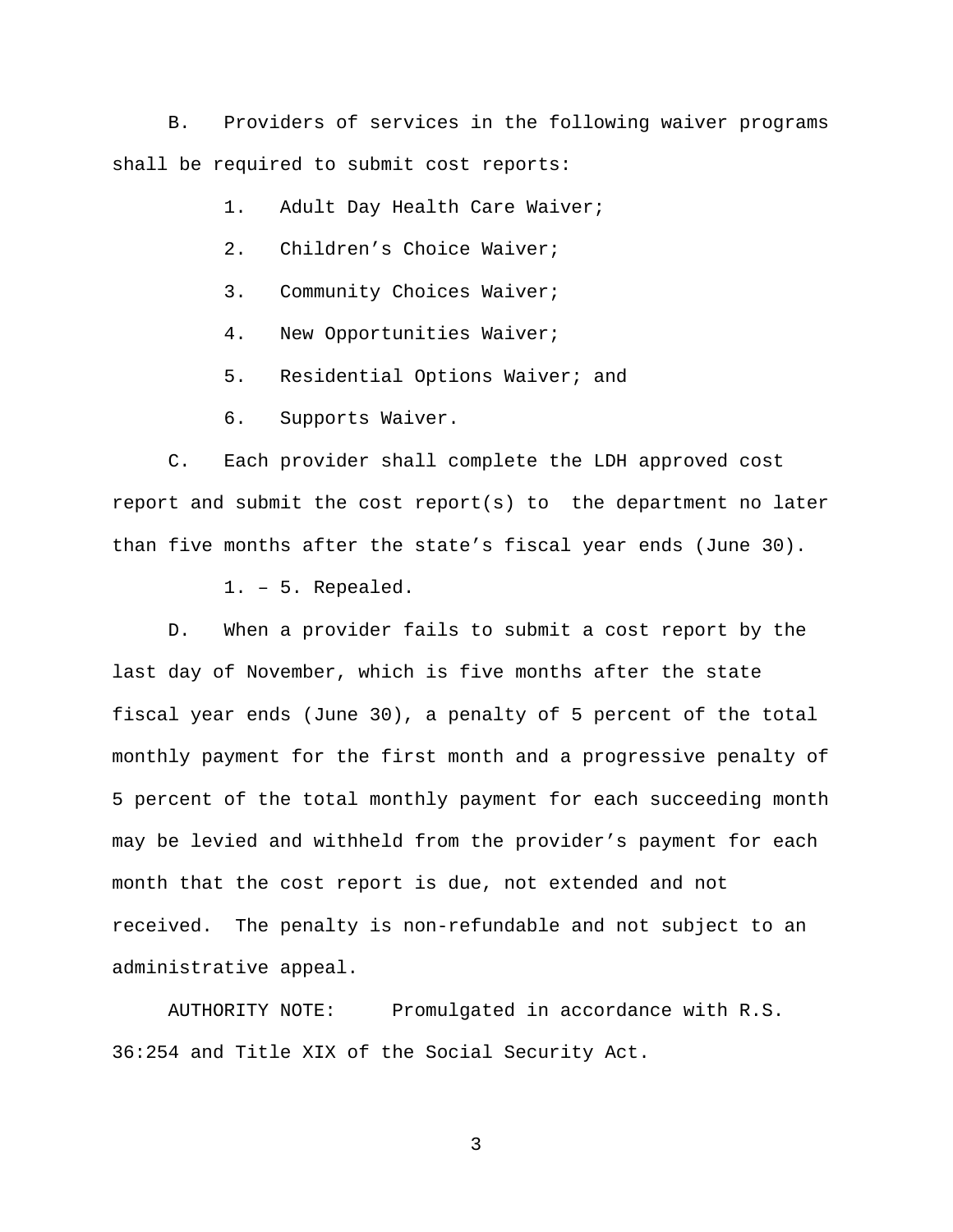B. Providers of services in the following waiver programs shall be required to submit cost reports:

1. Adult Day Health Care Waiver;
2. Children’s Choice Waiver;
3. Community Choices Waiver;
4. New Opportunities Waiver;
5. Residential Options Waiver; and
6. Supports Waiver.

C. Each provider shall complete the LDH approved cost report and submit the cost report(s) to the department no later than five months after the state’s fiscal year ends (June 30).

1. – 5. Repealed.

D. When a provider fails to submit a cost report by the last day of November, which is five months after the state fiscal year ends (June 30), a penalty of 5 percent of the total monthly payment for the first month and a progressive penalty of 5 percent of the total monthly payment for each succeeding month may be levied and withheld from the provider’s payment for each month that the cost report is due, not extended and not received. The penalty is non-refundable and not subject to an administrative appeal.

AUTHORITY NOTE: Promulgated in accordance with R.S. 36:254 and Title XIX of the Social Security Act.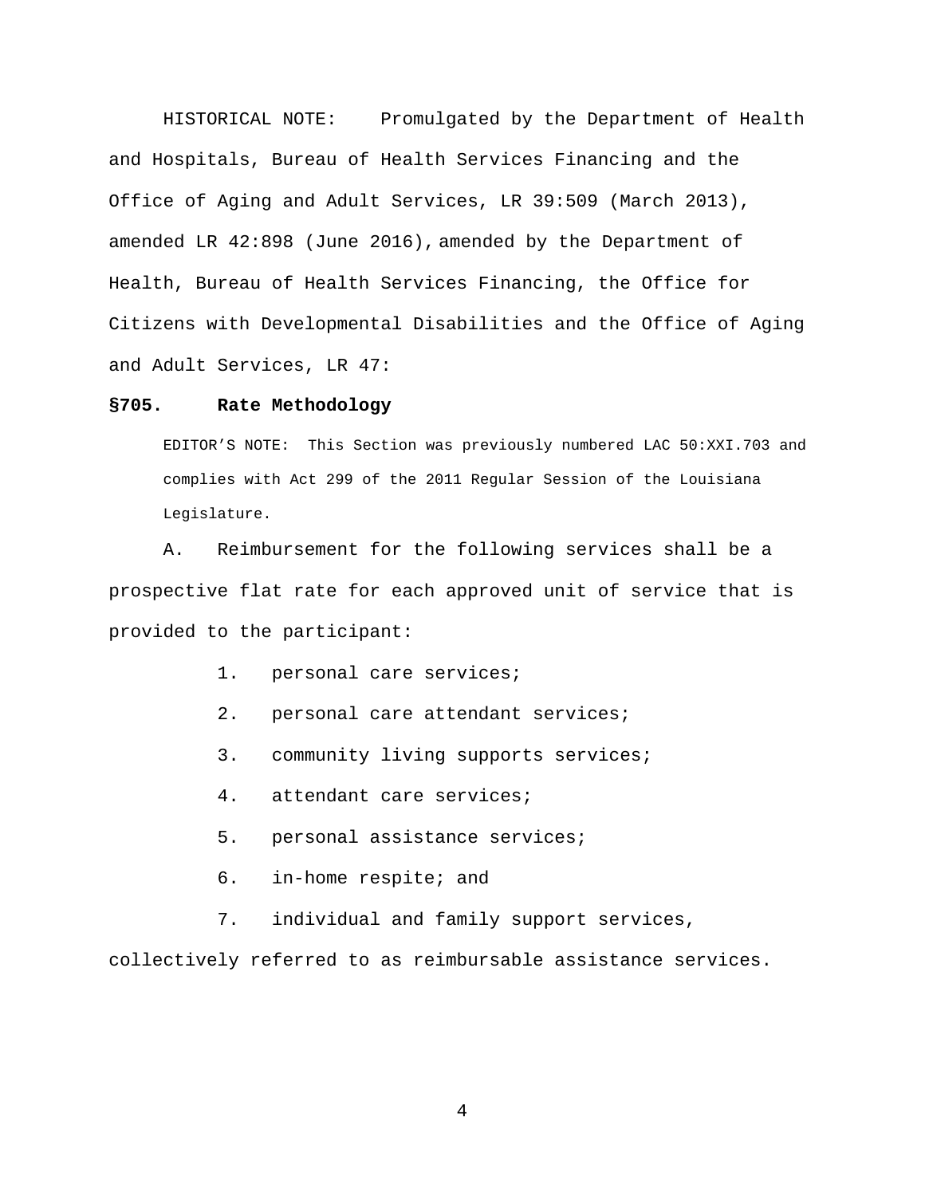HISTORICAL NOTE: Promulgated by the Department of Health and Hospitals, Bureau of Health Services Financing and the Office of Aging and Adult Services, LR 39:509 (March 2013), amended LR 42:898 (June 2016), amended by the Department of Health, Bureau of Health Services Financing, the Office for Citizens with Developmental Disabilities and the Office of Aging and Adult Services, LR 47:

**§705. Rate Methodology**

EDITOR'S NOTE: This Section was previously numbered LAC 50:XXI.703 and complies with Act 299 of the 2011 Regular Session of the Louisiana Legislature.

A. Reimbursement for the following services shall be a prospective flat rate for each approved unit of service that is provided to the participant:

1. personal care services;
2. personal care attendant services;
3. community living supports services;
4. attendant care services;
5. personal assistance services;
6. in-home respite; and
7. individual and family support services,

collectively referred to as reimbursable assistance services.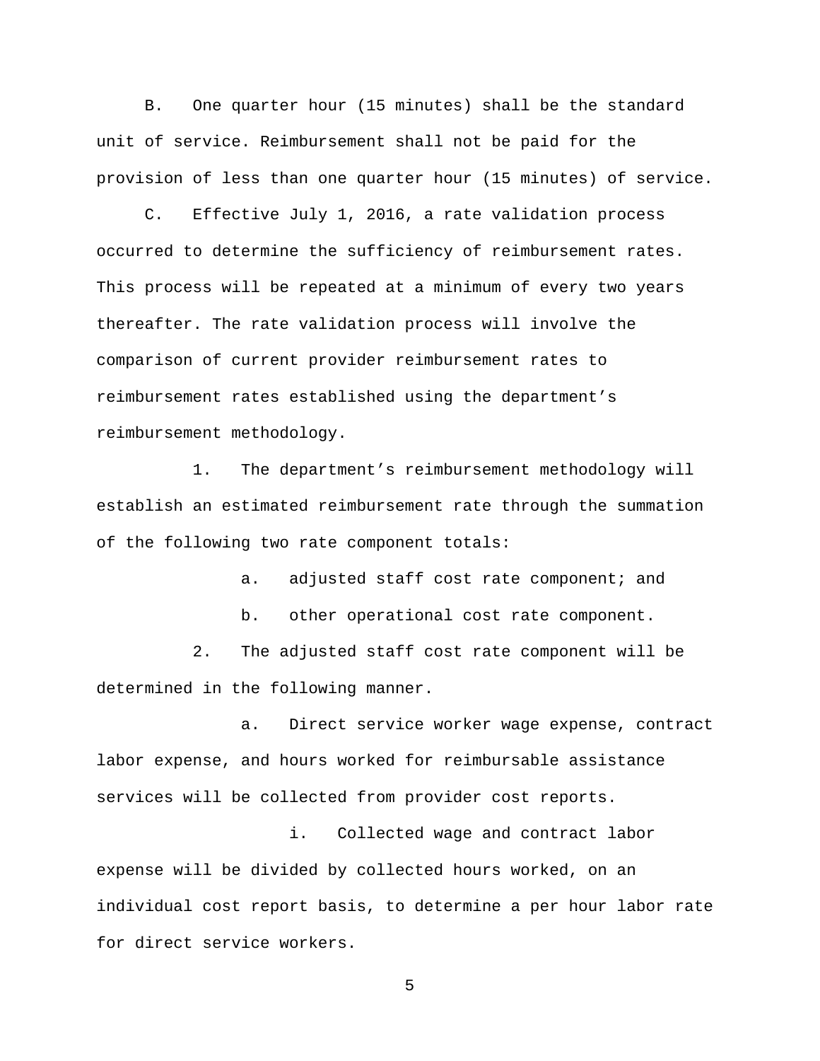B. One quarter hour (15 minutes) shall be the standard unit of service. Reimbursement shall not be paid for the provision of less than one quarter hour (15 minutes) of service.

C. Effective July 1, 2016, a rate validation process occurred to determine the sufficiency of reimbursement rates. This process will be repeated at a minimum of every two years thereafter. The rate validation process will involve the comparison of current provider reimbursement rates to reimbursement rates established using the department's reimbursement methodology.

1. The department's reimbursement methodology will establish an estimated reimbursement rate through the summation of the following two rate component totals:

a. adjusted staff cost rate component; and

b. other operational cost rate component.

2. The adjusted staff cost rate component will be determined in the following manner.

a. Direct service worker wage expense, contract labor expense, and hours worked for reimbursable assistance services will be collected from provider cost reports.

i. Collected wage and contract labor expense will be divided by collected hours worked, on an individual cost report basis, to determine a per hour labor rate for direct service workers.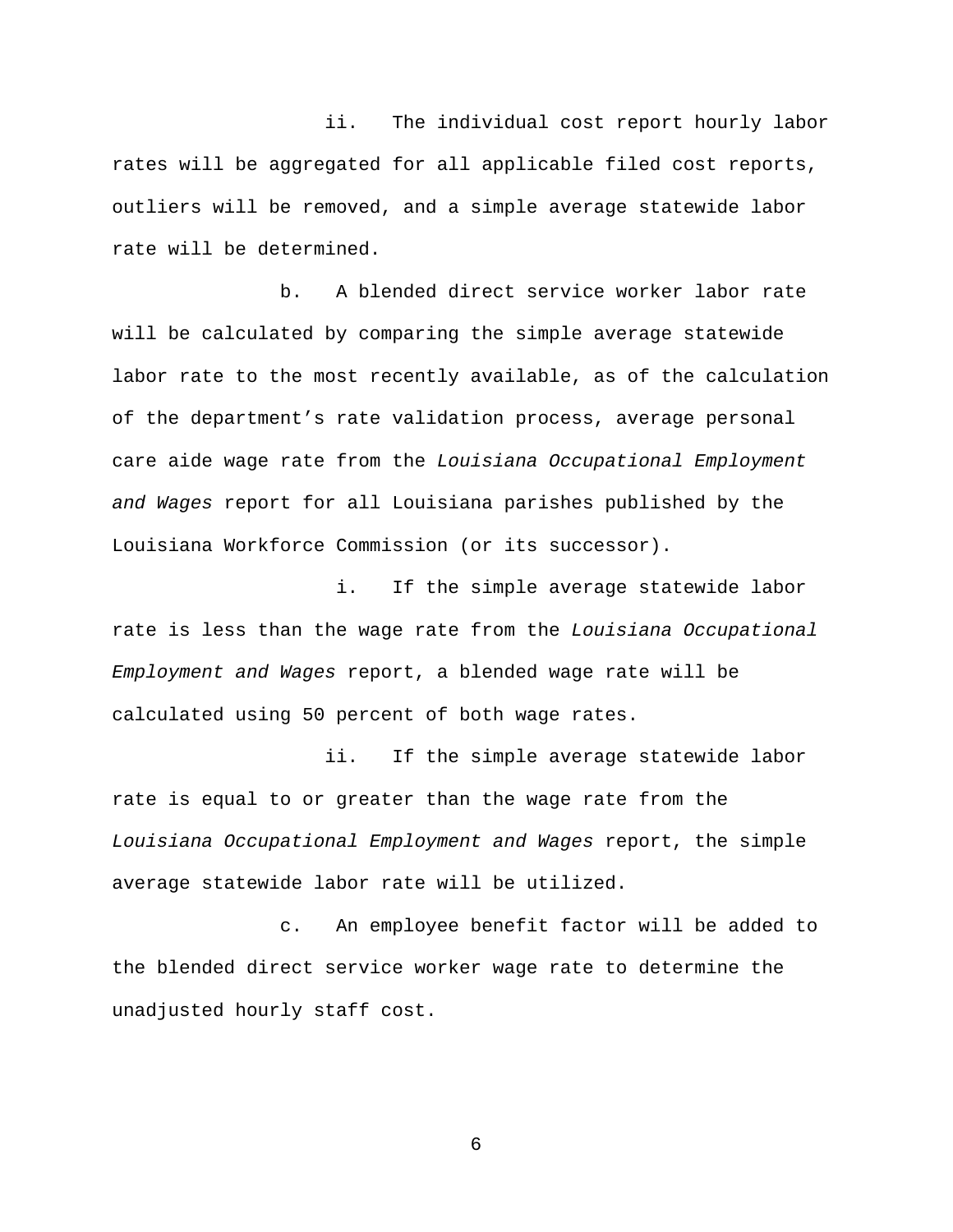ii. The individual cost report hourly labor rates will be aggregated for all applicable filed cost reports, outliers will be removed, and a simple average statewide labor rate will be determined.

b. A blended direct service worker labor rate will be calculated by comparing the simple average statewide labor rate to the most recently available, as of the calculation of the department's rate validation process, average personal care aide wage rate from the *Louisiana Occupational Employment and Wages* report for all Louisiana parishes published by the Louisiana Workforce Commission (or its successor).

i. If the simple average statewide labor rate is less than the wage rate from the *Louisiana Occupational Employment and Wages* report, a blended wage rate will be calculated using 50 percent of both wage rates.

ii. If the simple average statewide labor rate is equal to or greater than the wage rate from the *Louisiana Occupational Employment and Wages* report, the simple average statewide labor rate will be utilized.

c. An employee benefit factor will be added to the blended direct service worker wage rate to determine the unadjusted hourly staff cost.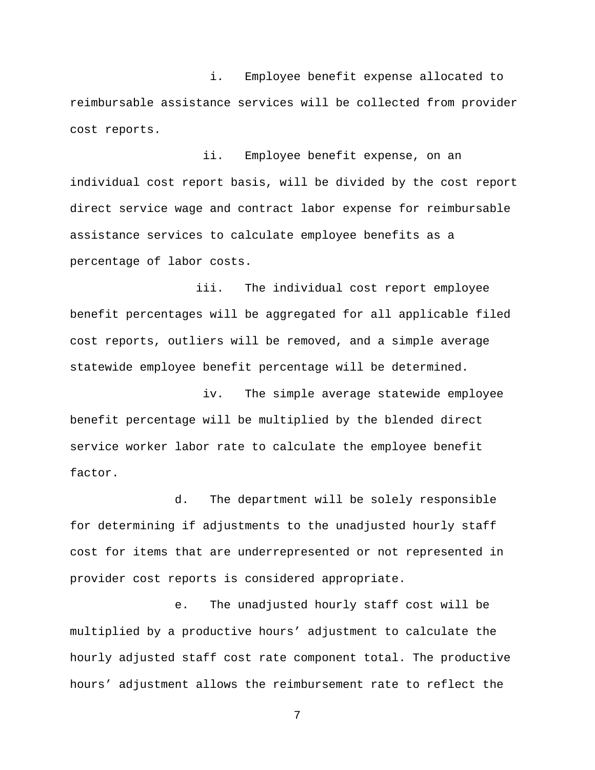i. Employee benefit expense allocated to reimbursable assistance services will be collected from provider cost reports.

ii. Employee benefit expense, on an individual cost report basis, will be divided by the cost report direct service wage and contract labor expense for reimbursable assistance services to calculate employee benefits as a percentage of labor costs.

iii. The individual cost report employee benefit percentages will be aggregated for all applicable filed cost reports, outliers will be removed, and a simple average statewide employee benefit percentage will be determined.

iv. The simple average statewide employee benefit percentage will be multiplied by the blended direct service worker labor rate to calculate the employee benefit factor.

d. The department will be solely responsible for determining if adjustments to the unadjusted hourly staff cost for items that are underrepresented or not represented in provider cost reports is considered appropriate.

e. The unadjusted hourly staff cost will be multiplied by a productive hours' adjustment to calculate the hourly adjusted staff cost rate component total. The productive hours' adjustment allows the reimbursement rate to reflect the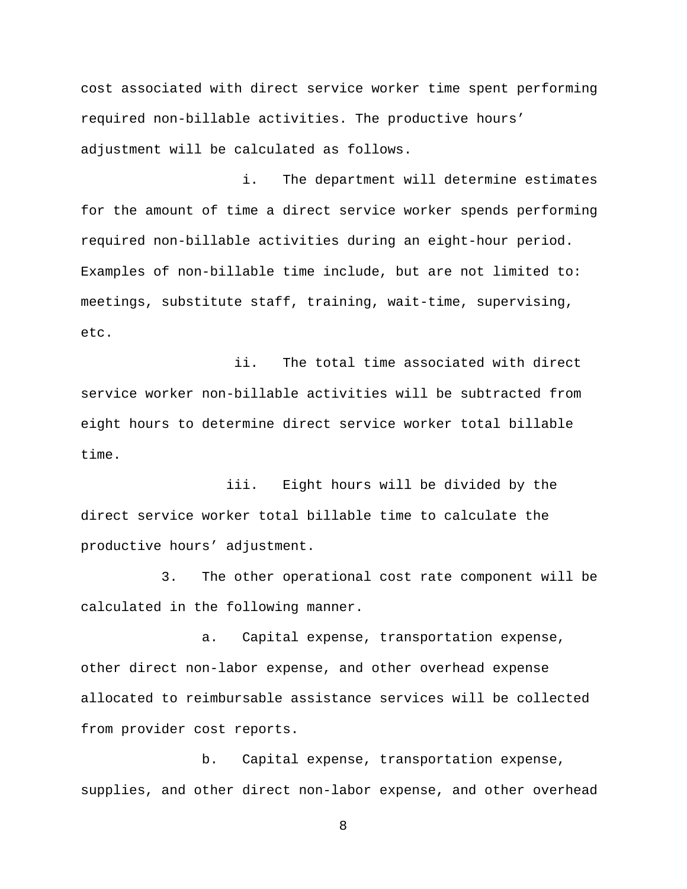cost associated with direct service worker time spent performing required non-billable activities. The productive hours' adjustment will be calculated as follows.

i. The department will determine estimates for the amount of time a direct service worker spends performing required non-billable activities during an eight-hour period. Examples of non-billable time include, but are not limited to: meetings, substitute staff, training, wait-time, supervising, etc.

ii. The total time associated with direct service worker non-billable activities will be subtracted from eight hours to determine direct service worker total billable time.

iii. Eight hours will be divided by the direct service worker total billable time to calculate the productive hours' adjustment.

3. The other operational cost rate component will be calculated in the following manner.

a. Capital expense, transportation expense, other direct non-labor expense, and other overhead expense allocated to reimbursable assistance services will be collected from provider cost reports.

b. Capital expense, transportation expense, supplies, and other direct non-labor expense, and other overhead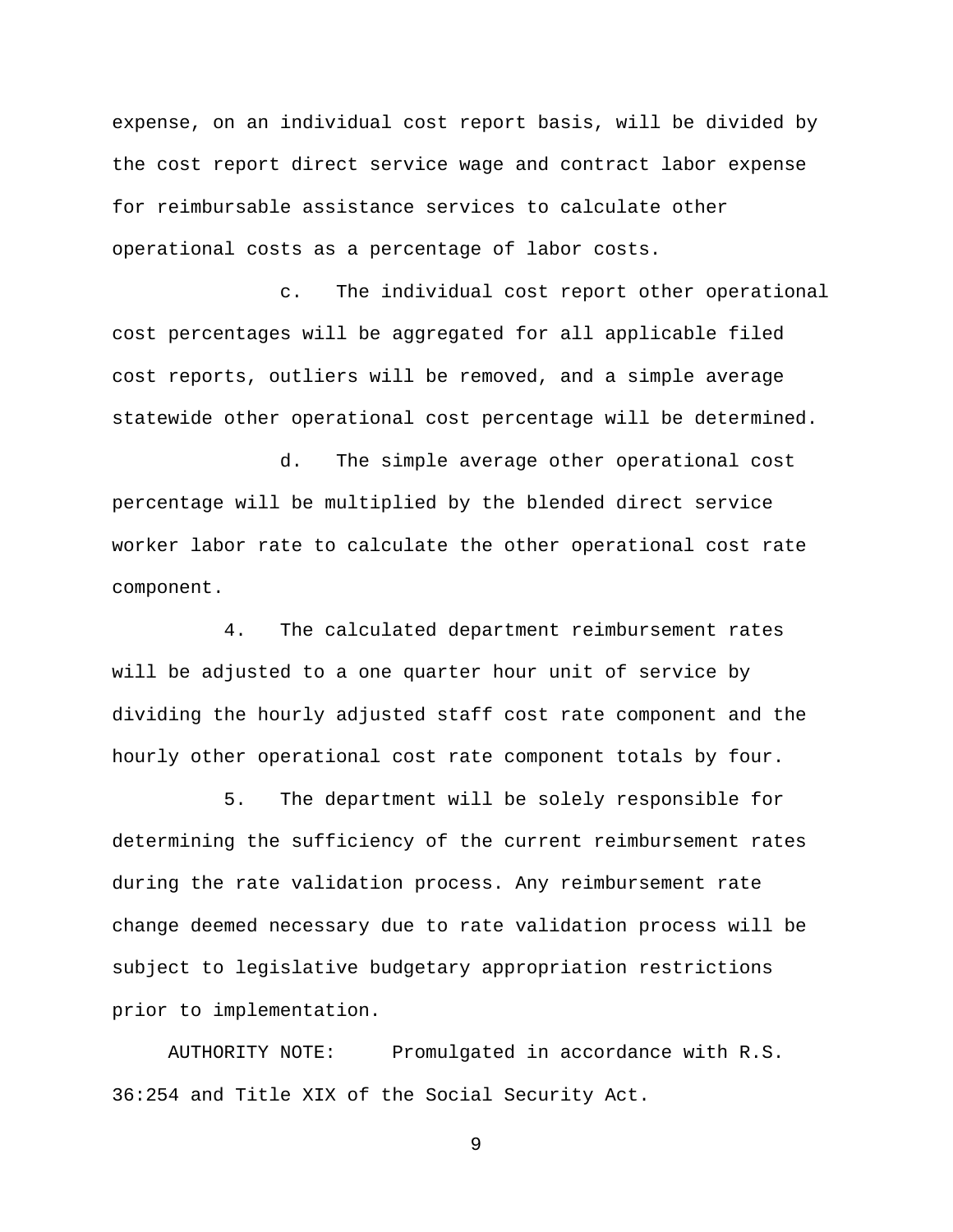expense, on an individual cost report basis, will be divided by the cost report direct service wage and contract labor expense for reimbursable assistance services to calculate other operational costs as a percentage of labor costs.

c. The individual cost report other operational cost percentages will be aggregated for all applicable filed cost reports, outliers will be removed, and a simple average statewide other operational cost percentage will be determined.

d. The simple average other operational cost percentage will be multiplied by the blended direct service worker labor rate to calculate the other operational cost rate component.

4. The calculated department reimbursement rates will be adjusted to a one quarter hour unit of service by dividing the hourly adjusted staff cost rate component and the hourly other operational cost rate component totals by four.

5. The department will be solely responsible for determining the sufficiency of the current reimbursement rates during the rate validation process. Any reimbursement rate change deemed necessary due to rate validation process will be subject to legislative budgetary appropriation restrictions prior to implementation.

AUTHORITY NOTE: Promulgated in accordance with R.S. 36:254 and Title XIX of the Social Security Act.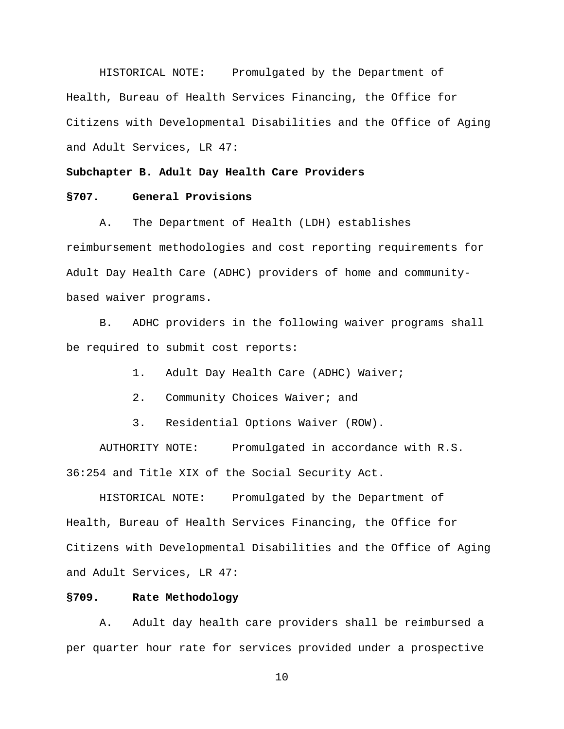HISTORICAL NOTE: Promulgated by the Department of Health, Bureau of Health Services Financing, the Office for Citizens with Developmental Disabilities and the Office of Aging and Adult Services, LR 47:

## Subchapter B. Adult Day Health Care Providers

### §707. General Provisions

A. The Department of Health (LDH) establishes reimbursement methodologies and cost reporting requirements for Adult Day Health Care (ADHC) providers of home and community-based waiver programs.

B. ADHC providers in the following waiver programs shall be required to submit cost reports:

1. Adult Day Health Care (ADHC) Waiver;
2. Community Choices Waiver; and
3. Residential Options Waiver (ROW).

AUTHORITY NOTE: Promulgated in accordance with R.S. 36:254 and Title XIX of the Social Security Act.

HISTORICAL NOTE: Promulgated by the Department of Health, Bureau of Health Services Financing, the Office for Citizens with Developmental Disabilities and the Office of Aging and Adult Services, LR 47:

### §709. Rate Methodology

A. Adult day health care providers shall be reimbursed a per quarter hour rate for services provided under a prospective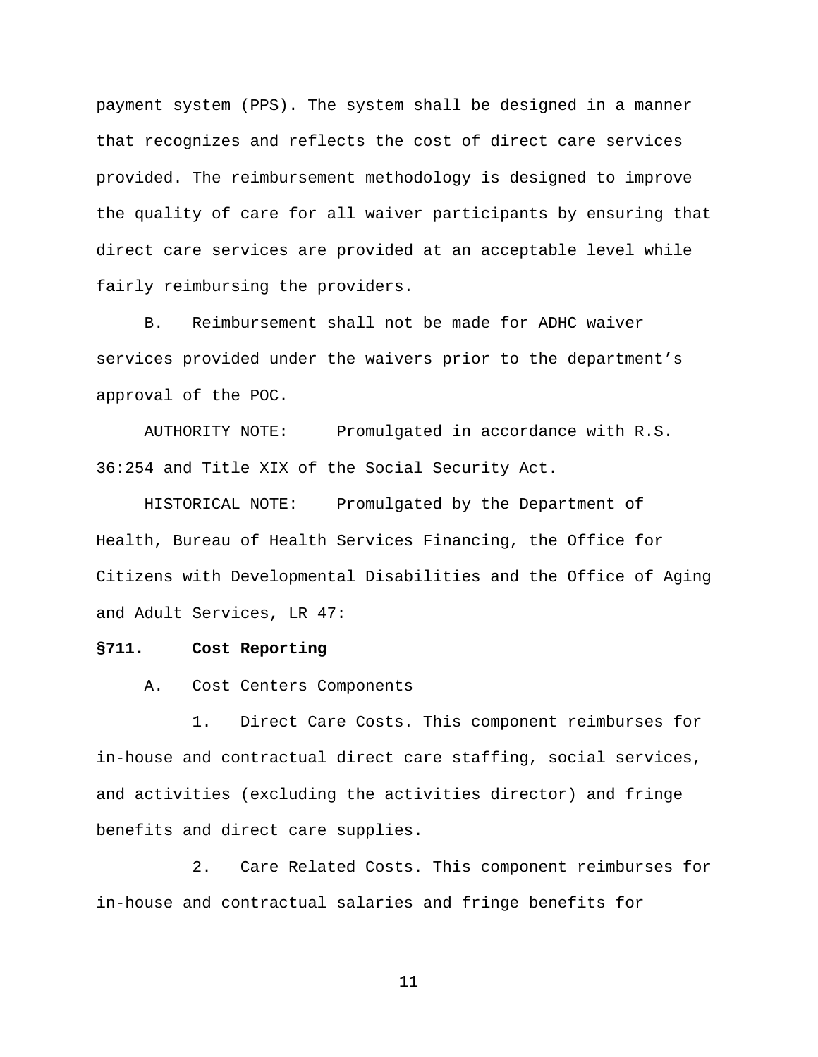payment system (PPS). The system shall be designed in a manner that recognizes and reflects the cost of direct care services provided. The reimbursement methodology is designed to improve the quality of care for all waiver participants by ensuring that direct care services are provided at an acceptable level while fairly reimbursing the providers.

B. Reimbursement shall not be made for ADHC waiver services provided under the waivers prior to the department's approval of the POC.

AUTHORITY NOTE: Promulgated in accordance with R.S. 36:254 and Title XIX of the Social Security Act.

HISTORICAL NOTE: Promulgated by the Department of Health, Bureau of Health Services Financing, the Office for Citizens with Developmental Disabilities and the Office of Aging and Adult Services, LR 47:

**§711. Cost Reporting**

A. Cost Centers Components

1. Direct Care Costs. This component reimburses for in-house and contractual direct care staffing, social services, and activities (excluding the activities director) and fringe benefits and direct care supplies.

2. Care Related Costs. This component reimburses for in-house and contractual salaries and fringe benefits for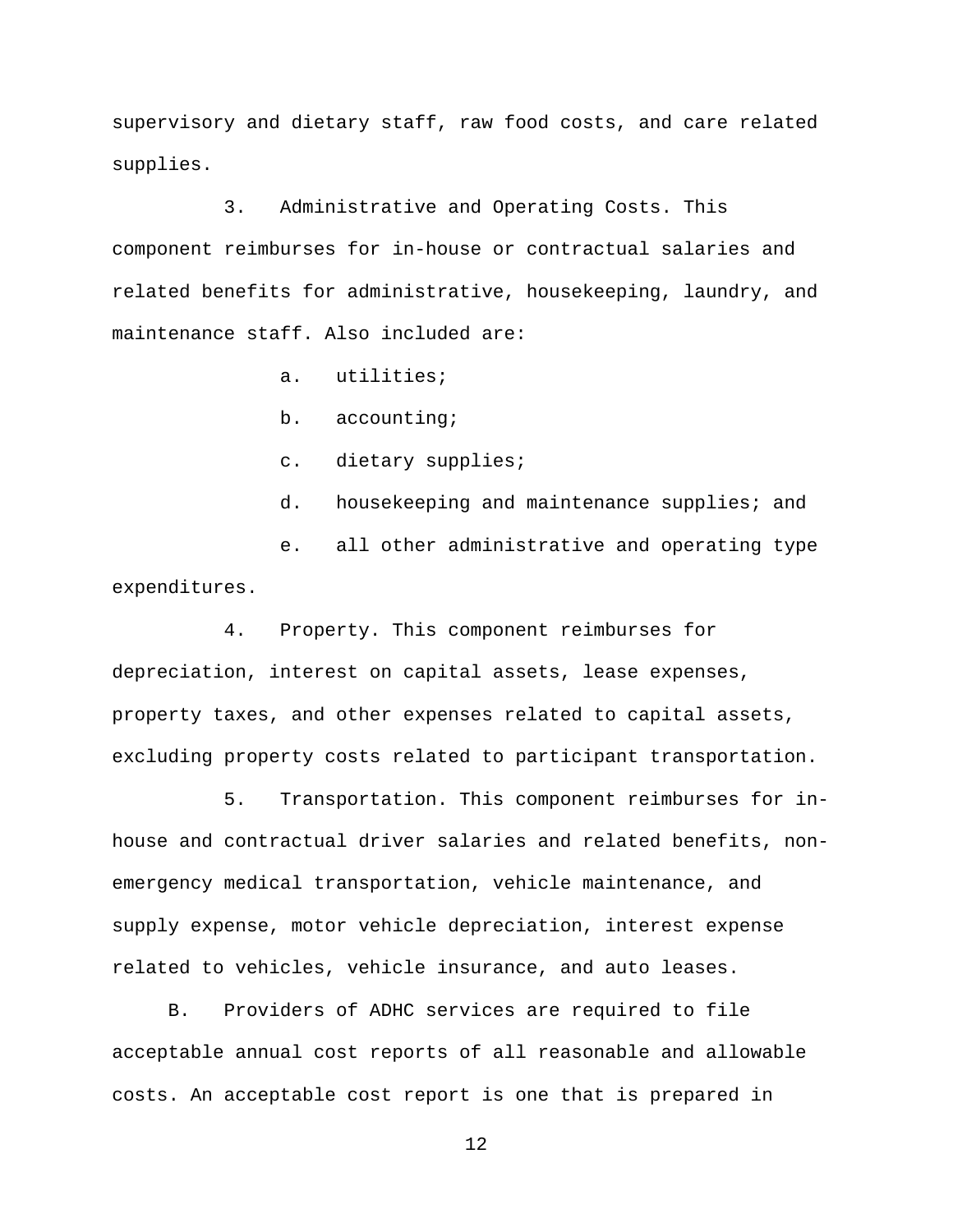supervisory and dietary staff, raw food costs, and care related supplies.

3. Administrative and Operating Costs. This component reimburses for in-house or contractual salaries and related benefits for administrative, housekeeping, laundry, and maintenance staff. Also included are:

a. utilities;

b. accounting;

c. dietary supplies;

d. housekeeping and maintenance supplies; and

e. all other administrative and operating type expenditures.

4. Property. This component reimburses for depreciation, interest on capital assets, lease expenses, property taxes, and other expenses related to capital assets, excluding property costs related to participant transportation.

5. Transportation. This component reimburses for in-house and contractual driver salaries and related benefits, non-emergency medical transportation, vehicle maintenance, and supply expense, motor vehicle depreciation, interest expense related to vehicles, vehicle insurance, and auto leases.

B. Providers of ADHC services are required to file acceptable annual cost reports of all reasonable and allowable costs. An acceptable cost report is one that is prepared in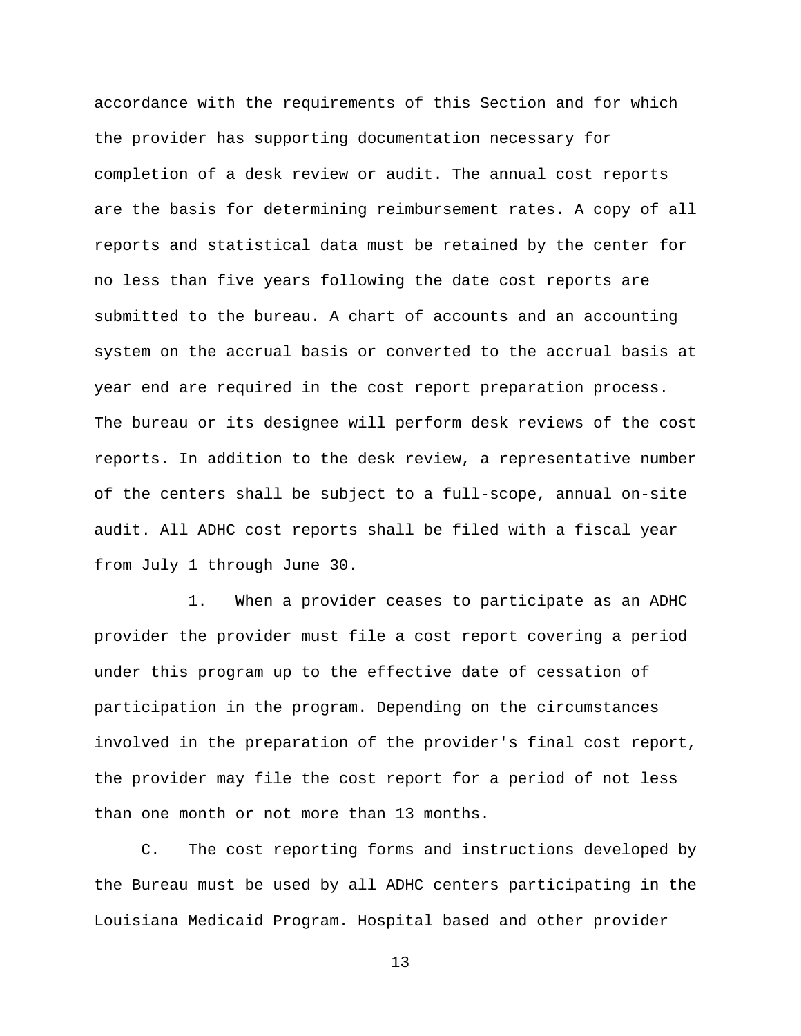accordance with the requirements of this Section and for which the provider has supporting documentation necessary for completion of a desk review or audit. The annual cost reports are the basis for determining reimbursement rates. A copy of all reports and statistical data must be retained by the center for no less than five years following the date cost reports are submitted to the bureau. A chart of accounts and an accounting system on the accrual basis or converted to the accrual basis at year end are required in the cost report preparation process. The bureau or its designee will perform desk reviews of the cost reports. In addition to the desk review, a representative number of the centers shall be subject to a full-scope, annual on-site audit. All ADHC cost reports shall be filed with a fiscal year from July 1 through June 30.

1. When a provider ceases to participate as an ADHC provider the provider must file a cost report covering a period under this program up to the effective date of cessation of participation in the program. Depending on the circumstances involved in the preparation of the provider's final cost report, the provider may file the cost report for a period of not less than one month or not more than 13 months.

C. The cost reporting forms and instructions developed by the Bureau must be used by all ADHC centers participating in the Louisiana Medicaid Program. Hospital based and other provider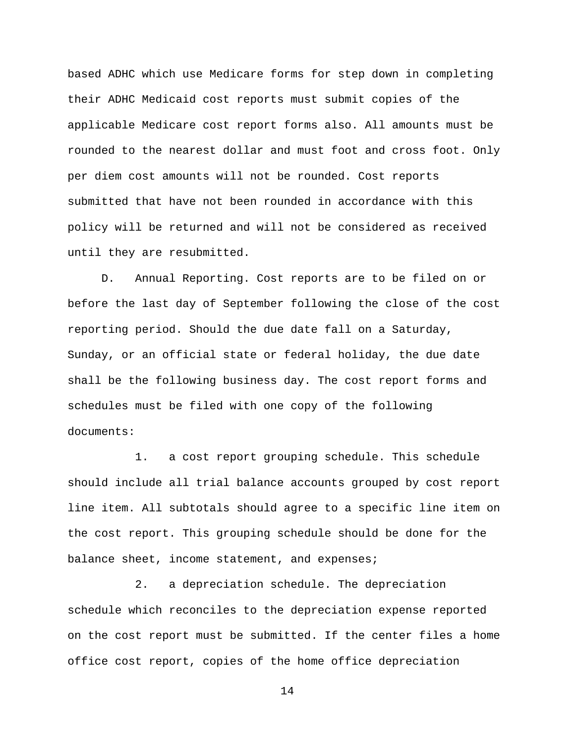based ADHC which use Medicare forms for step down in completing their ADHC Medicaid cost reports must submit copies of the applicable Medicare cost report forms also. All amounts must be rounded to the nearest dollar and must foot and cross foot. Only per diem cost amounts will not be rounded. Cost reports submitted that have not been rounded in accordance with this policy will be returned and will not be considered as received until they are resubmitted.

D. Annual Reporting. Cost reports are to be filed on or before the last day of September following the close of the cost reporting period. Should the due date fall on a Saturday, Sunday, or an official state or federal holiday, the due date shall be the following business day. The cost report forms and schedules must be filed with one copy of the following documents:

1. a cost report grouping schedule. This schedule should include all trial balance accounts grouped by cost report line item. All subtotals should agree to a specific line item on the cost report. This grouping schedule should be done for the balance sheet, income statement, and expenses;

2. a depreciation schedule. The depreciation schedule which reconciles to the depreciation expense reported on the cost report must be submitted. If the center files a home office cost report, copies of the home office depreciation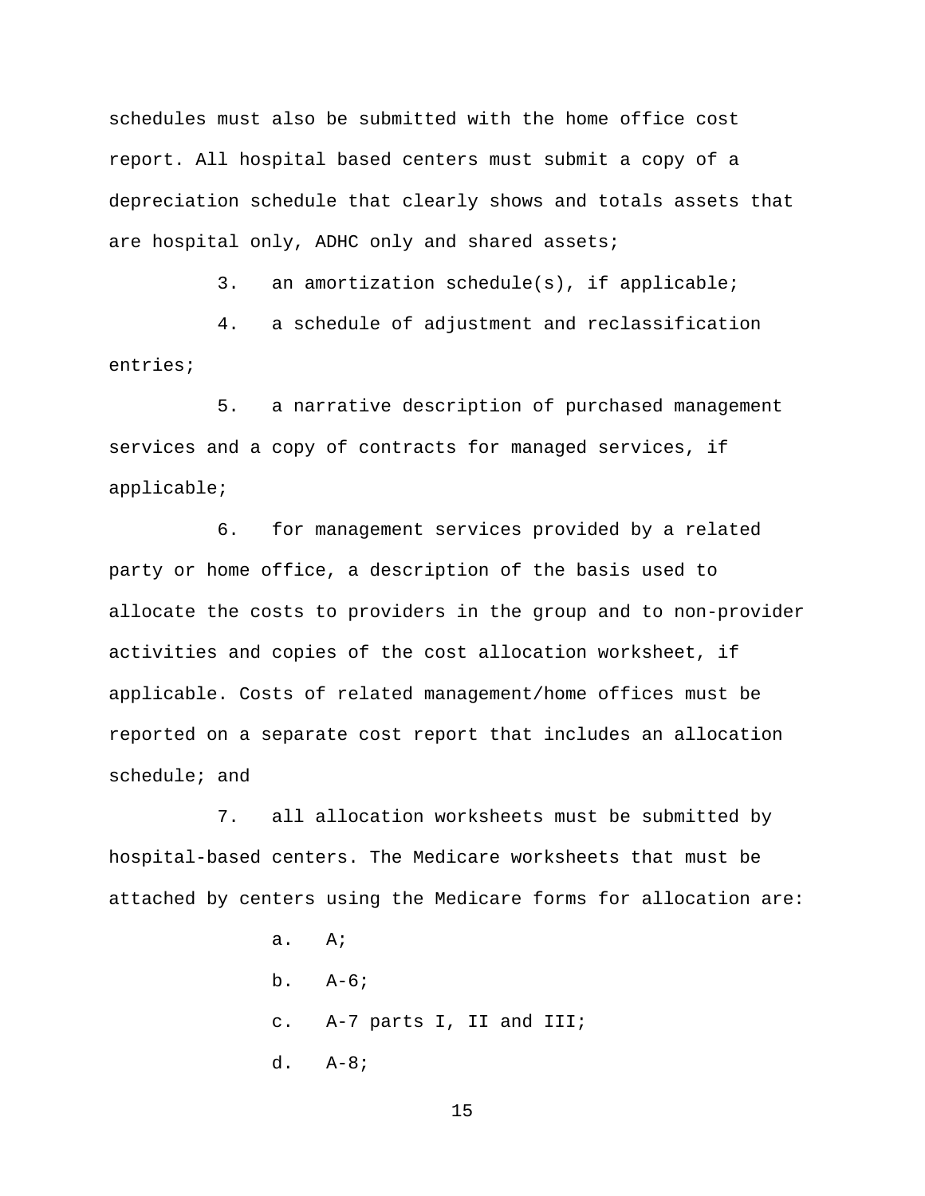schedules must also be submitted with the home office cost report. All hospital based centers must submit a copy of a depreciation schedule that clearly shows and totals assets that are hospital only, ADHC only and shared assets;

3. an amortization schedule(s), if applicable;

4. a schedule of adjustment and reclassification entries;

5. a narrative description of purchased management services and a copy of contracts for managed services, if applicable;

6. for management services provided by a related party or home office, a description of the basis used to allocate the costs to providers in the group and to non-provider activities and copies of the cost allocation worksheet, if applicable. Costs of related management/home offices must be reported on a separate cost report that includes an allocation schedule; and

7. all allocation worksheets must be submitted by hospital-based centers. The Medicare worksheets that must be attached by centers using the Medicare forms for allocation are:

   a. A;

   b. A-6;

   c. A-7 parts I, II and III;

   d. A-8;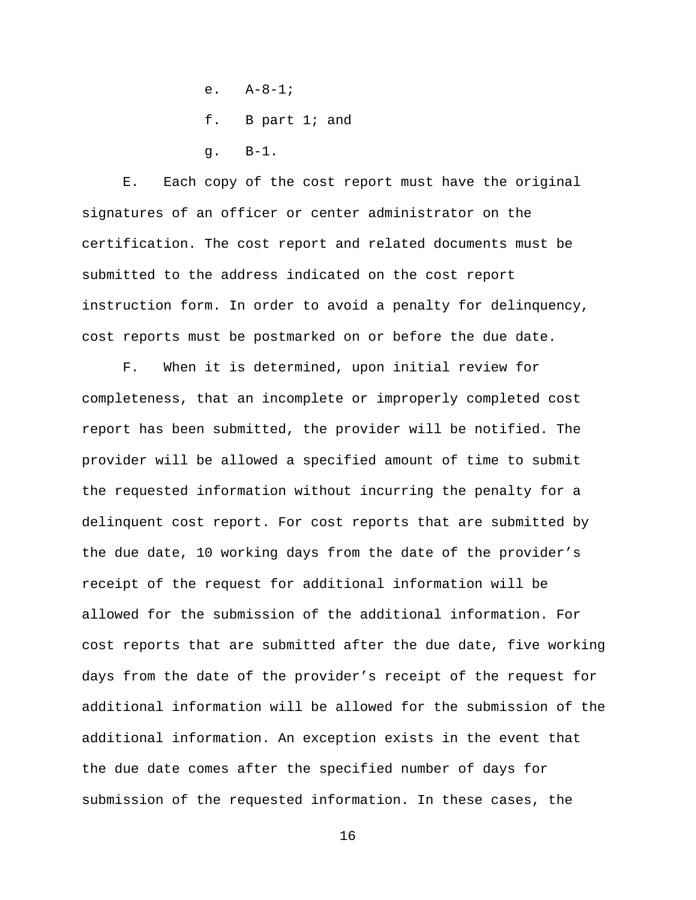e. A-8-1;

f. B part 1; and

g. B-1.

E. Each copy of the cost report must have the original signatures of an officer or center administrator on the certification. The cost report and related documents must be submitted to the address indicated on the cost report instruction form. In order to avoid a penalty for delinquency, cost reports must be postmarked on or before the due date.

F. When it is determined, upon initial review for completeness, that an incomplete or improperly completed cost report has been submitted, the provider will be notified. The provider will be allowed a specified amount of time to submit the requested information without incurring the penalty for a delinquent cost report. For cost reports that are submitted by the due date, 10 working days from the date of the provider's receipt of the request for additional information will be allowed for the submission of the additional information. For cost reports that are submitted after the due date, five working days from the date of the provider's receipt of the request for additional information will be allowed for the submission of the additional information. An exception exists in the event that the due date comes after the specified number of days for submission of the requested information. In these cases, the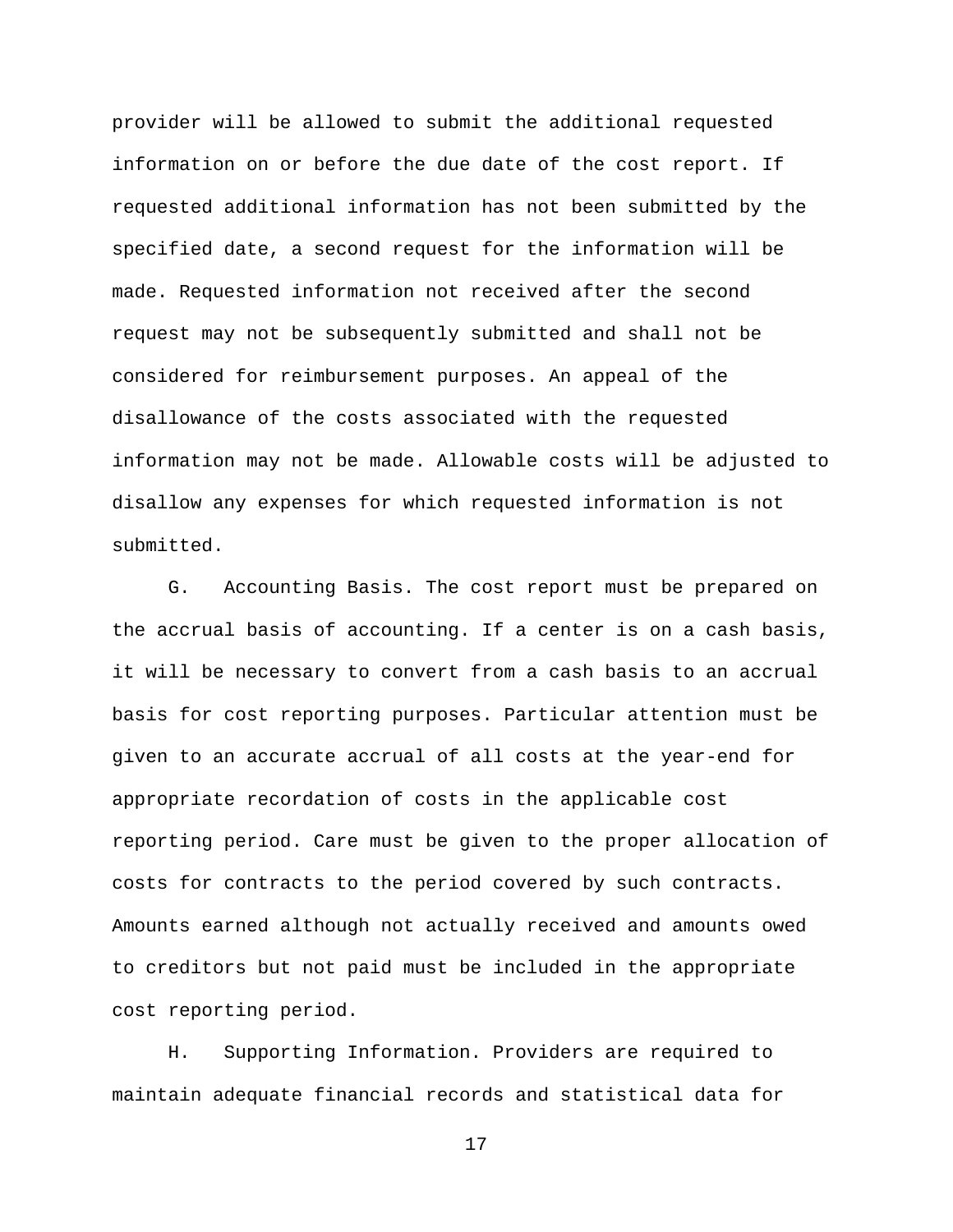provider will be allowed to submit the additional requested information on or before the due date of the cost report. If requested additional information has not been submitted by the specified date, a second request for the information will be made. Requested information not received after the second request may not be subsequently submitted and shall not be considered for reimbursement purposes. An appeal of the disallowance of the costs associated with the requested information may not be made. Allowable costs will be adjusted to disallow any expenses for which requested information is not submitted.

G. Accounting Basis. The cost report must be prepared on the accrual basis of accounting. If a center is on a cash basis, it will be necessary to convert from a cash basis to an accrual basis for cost reporting purposes. Particular attention must be given to an accurate accrual of all costs at the year-end for appropriate recordation of costs in the applicable cost reporting period. Care must be given to the proper allocation of costs for contracts to the period covered by such contracts. Amounts earned although not actually received and amounts owed to creditors but not paid must be included in the appropriate cost reporting period.

H. Supporting Information. Providers are required to maintain adequate financial records and statistical data for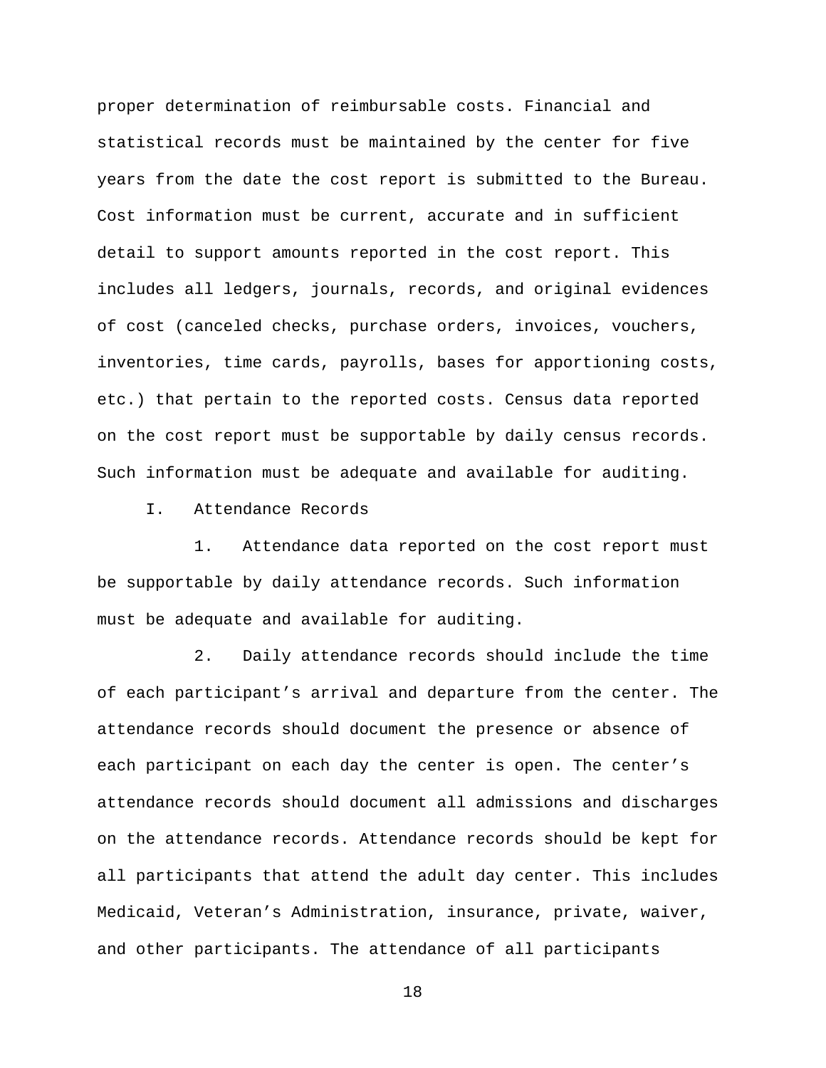proper determination of reimbursable costs. Financial and statistical records must be maintained by the center for five years from the date the cost report is submitted to the Bureau. Cost information must be current, accurate and in sufficient detail to support amounts reported in the cost report. This includes all ledgers, journals, records, and original evidences of cost (canceled checks, purchase orders, invoices, vouchers, inventories, time cards, payrolls, bases for apportioning costs, etc.) that pertain to the reported costs. Census data reported on the cost report must be supportable by daily census records. Such information must be adequate and available for auditing.

I. Attendance Records

1. Attendance data reported on the cost report must be supportable by daily attendance records. Such information must be adequate and available for auditing.

2. Daily attendance records should include the time of each participant's arrival and departure from the center. The attendance records should document the presence or absence of each participant on each day the center is open. The center's attendance records should document all admissions and discharges on the attendance records. Attendance records should be kept for all participants that attend the adult day center. This includes Medicaid, Veteran's Administration, insurance, private, waiver, and other participants. The attendance of all participants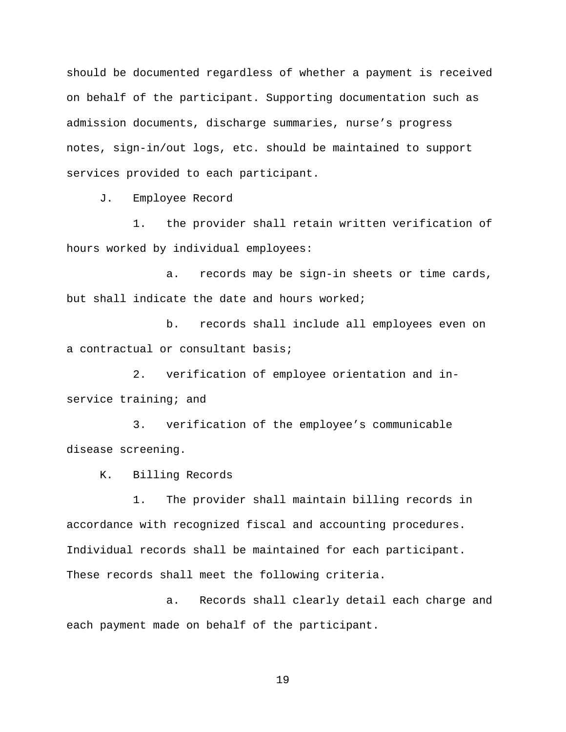should be documented regardless of whether a payment is received on behalf of the participant. Supporting documentation such as admission documents, discharge summaries, nurse's progress notes, sign-in/out logs, etc. should be maintained to support services provided to each participant.

J. Employee Record

1. the provider shall retain written verification of hours worked by individual employees:

a. records may be sign-in sheets or time cards, but shall indicate the date and hours worked;

b. records shall include all employees even on a contractual or consultant basis;

2. verification of employee orientation and in-service training; and

3. verification of the employee's communicable disease screening.

K. Billing Records

1. The provider shall maintain billing records in accordance with recognized fiscal and accounting procedures. Individual records shall be maintained for each participant. These records shall meet the following criteria.

a. Records shall clearly detail each charge and each payment made on behalf of the participant.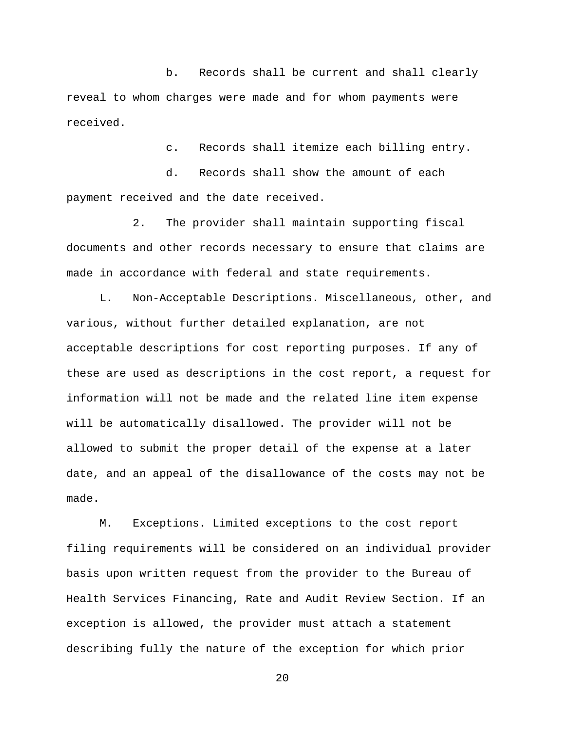b. Records shall be current and shall clearly reveal to whom charges were made and for whom payments were received.

c. Records shall itemize each billing entry.

d. Records shall show the amount of each payment received and the date received.

2. The provider shall maintain supporting fiscal documents and other records necessary to ensure that claims are made in accordance with federal and state requirements.

L. Non-Acceptable Descriptions. Miscellaneous, other, and various, without further detailed explanation, are not acceptable descriptions for cost reporting purposes. If any of these are used as descriptions in the cost report, a request for information will not be made and the related line item expense will be automatically disallowed. The provider will not be allowed to submit the proper detail of the expense at a later date, and an appeal of the disallowance of the costs may not be made.

M. Exceptions. Limited exceptions to the cost report filing requirements will be considered on an individual provider basis upon written request from the provider to the Bureau of Health Services Financing, Rate and Audit Review Section. If an exception is allowed, the provider must attach a statement describing fully the nature of the exception for which prior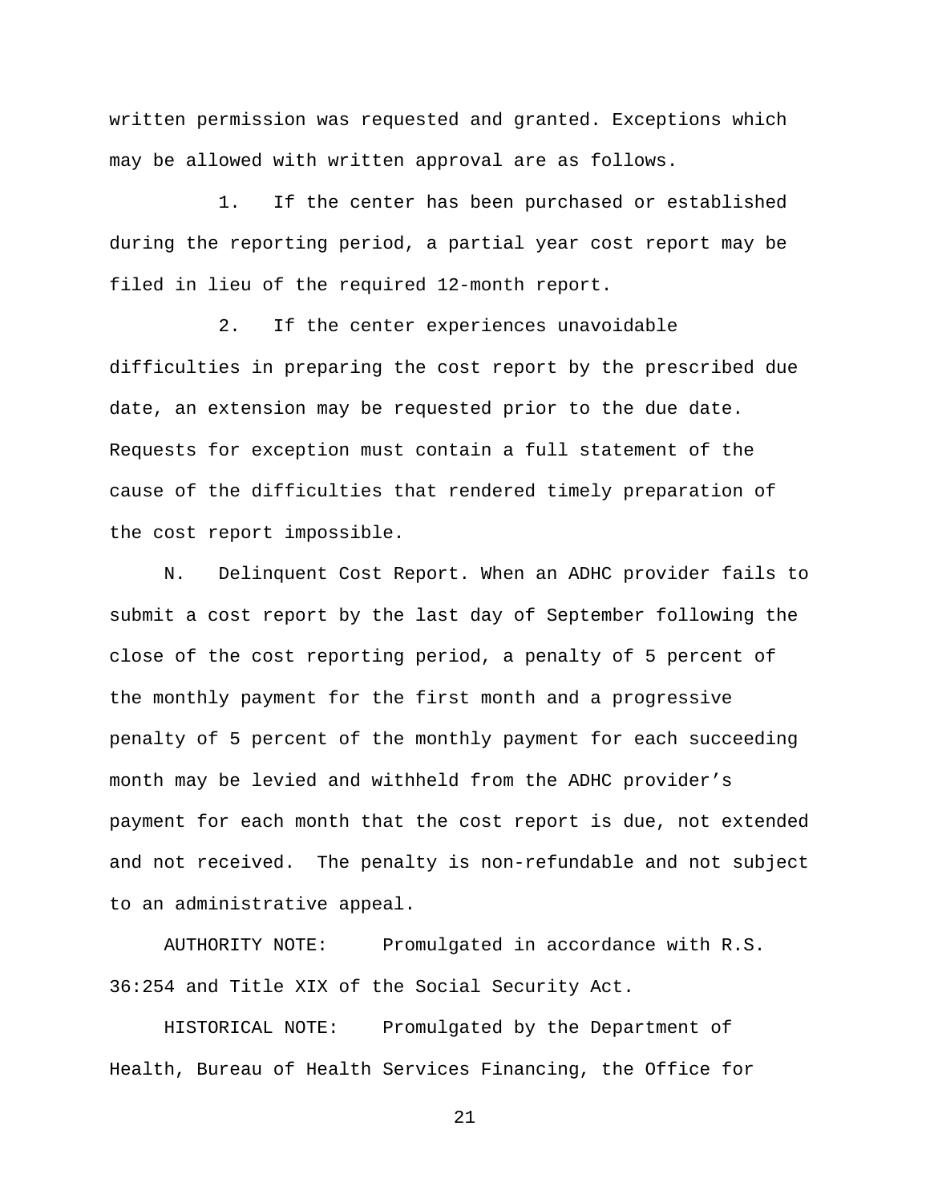written permission was requested and granted. Exceptions which may be allowed with written approval are as follows.

1. If the center has been purchased or established during the reporting period, a partial year cost report may be filed in lieu of the required 12-month report.

2. If the center experiences unavoidable difficulties in preparing the cost report by the prescribed due date, an extension may be requested prior to the due date. Requests for exception must contain a full statement of the cause of the difficulties that rendered timely preparation of the cost report impossible.

N. Delinquent Cost Report. When an ADHC provider fails to submit a cost report by the last day of September following the close of the cost reporting period, a penalty of 5 percent of the monthly payment for the first month and a progressive penalty of 5 percent of the monthly payment for each succeeding month may be levied and withheld from the ADHC provider's payment for each month that the cost report is due, not extended and not received. The penalty is non-refundable and not subject to an administrative appeal.

AUTHORITY NOTE: Promulgated in accordance with R.S. 36:254 and Title XIX of the Social Security Act.

HISTORICAL NOTE: Promulgated by the Department of Health, Bureau of Health Services Financing, the Office for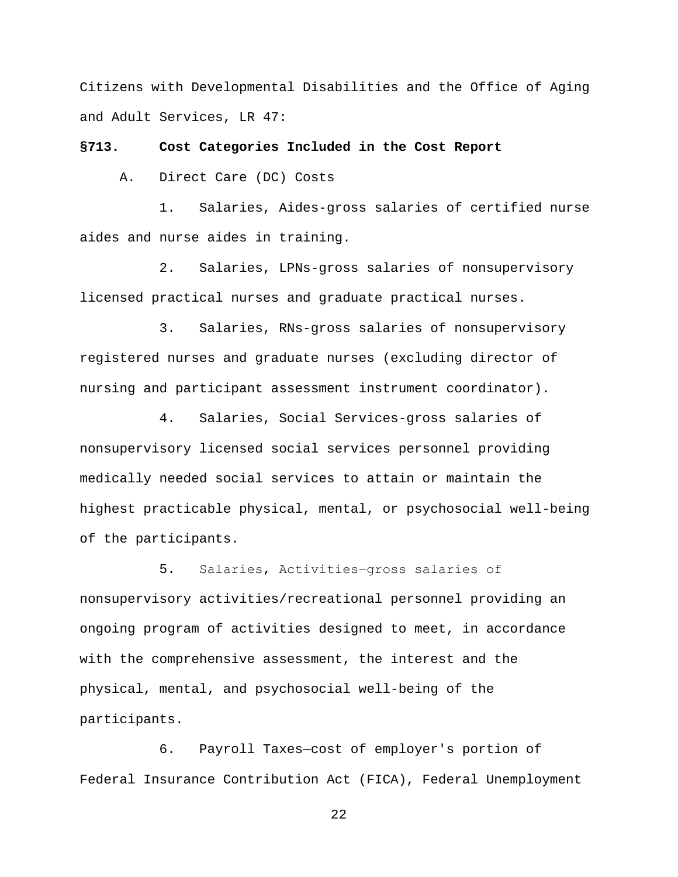Citizens with Developmental Disabilities and the Office of Aging and Adult Services, LR 47:

**§713. Cost Categories Included in the Cost Report**

A. Direct Care (DC) Costs

1. Salaries, Aides-gross salaries of certified nurse aides and nurse aides in training.

2. Salaries, LPNs-gross salaries of nonsupervisory licensed practical nurses and graduate practical nurses.

3. Salaries, RNs-gross salaries of nonsupervisory registered nurses and graduate nurses (excluding director of nursing and participant assessment instrument coordinator).

4. Salaries, Social Services-gross salaries of nonsupervisory licensed social services personnel providing medically needed social services to attain or maintain the highest practicable physical, mental, or psychosocial well-being of the participants.

5. Salaries, Activities—gross salaries of nonsupervisory activities/recreational personnel providing an ongoing program of activities designed to meet, in accordance with the comprehensive assessment, the interest and the physical, mental, and psychosocial well-being of the participants.

6. Payroll Taxes—cost of employer's portion of Federal Insurance Contribution Act (FICA), Federal Unemployment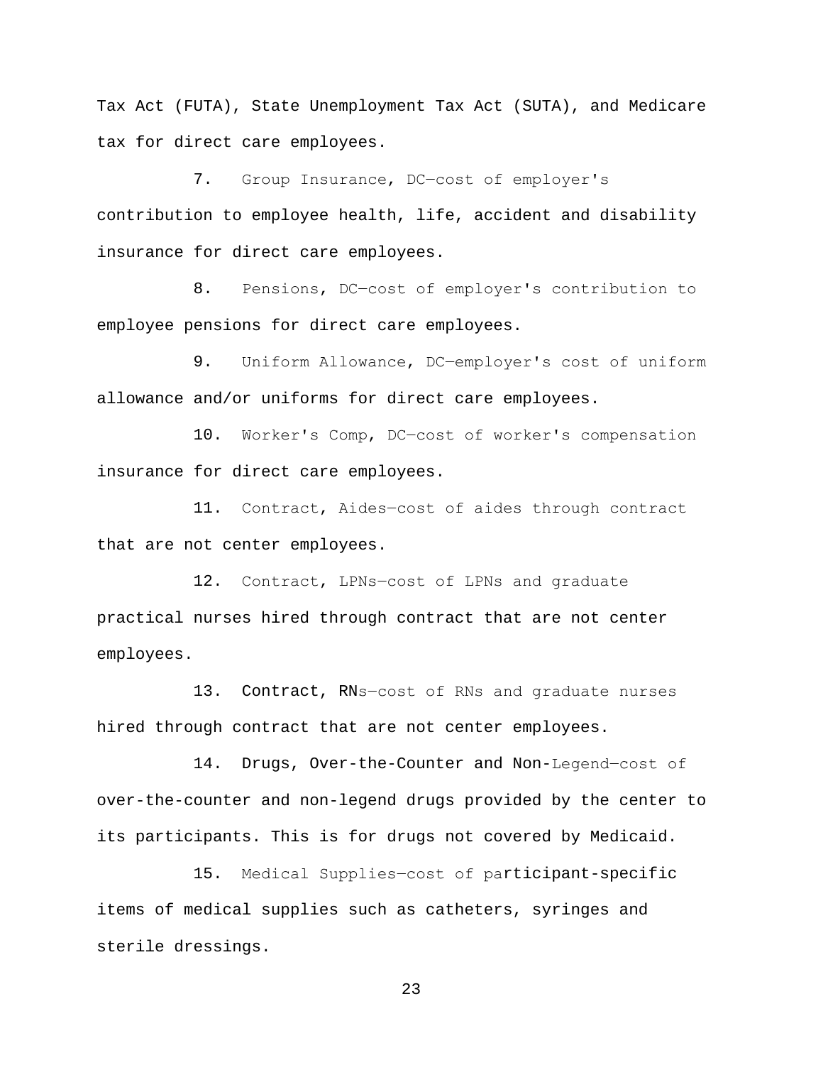Tax Act (FUTA), State Unemployment Tax Act (SUTA), and Medicare tax for direct care employees.

7. Group Insurance, DC—cost of employer's contribution to employee health, life, accident and disability insurance for direct care employees.

8. Pensions, DC—cost of employer's contribution to employee pensions for direct care employees.

9. Uniform Allowance, DC—employer's cost of uniform allowance and/or uniforms for direct care employees.

10. Worker's Comp, DC—cost of worker's compensation insurance for direct care employees.

11. Contract, Aides—cost of aides through contract that are not center employees.

12. Contract, LPNs—cost of LPNs and graduate practical nurses hired through contract that are not center employees.

13. Contract, RNs—cost of RNs and graduate nurses hired through contract that are not center employees.

14. Drugs, Over-the-Counter and Non-Legend—cost of over-the-counter and non-legend drugs provided by the center to its participants. This is for drugs not covered by Medicaid.

15. Medical Supplies—cost of participant-specific items of medical supplies such as catheters, syringes and sterile dressings.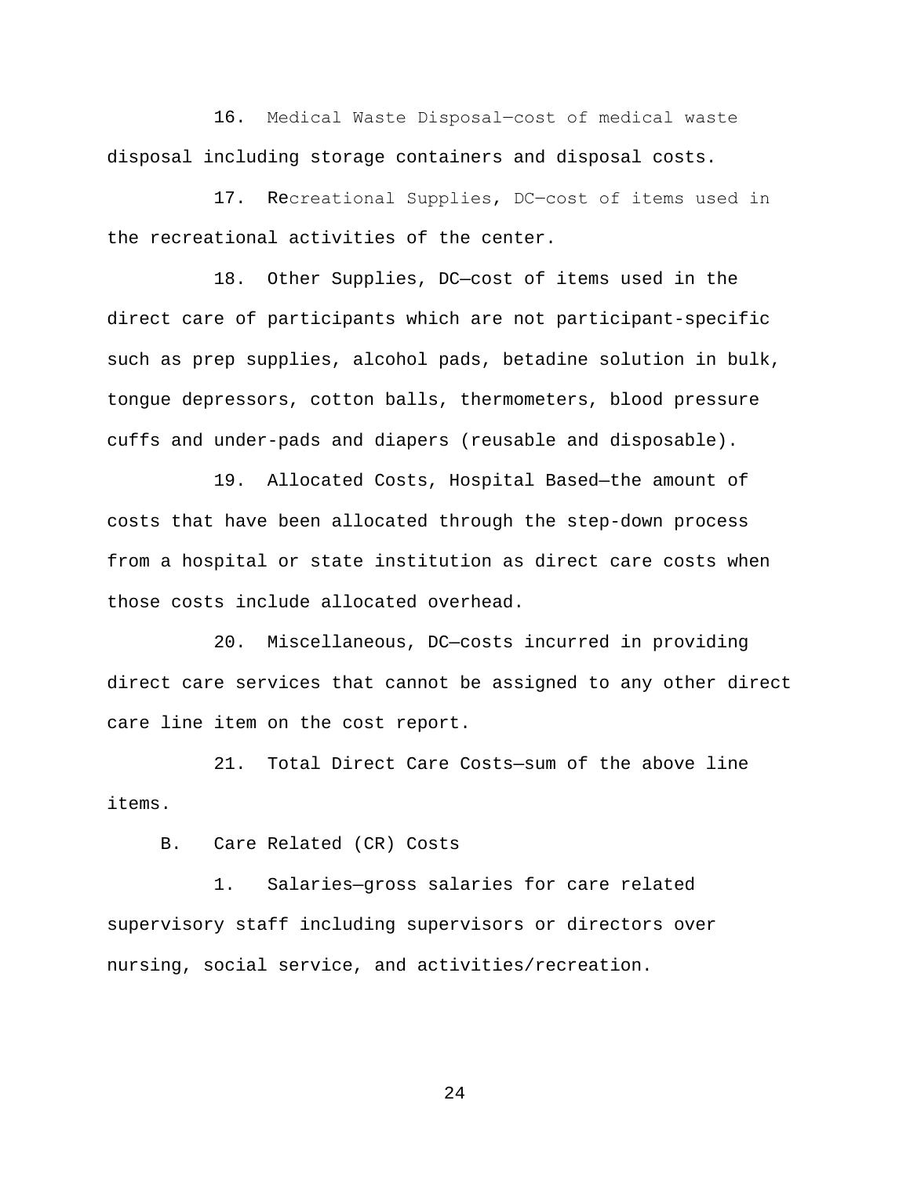16. Medical Waste Disposal—cost of medical waste disposal including storage containers and disposal costs.

17. Recreational Supplies, DC—cost of items used in the recreational activities of the center.

18. Other Supplies, DC—cost of items used in the direct care of participants which are not participant-specific such as prep supplies, alcohol pads, betadine solution in bulk, tongue depressors, cotton balls, thermometers, blood pressure cuffs and under-pads and diapers (reusable and disposable).

19. Allocated Costs, Hospital Based—the amount of costs that have been allocated through the step-down process from a hospital or state institution as direct care costs when those costs include allocated overhead.

20. Miscellaneous, DC—costs incurred in providing direct care services that cannot be assigned to any other direct care line item on the cost report.

21. Total Direct Care Costs—sum of the above line items.

B. Care Related (CR) Costs

1. Salaries—gross salaries for care related supervisory staff including supervisors or directors over nursing, social service, and activities/recreation.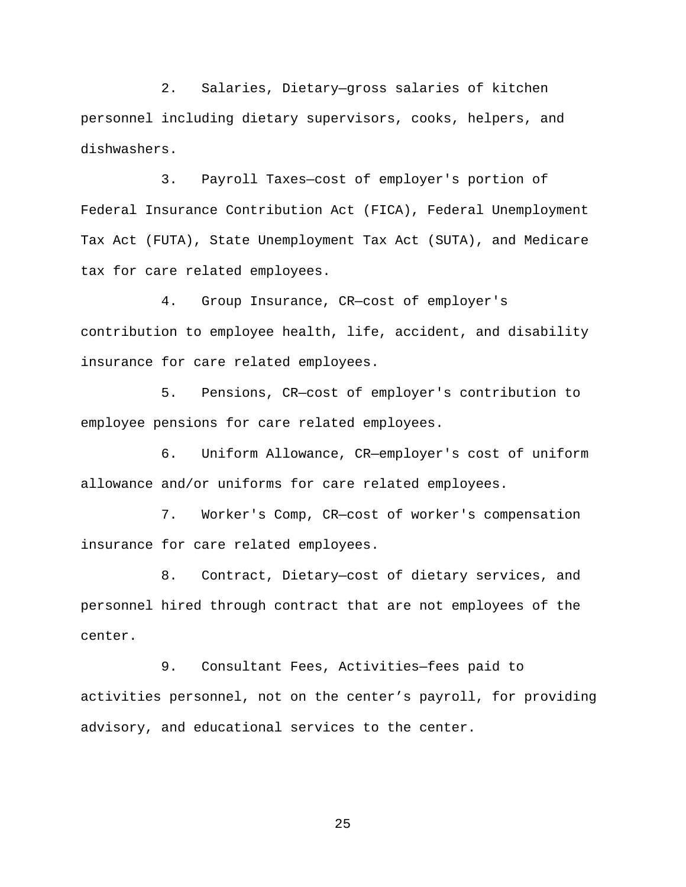2. Salaries, Dietary—gross salaries of kitchen personnel including dietary supervisors, cooks, helpers, and dishwashers.

3. Payroll Taxes—cost of employer's portion of Federal Insurance Contribution Act (FICA), Federal Unemployment Tax Act (FUTA), State Unemployment Tax Act (SUTA), and Medicare tax for care related employees.

4. Group Insurance, CR—cost of employer's contribution to employee health, life, accident, and disability insurance for care related employees.

5. Pensions, CR—cost of employer's contribution to employee pensions for care related employees.

6. Uniform Allowance, CR—employer's cost of uniform allowance and/or uniforms for care related employees.

7. Worker's Comp, CR—cost of worker's compensation insurance for care related employees.

8. Contract, Dietary—cost of dietary services, and personnel hired through contract that are not employees of the center.

9. Consultant Fees, Activities—fees paid to activities personnel, not on the center’s payroll, for providing advisory, and educational services to the center.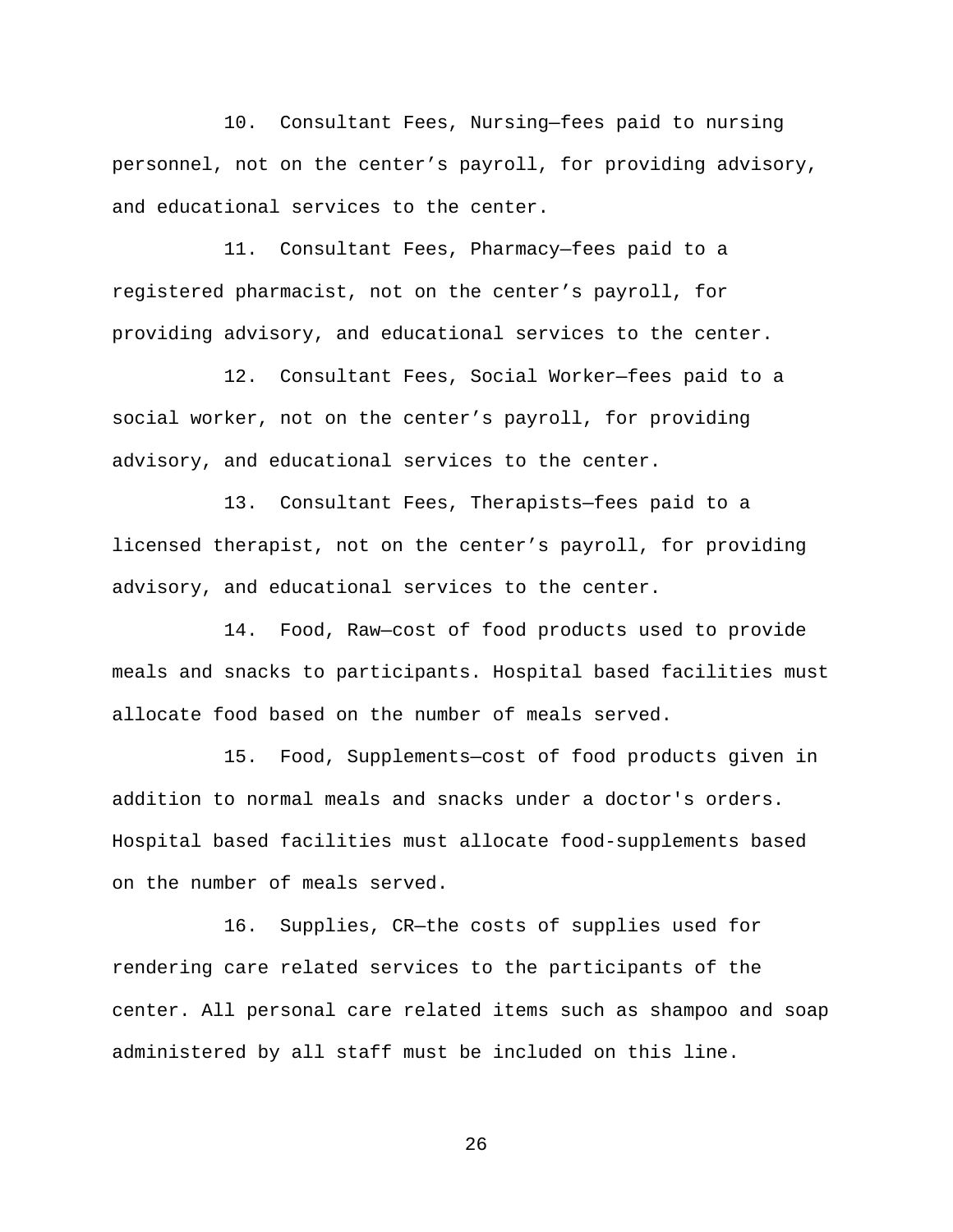10. Consultant Fees, Nursing—fees paid to nursing personnel, not on the center's payroll, for providing advisory, and educational services to the center.

11. Consultant Fees, Pharmacy—fees paid to a registered pharmacist, not on the center's payroll, for providing advisory, and educational services to the center.

12. Consultant Fees, Social Worker—fees paid to a social worker, not on the center's payroll, for providing advisory, and educational services to the center.

13. Consultant Fees, Therapists—fees paid to a licensed therapist, not on the center's payroll, for providing advisory, and educational services to the center.

14. Food, Raw—cost of food products used to provide meals and snacks to participants. Hospital based facilities must allocate food based on the number of meals served.

15. Food, Supplements—cost of food products given in addition to normal meals and snacks under a doctor's orders. Hospital based facilities must allocate food-supplements based on the number of meals served.

16. Supplies, CR—the costs of supplies used for rendering care related services to the participants of the center. All personal care related items such as shampoo and soap administered by all staff must be included on this line.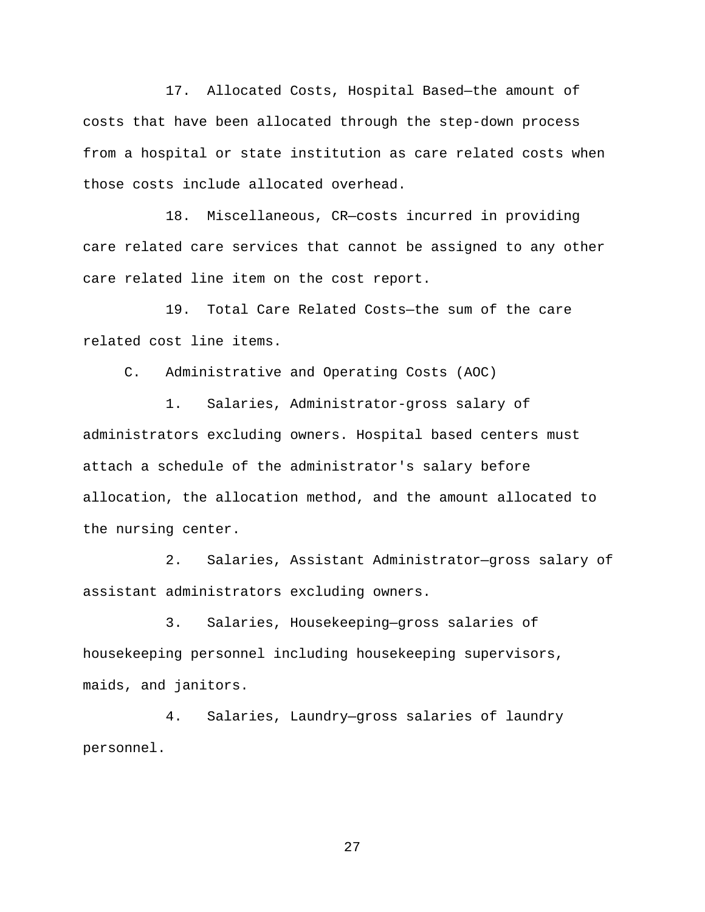17. Allocated Costs, Hospital Based—the amount of costs that have been allocated through the step-down process from a hospital or state institution as care related costs when those costs include allocated overhead.

18. Miscellaneous, CR—costs incurred in providing care related care services that cannot be assigned to any other care related line item on the cost report.

19. Total Care Related Costs—the sum of the care related cost line items.

C. Administrative and Operating Costs (AOC)

1. Salaries, Administrator-gross salary of administrators excluding owners. Hospital based centers must attach a schedule of the administrator's salary before allocation, the allocation method, and the amount allocated to the nursing center.

2. Salaries, Assistant Administrator—gross salary of assistant administrators excluding owners.

3. Salaries, Housekeeping—gross salaries of housekeeping personnel including housekeeping supervisors, maids, and janitors.

4. Salaries, Laundry—gross salaries of laundry personnel.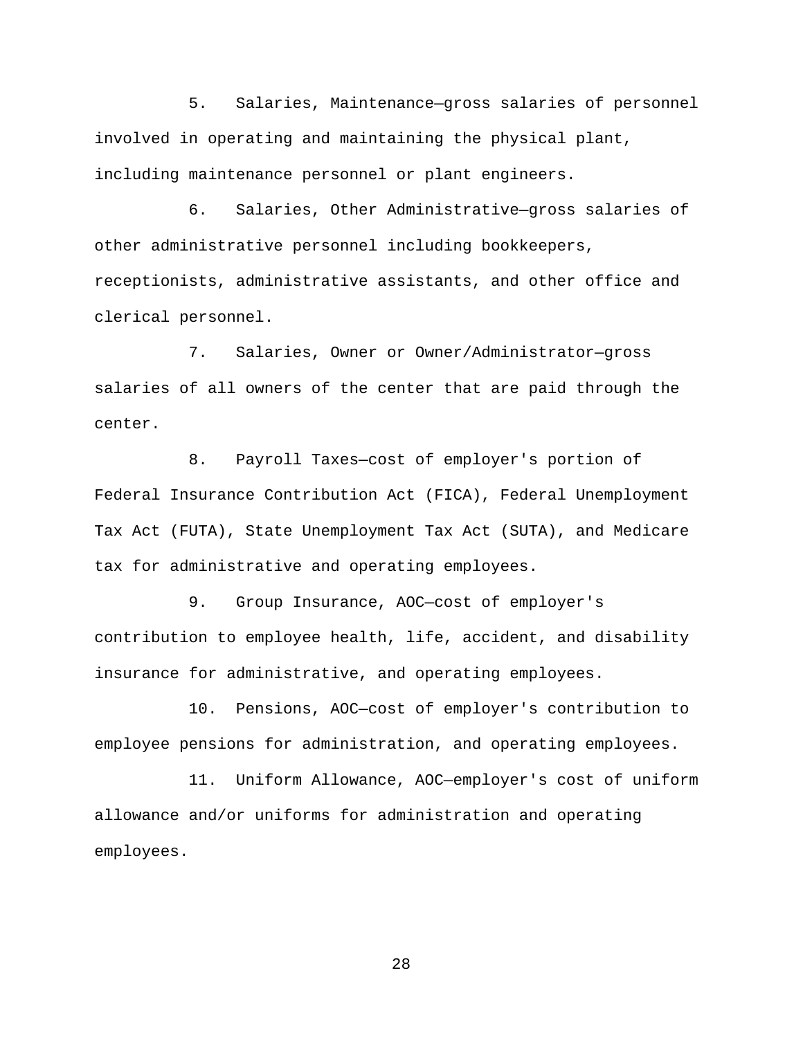5. Salaries, Maintenance—gross salaries of personnel involved in operating and maintaining the physical plant, including maintenance personnel or plant engineers.

6. Salaries, Other Administrative—gross salaries of other administrative personnel including bookkeepers, receptionists, administrative assistants, and other office and clerical personnel.

7. Salaries, Owner or Owner/Administrator—gross salaries of all owners of the center that are paid through the center.

8. Payroll Taxes—cost of employer's portion of Federal Insurance Contribution Act (FICA), Federal Unemployment Tax Act (FUTA), State Unemployment Tax Act (SUTA), and Medicare tax for administrative and operating employees.

9. Group Insurance, AOC—cost of employer's contribution to employee health, life, accident, and disability insurance for administrative, and operating employees.

10. Pensions, AOC—cost of employer's contribution to employee pensions for administration, and operating employees.

11. Uniform Allowance, AOC—employer's cost of uniform allowance and/or uniforms for administration and operating employees.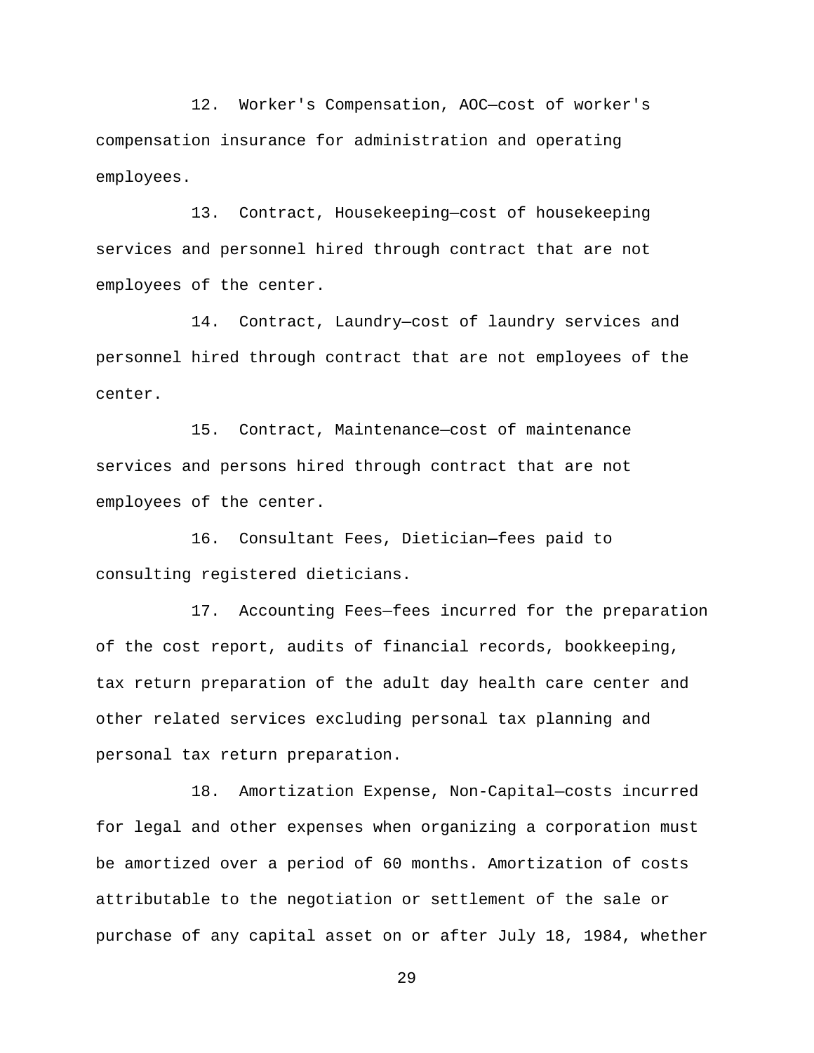12. Worker's Compensation, AOC—cost of worker's compensation insurance for administration and operating employees.

13. Contract, Housekeeping—cost of housekeeping services and personnel hired through contract that are not employees of the center.

14. Contract, Laundry—cost of laundry services and personnel hired through contract that are not employees of the center.

15. Contract, Maintenance—cost of maintenance services and persons hired through contract that are not employees of the center.

16. Consultant Fees, Dietician—fees paid to consulting registered dieticians.

17. Accounting Fees—fees incurred for the preparation of the cost report, audits of financial records, bookkeeping, tax return preparation of the adult day health care center and other related services excluding personal tax planning and personal tax return preparation.

18. Amortization Expense, Non-Capital—costs incurred for legal and other expenses when organizing a corporation must be amortized over a period of 60 months. Amortization of costs attributable to the negotiation or settlement of the sale or purchase of any capital asset on or after July 18, 1984, whether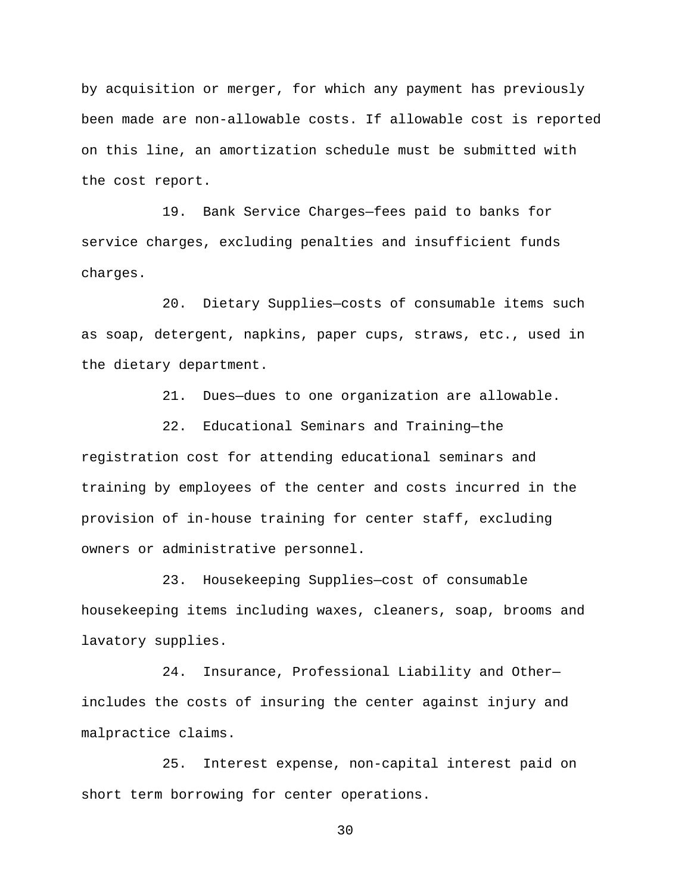by acquisition or merger, for which any payment has previously been made are non-allowable costs. If allowable cost is reported on this line, an amortization schedule must be submitted with the cost report.

19. Bank Service Charges—fees paid to banks for service charges, excluding penalties and insufficient funds charges.

20. Dietary Supplies—costs of consumable items such as soap, detergent, napkins, paper cups, straws, etc., used in the dietary department.

21. Dues—dues to one organization are allowable.

22. Educational Seminars and Training—the registration cost for attending educational seminars and training by employees of the center and costs incurred in the provision of in-house training for center staff, excluding owners or administrative personnel.

23. Housekeeping Supplies—cost of consumable housekeeping items including waxes, cleaners, soap, brooms and lavatory supplies.

24. Insurance, Professional Liability and Other—includes the costs of insuring the center against injury and malpractice claims.

25. Interest expense, non-capital interest paid on short term borrowing for center operations.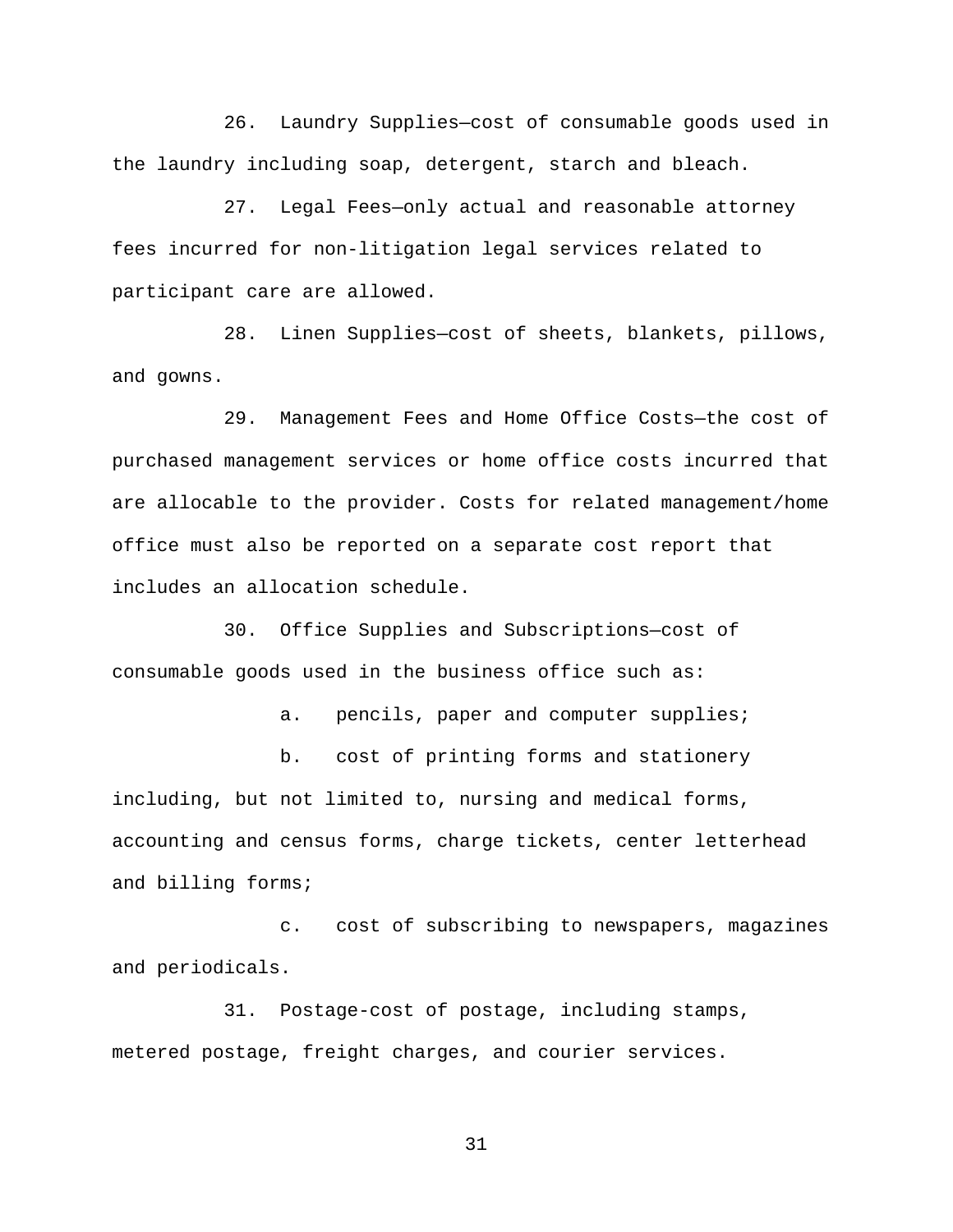26. Laundry Supplies—cost of consumable goods used in the laundry including soap, detergent, starch and bleach.

27. Legal Fees—only actual and reasonable attorney fees incurred for non-litigation legal services related to participant care are allowed.

28. Linen Supplies—cost of sheets, blankets, pillows, and gowns.

29. Management Fees and Home Office Costs—the cost of purchased management services or home office costs incurred that are allocable to the provider. Costs for related management/home office must also be reported on a separate cost report that includes an allocation schedule.

30. Office Supplies and Subscriptions—cost of consumable goods used in the business office such as:

a. pencils, paper and computer supplies;

b. cost of printing forms and stationery including, but not limited to, nursing and medical forms, accounting and census forms, charge tickets, center letterhead and billing forms;

c. cost of subscribing to newspapers, magazines and periodicals.

31. Postage-cost of postage, including stamps, metered postage, freight charges, and courier services.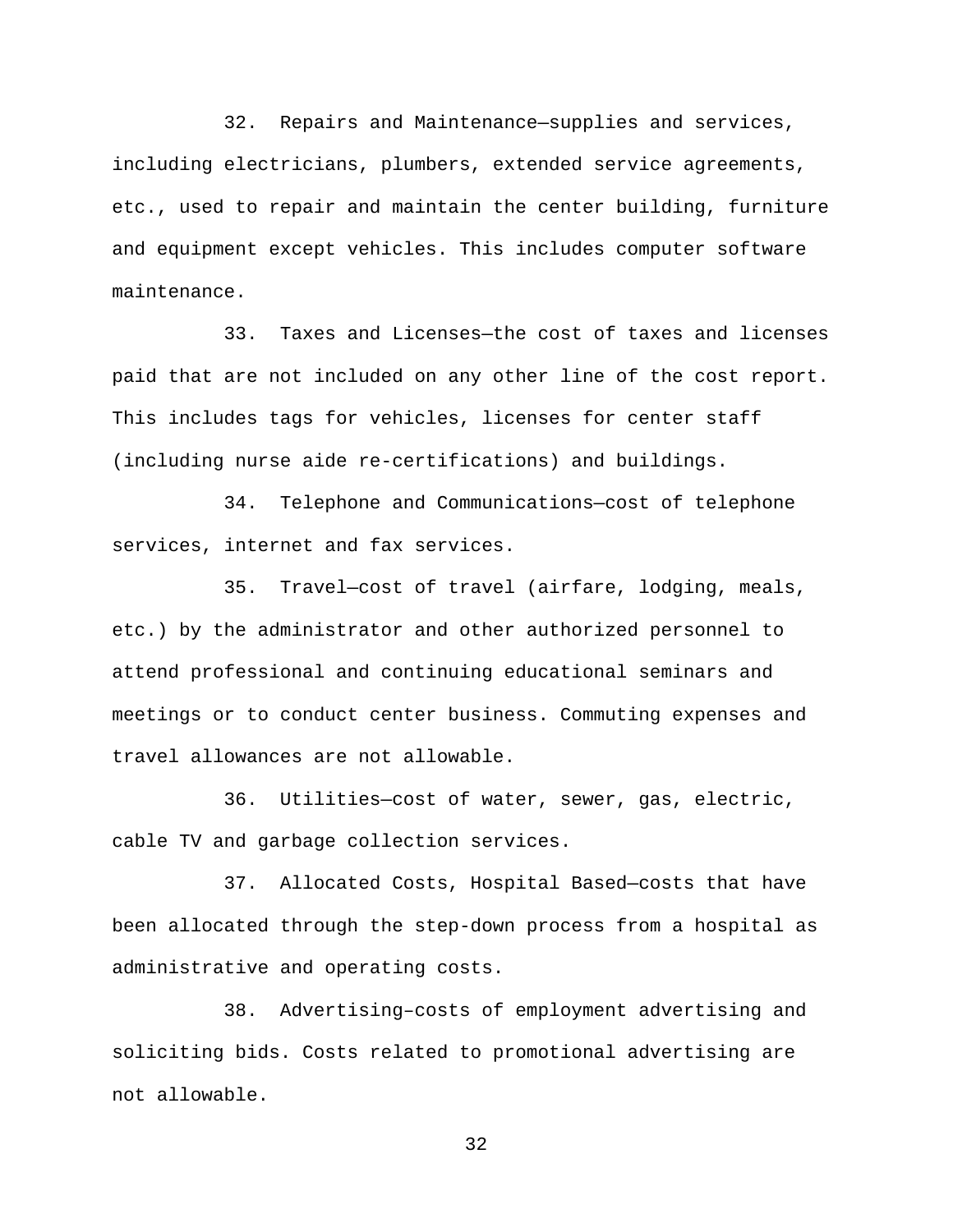32. Repairs and Maintenance—supplies and services, including electricians, plumbers, extended service agreements, etc., used to repair and maintain the center building, furniture and equipment except vehicles. This includes computer software maintenance.

33. Taxes and Licenses—the cost of taxes and licenses paid that are not included on any other line of the cost report. This includes tags for vehicles, licenses for center staff (including nurse aide re-certifications) and buildings.

34. Telephone and Communications—cost of telephone services, internet and fax services.

35. Travel—cost of travel (airfare, lodging, meals, etc.) by the administrator and other authorized personnel to attend professional and continuing educational seminars and meetings or to conduct center business. Commuting expenses and travel allowances are not allowable.

36. Utilities—cost of water, sewer, gas, electric, cable TV and garbage collection services.

37. Allocated Costs, Hospital Based—costs that have been allocated through the step-down process from a hospital as administrative and operating costs.

38. Advertising–costs of employment advertising and soliciting bids. Costs related to promotional advertising are not allowable.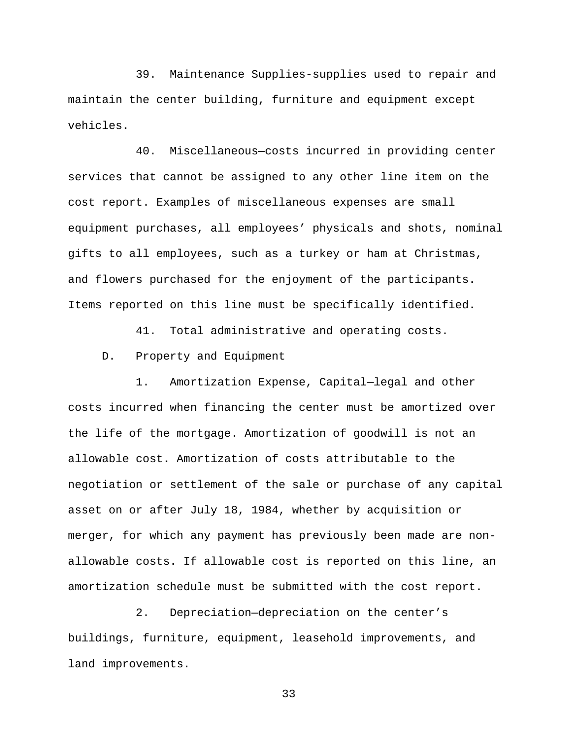39. Maintenance Supplies-supplies used to repair and maintain the center building, furniture and equipment except vehicles.

40. Miscellaneous—costs incurred in providing center services that cannot be assigned to any other line item on the cost report. Examples of miscellaneous expenses are small equipment purchases, all employees' physicals and shots, nominal gifts to all employees, such as a turkey or ham at Christmas, and flowers purchased for the enjoyment of the participants. Items reported on this line must be specifically identified.

41. Total administrative and operating costs.

D. Property and Equipment

1. Amortization Expense, Capital—legal and other costs incurred when financing the center must be amortized over the life of the mortgage. Amortization of goodwill is not an allowable cost. Amortization of costs attributable to the negotiation or settlement of the sale or purchase of any capital asset on or after July 18, 1984, whether by acquisition or merger, for which any payment has previously been made are non-allowable costs. If allowable cost is reported on this line, an amortization schedule must be submitted with the cost report.

2. Depreciation—depreciation on the center's buildings, furniture, equipment, leasehold improvements, and land improvements.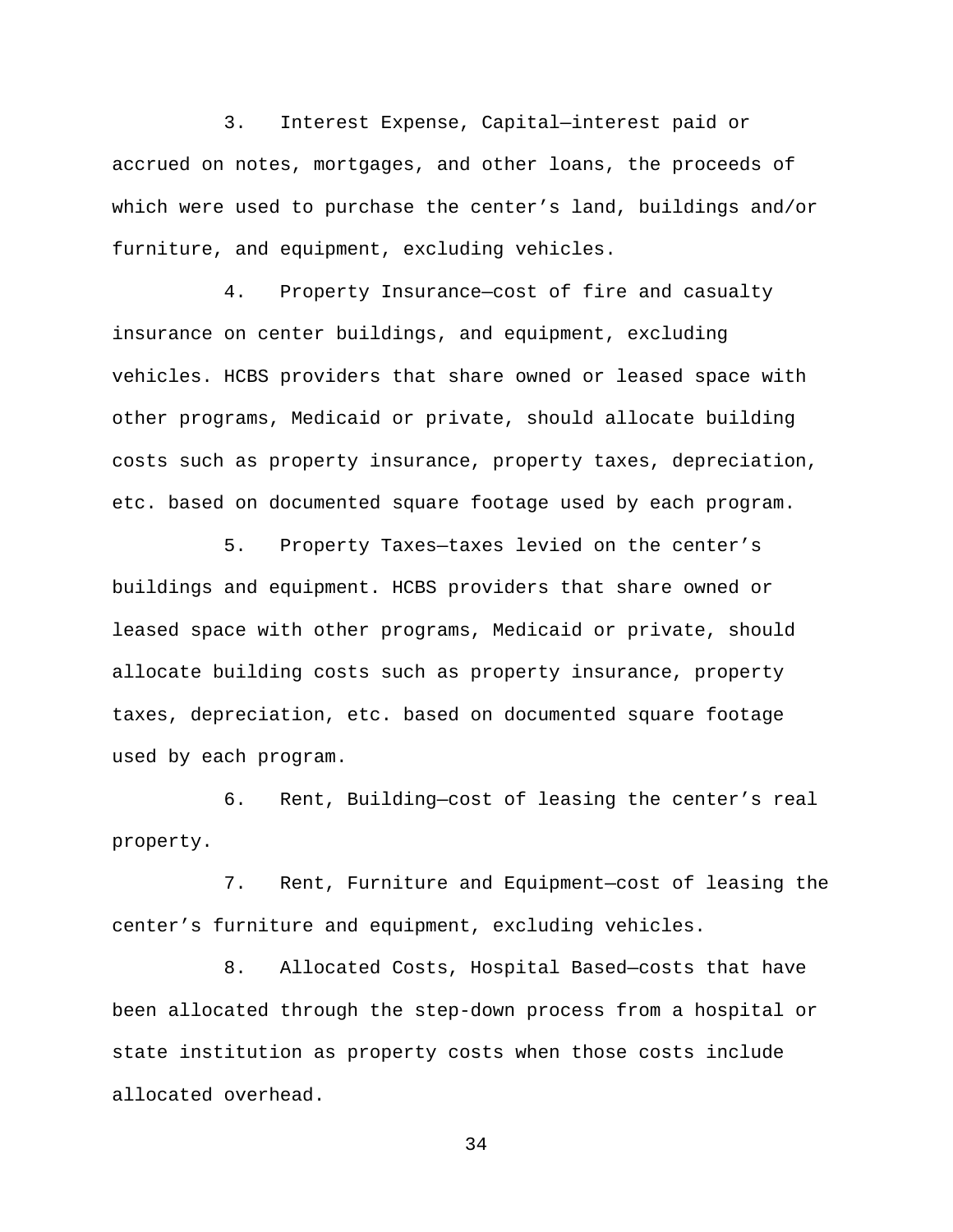3. Interest Expense, Capital—interest paid or accrued on notes, mortgages, and other loans, the proceeds of which were used to purchase the center's land, buildings and/or furniture, and equipment, excluding vehicles.

4. Property Insurance—cost of fire and casualty insurance on center buildings, and equipment, excluding vehicles. HCBS providers that share owned or leased space with other programs, Medicaid or private, should allocate building costs such as property insurance, property taxes, depreciation, etc. based on documented square footage used by each program.

5. Property Taxes—taxes levied on the center's buildings and equipment. HCBS providers that share owned or leased space with other programs, Medicaid or private, should allocate building costs such as property insurance, property taxes, depreciation, etc. based on documented square footage used by each program.

6. Rent, Building—cost of leasing the center's real property.

7. Rent, Furniture and Equipment—cost of leasing the center's furniture and equipment, excluding vehicles.

8. Allocated Costs, Hospital Based—costs that have been allocated through the step-down process from a hospital or state institution as property costs when those costs include allocated overhead.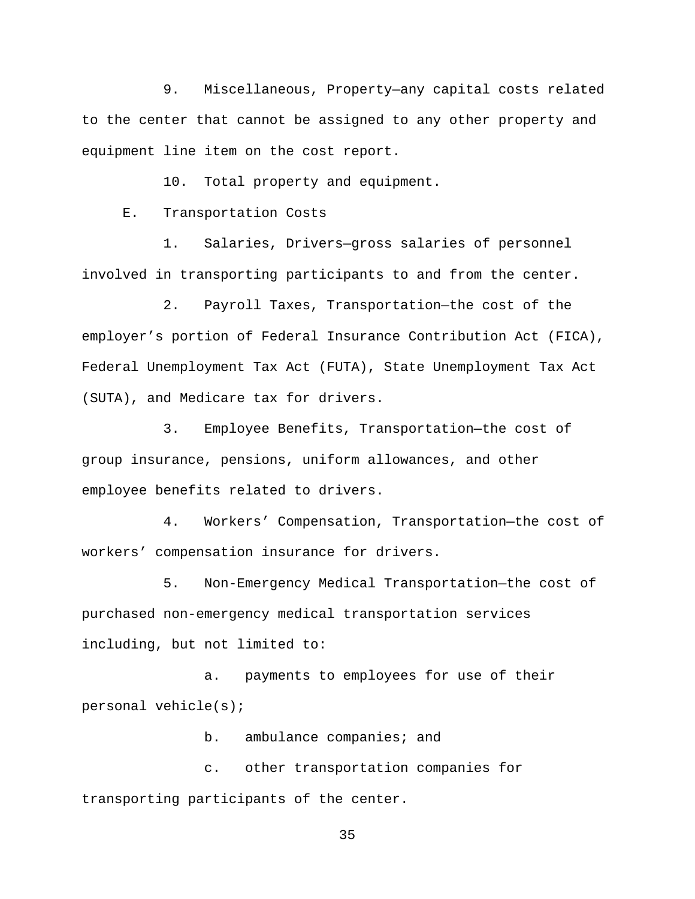9. Miscellaneous, Property—any capital costs related to the center that cannot be assigned to any other property and equipment line item on the cost report.

10. Total property and equipment.

E. Transportation Costs

1. Salaries, Drivers—gross salaries of personnel involved in transporting participants to and from the center.

2. Payroll Taxes, Transportation—the cost of the employer's portion of Federal Insurance Contribution Act (FICA), Federal Unemployment Tax Act (FUTA), State Unemployment Tax Act (SUTA), and Medicare tax for drivers.

3. Employee Benefits, Transportation—the cost of group insurance, pensions, uniform allowances, and other employee benefits related to drivers.

4. Workers' Compensation, Transportation—the cost of workers' compensation insurance for drivers.

5. Non-Emergency Medical Transportation—the cost of purchased non-emergency medical transportation services including, but not limited to:

a. payments to employees for use of their personal vehicle(s);

b. ambulance companies; and

c. other transportation companies for transporting participants of the center.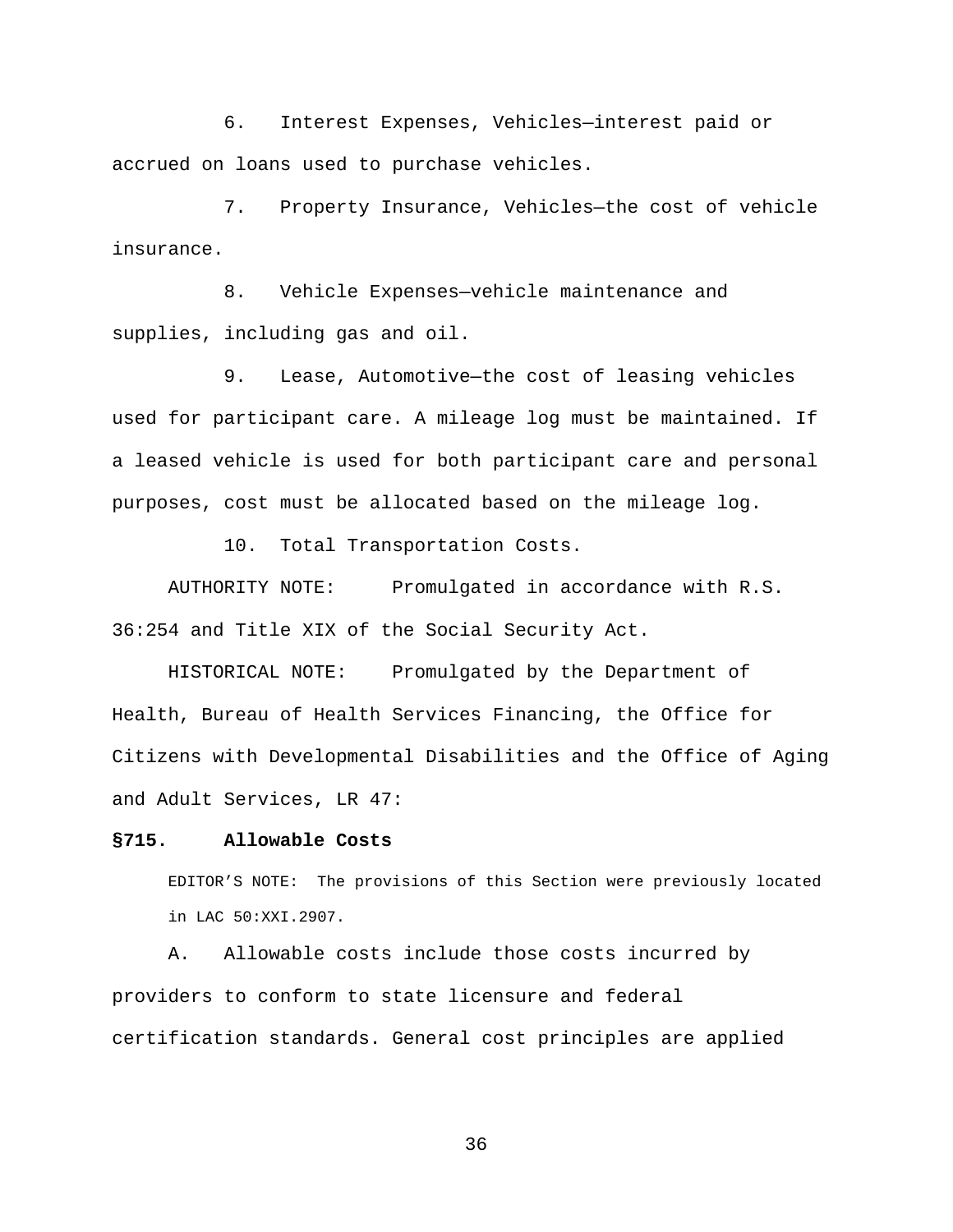6. Interest Expenses, Vehicles—interest paid or accrued on loans used to purchase vehicles.

7. Property Insurance, Vehicles—the cost of vehicle insurance.

8. Vehicle Expenses—vehicle maintenance and supplies, including gas and oil.

9. Lease, Automotive—the cost of leasing vehicles used for participant care. A mileage log must be maintained. If a leased vehicle is used for both participant care and personal purposes, cost must be allocated based on the mileage log.

10. Total Transportation Costs.

AUTHORITY NOTE: Promulgated in accordance with R.S. 36:254 and Title XIX of the Social Security Act.

HISTORICAL NOTE: Promulgated by the Department of Health, Bureau of Health Services Financing, the Office for Citizens with Developmental Disabilities and the Office of Aging and Adult Services, LR 47:

**§715. Allowable Costs**

EDITOR'S NOTE: The provisions of this Section were previously located in LAC 50:XXI.2907.

A. Allowable costs include those costs incurred by providers to conform to state licensure and federal certification standards. General cost principles are applied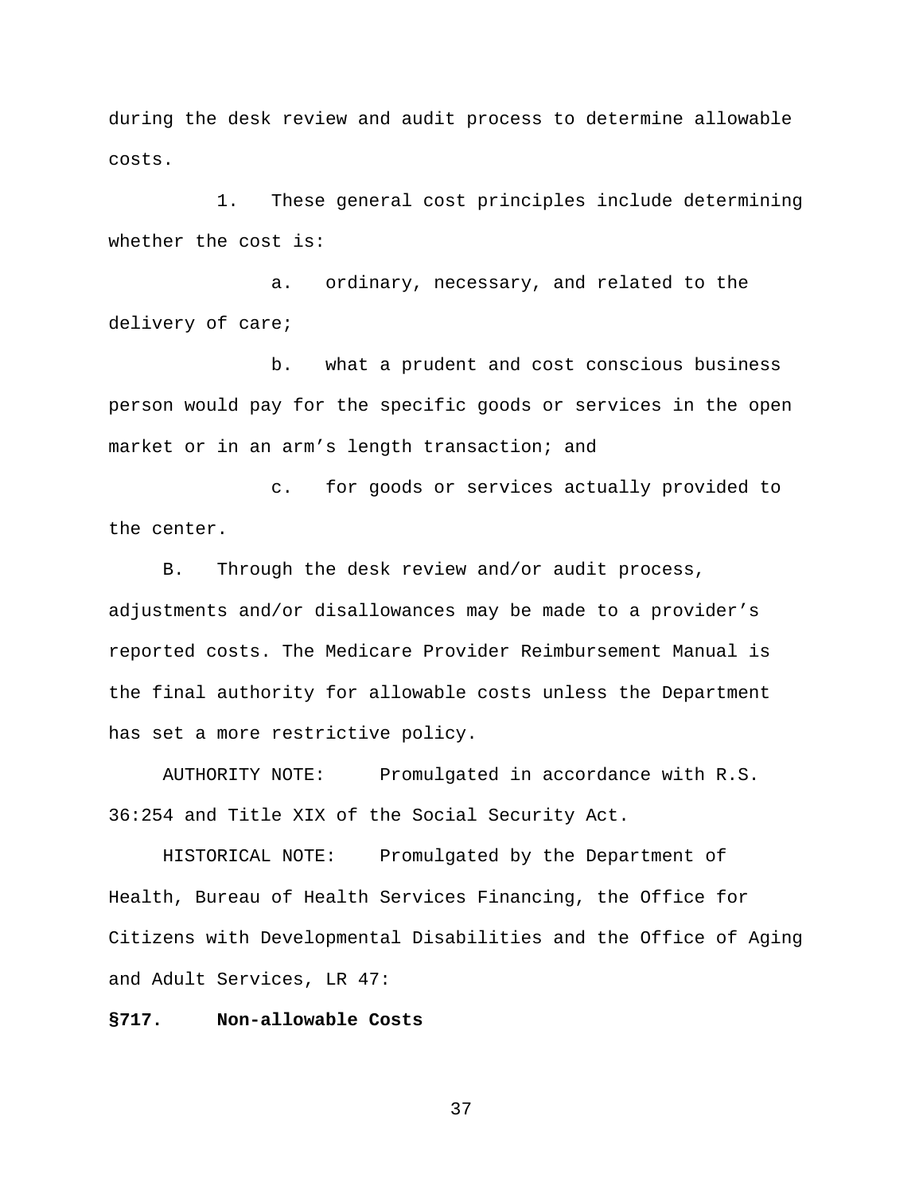during the desk review and audit process to determine allowable costs.

1. These general cost principles include determining whether the cost is:

a. ordinary, necessary, and related to the delivery of care;

b. what a prudent and cost conscious business person would pay for the specific goods or services in the open market or in an arm's length transaction; and

c. for goods or services actually provided to the center.

B. Through the desk review and/or audit process, adjustments and/or disallowances may be made to a provider's reported costs. The Medicare Provider Reimbursement Manual is the final authority for allowable costs unless the Department has set a more restrictive policy.

AUTHORITY NOTE: Promulgated in accordance with R.S. 36:254 and Title XIX of the Social Security Act.

HISTORICAL NOTE: Promulgated by the Department of Health, Bureau of Health Services Financing, the Office for Citizens with Developmental Disabilities and the Office of Aging and Adult Services, LR 47:

**§717. Non-allowable Costs**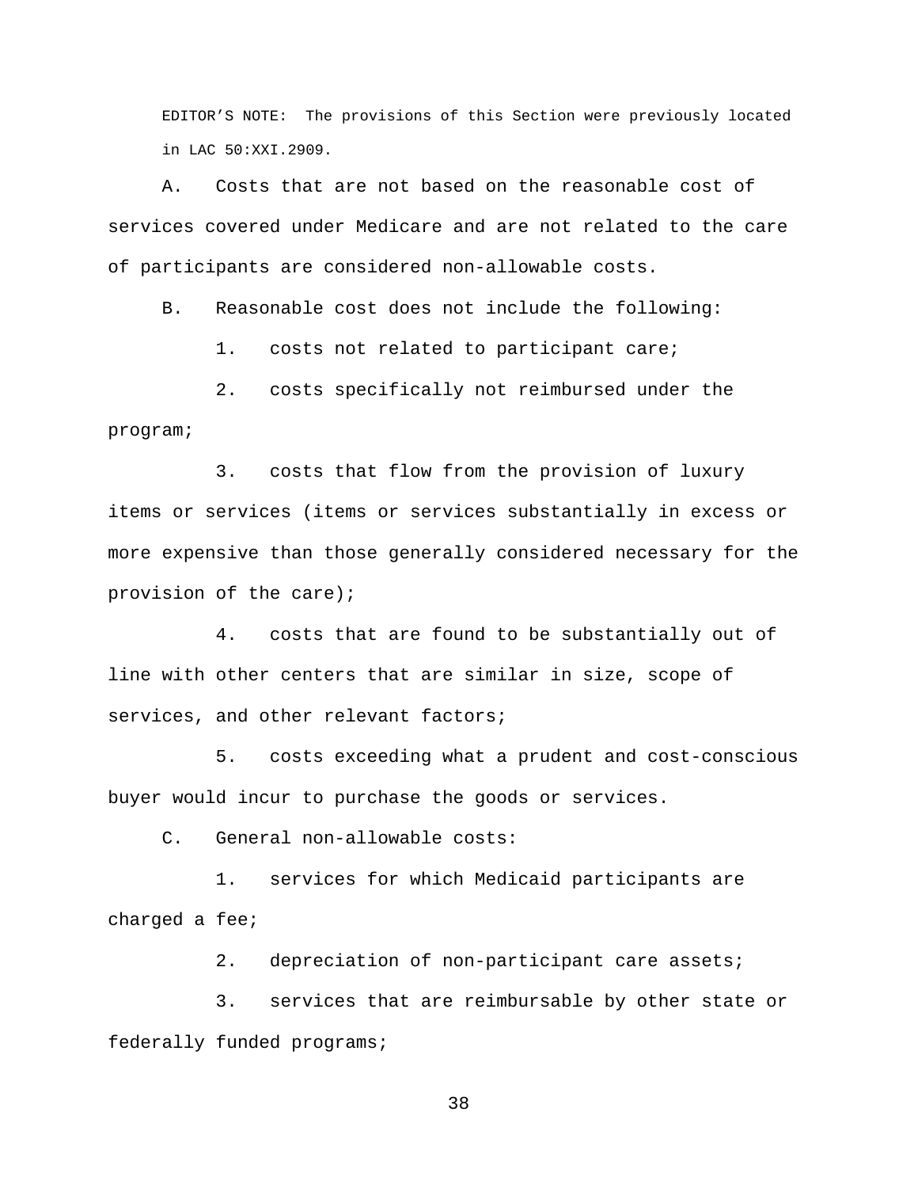EDITOR'S NOTE: The provisions of this Section were previously located in LAC 50:XXI.2909.

A. Costs that are not based on the reasonable cost of services covered under Medicare and are not related to the care of participants are considered non-allowable costs.

B. Reasonable cost does not include the following:

1. costs not related to participant care;

2. costs specifically not reimbursed under the program;

3. costs that flow from the provision of luxury items or services (items or services substantially in excess or more expensive than those generally considered necessary for the provision of the care);

4. costs that are found to be substantially out of line with other centers that are similar in size, scope of services, and other relevant factors;

5. costs exceeding what a prudent and cost-conscious buyer would incur to purchase the goods or services.

C. General non-allowable costs:

1. services for which Medicaid participants are charged a fee;

2. depreciation of non-participant care assets;

3. services that are reimbursable by other state or federally funded programs;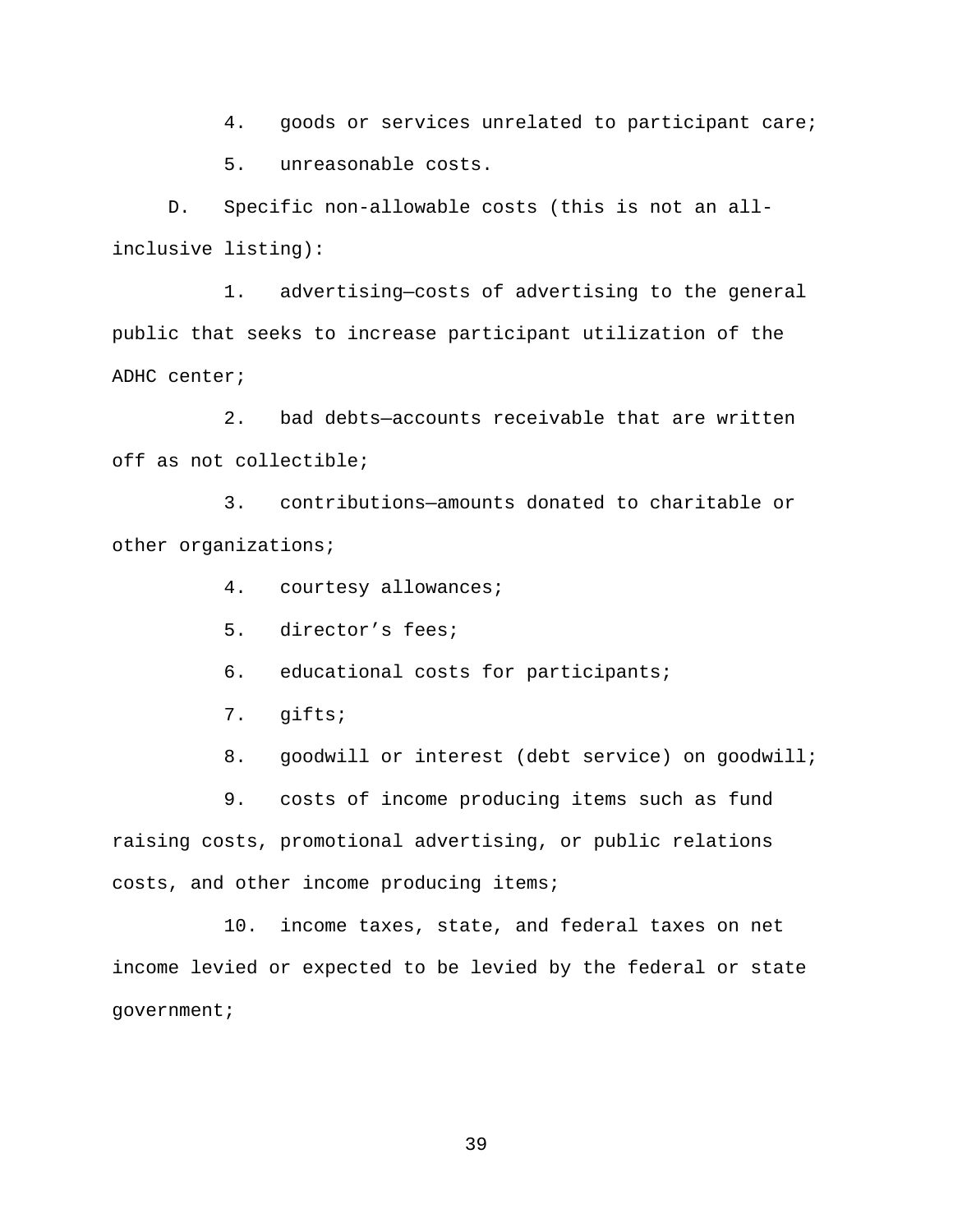4. goods or services unrelated to participant care;

5. unreasonable costs.

D. Specific non-allowable costs (this is not an all-inclusive listing):

1. advertising—costs of advertising to the general public that seeks to increase participant utilization of the ADHC center;

2. bad debts—accounts receivable that are written off as not collectible;

3. contributions—amounts donated to charitable or other organizations;

4. courtesy allowances;

5. director’s fees;

6. educational costs for participants;

7. gifts;

8. goodwill or interest (debt service) on goodwill;

9. costs of income producing items such as fund raising costs, promotional advertising, or public relations costs, and other income producing items;

10. income taxes, state, and federal taxes on net income levied or expected to be levied by the federal or state government;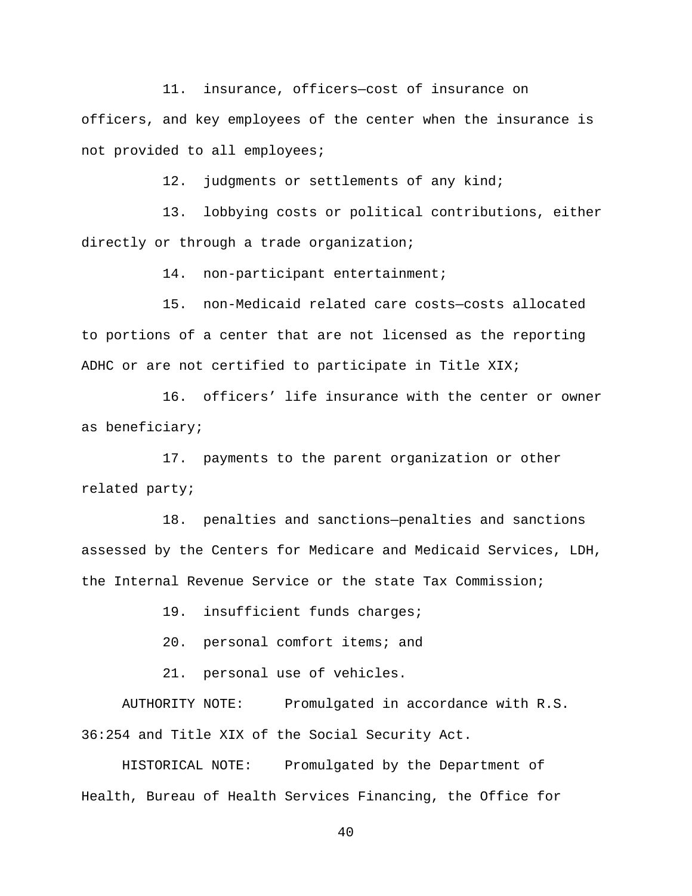11. insurance, officers—cost of insurance on officers, and key employees of the center when the insurance is not provided to all employees;

12. judgments or settlements of any kind;

13. lobbying costs or political contributions, either directly or through a trade organization;

14. non-participant entertainment;

15. non-Medicaid related care costs—costs allocated to portions of a center that are not licensed as the reporting ADHC or are not certified to participate in Title XIX;

16. officers' life insurance with the center or owner as beneficiary;

17. payments to the parent organization or other related party;

18. penalties and sanctions—penalties and sanctions assessed by the Centers for Medicare and Medicaid Services, LDH, the Internal Revenue Service or the state Tax Commission;

19. insufficient funds charges;

20. personal comfort items; and

21. personal use of vehicles.

AUTHORITY NOTE: Promulgated in accordance with R.S. 36:254 and Title XIX of the Social Security Act.

HISTORICAL NOTE: Promulgated by the Department of Health, Bureau of Health Services Financing, the Office for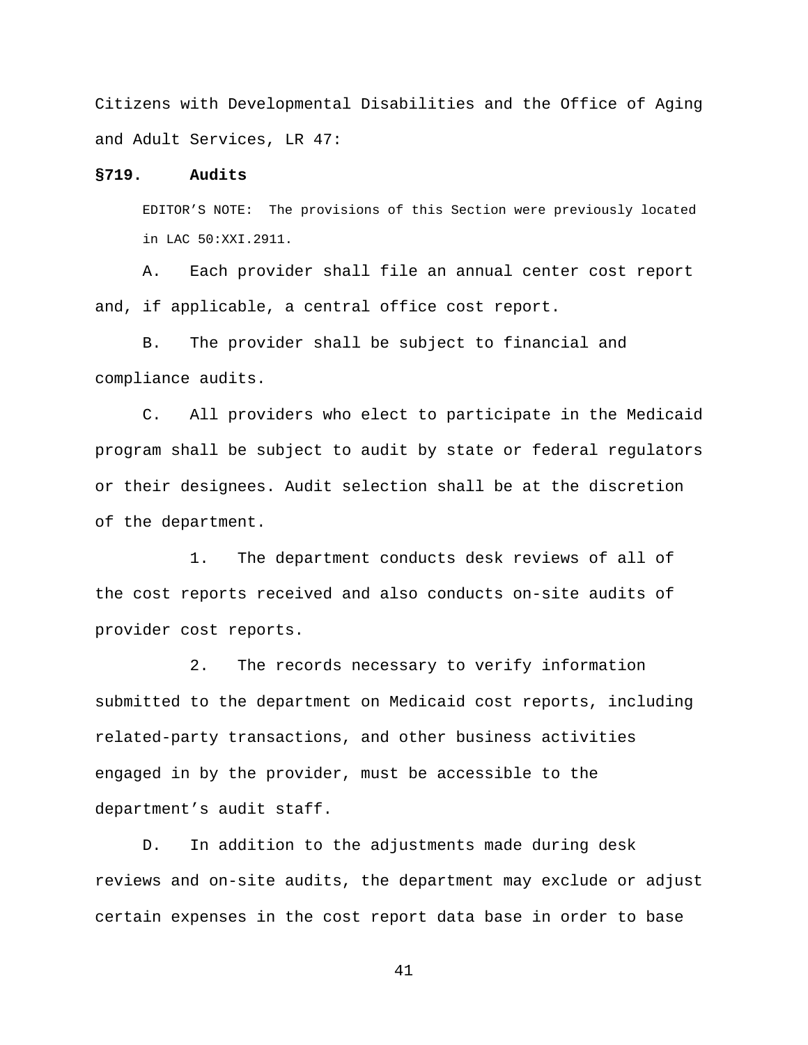Citizens with Developmental Disabilities and the Office of Aging and Adult Services, LR 47:

### §719. Audits

EDITOR'S NOTE: The provisions of this Section were previously located in LAC 50:XXI.2911.

A. Each provider shall file an annual center cost report and, if applicable, a central office cost report.

B. The provider shall be subject to financial and compliance audits.

C. All providers who elect to participate in the Medicaid program shall be subject to audit by state or federal regulators or their designees. Audit selection shall be at the discretion of the department.

1. The department conducts desk reviews of all of the cost reports received and also conducts on-site audits of provider cost reports.

2. The records necessary to verify information submitted to the department on Medicaid cost reports, including related-party transactions, and other business activities engaged in by the provider, must be accessible to the department's audit staff.

D. In addition to the adjustments made during desk reviews and on-site audits, the department may exclude or adjust certain expenses in the cost report data base in order to base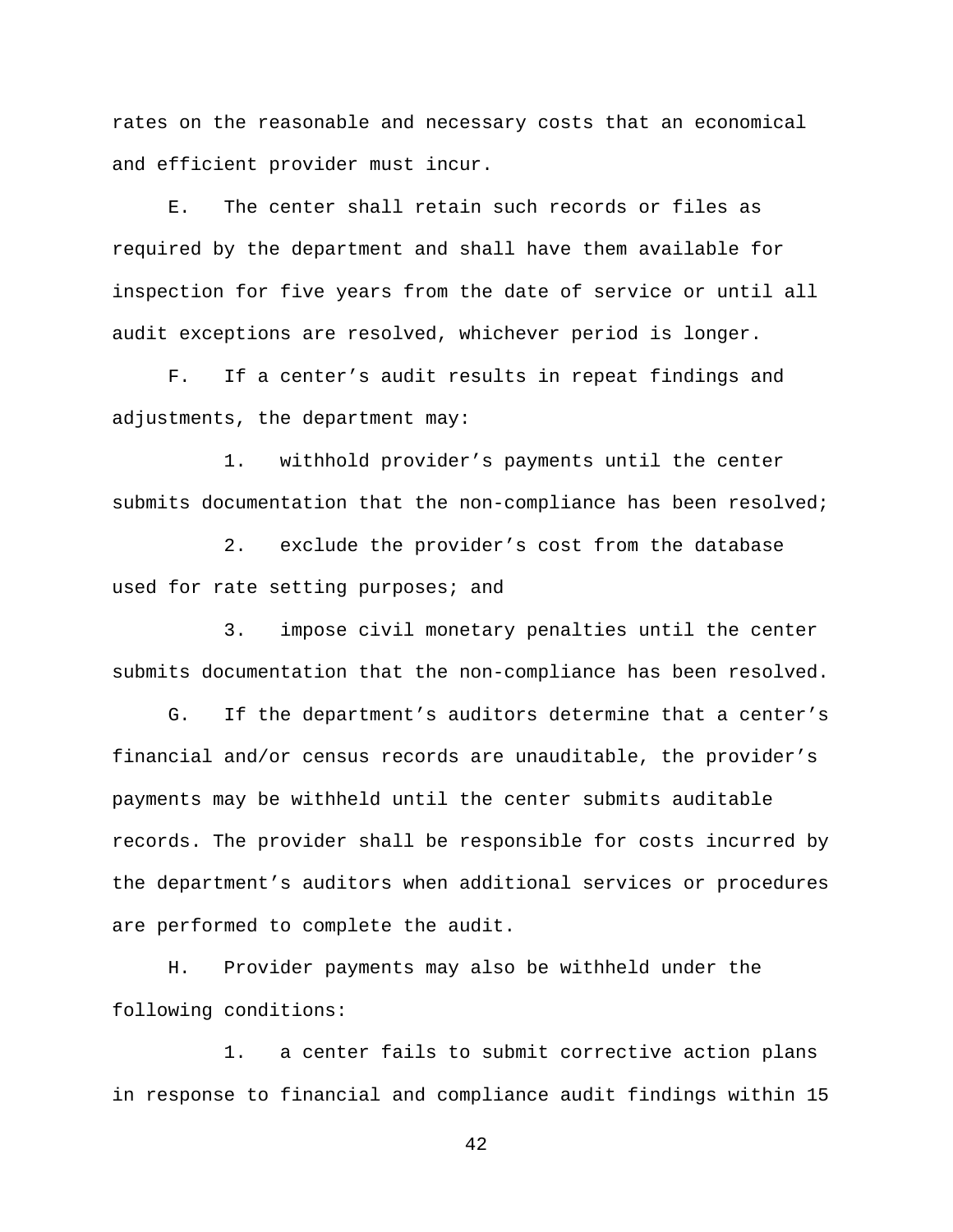rates on the reasonable and necessary costs that an economical and efficient provider must incur.

E. The center shall retain such records or files as required by the department and shall have them available for inspection for five years from the date of service or until all audit exceptions are resolved, whichever period is longer.

F. If a center’s audit results in repeat findings and adjustments, the department may:

1. withhold provider’s payments until the center submits documentation that the non-compliance has been resolved;

2. exclude the provider’s cost from the database used for rate setting purposes; and

3. impose civil monetary penalties until the center submits documentation that the non-compliance has been resolved.

G. If the department’s auditors determine that a center’s financial and/or census records are unauditable, the provider’s payments may be withheld until the center submits auditable records. The provider shall be responsible for costs incurred by the department’s auditors when additional services or procedures are performed to complete the audit.

H. Provider payments may also be withheld under the following conditions:

1. a center fails to submit corrective action plans in response to financial and compliance audit findings within 15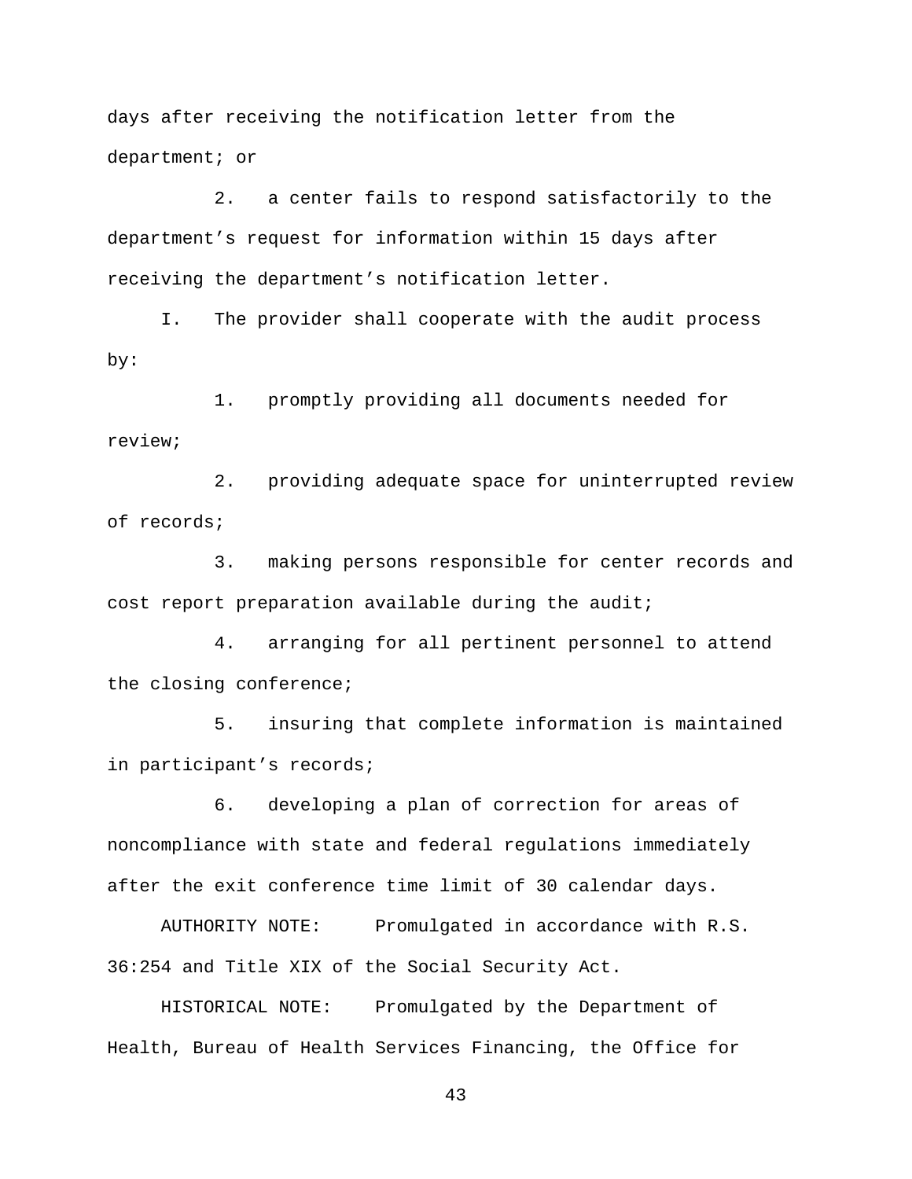days after receiving the notification letter from the department; or

2. a center fails to respond satisfactorily to the department's request for information within 15 days after receiving the department's notification letter.

I. The provider shall cooperate with the audit process by:

1. promptly providing all documents needed for review;

2. providing adequate space for uninterrupted review of records;

3. making persons responsible for center records and cost report preparation available during the audit;

4. arranging for all pertinent personnel to attend the closing conference;

5. insuring that complete information is maintained in participant's records;

6. developing a plan of correction for areas of noncompliance with state and federal regulations immediately after the exit conference time limit of 30 calendar days.

AUTHORITY NOTE: Promulgated in accordance with R.S. 36:254 and Title XIX of the Social Security Act.

HISTORICAL NOTE: Promulgated by the Department of Health, Bureau of Health Services Financing, the Office for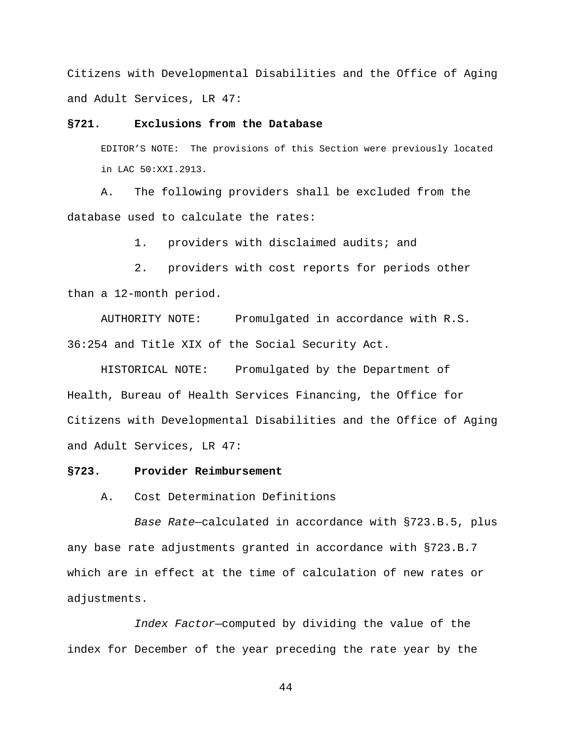Citizens with Developmental Disabilities and the Office of Aging and Adult Services, LR 47:

**§721. Exclusions from the Database**

EDITOR'S NOTE: The provisions of this Section were previously located in LAC 50:XXI.2913.

A. The following providers shall be excluded from the database used to calculate the rates:

1. providers with disclaimed audits; and

2. providers with cost reports for periods other than a 12-month period.

AUTHORITY NOTE: Promulgated in accordance with R.S. 36:254 and Title XIX of the Social Security Act.

HISTORICAL NOTE: Promulgated by the Department of Health, Bureau of Health Services Financing, the Office for Citizens with Developmental Disabilities and the Office of Aging and Adult Services, LR 47:

**§723. Provider Reimbursement**

A. Cost Determination Definitions

*Base Rate*—calculated in accordance with §723.B.5, plus any base rate adjustments granted in accordance with §723.B.7 which are in effect at the time of calculation of new rates or adjustments.

*Index Factor*—computed by dividing the value of the index for December of the year preceding the rate year by the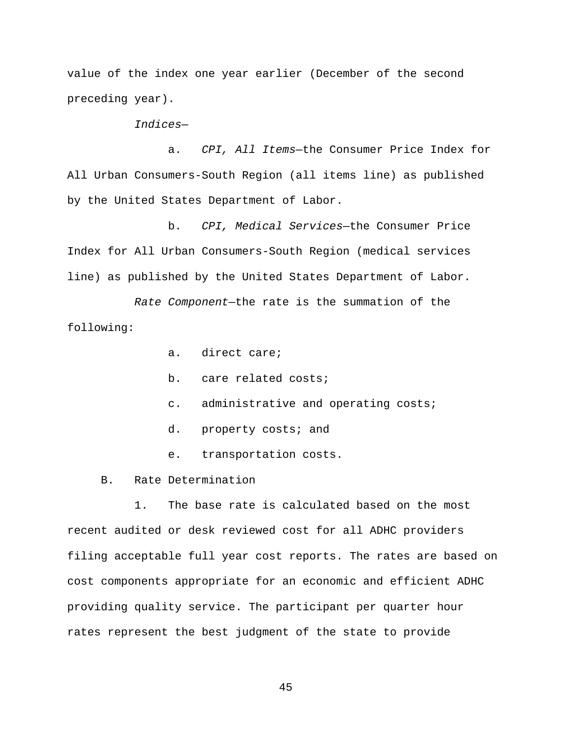value of the index one year earlier (December of the second preceding year).

*Indices*—

a. *CPI, All Items*—the Consumer Price Index for All Urban Consumers-South Region (all items line) as published by the United States Department of Labor.

b. *CPI, Medical Services*—the Consumer Price Index for All Urban Consumers-South Region (medical services line) as published by the United States Department of Labor.

*Rate Component*—the rate is the summation of the following:

a. direct care;

b. care related costs;

c. administrative and operating costs;

d. property costs; and

e. transportation costs.

B. Rate Determination

1. The base rate is calculated based on the most recent audited or desk reviewed cost for all ADHC providers filing acceptable full year cost reports. The rates are based on cost components appropriate for an economic and efficient ADHC providing quality service. The participant per quarter hour rates represent the best judgment of the state to provide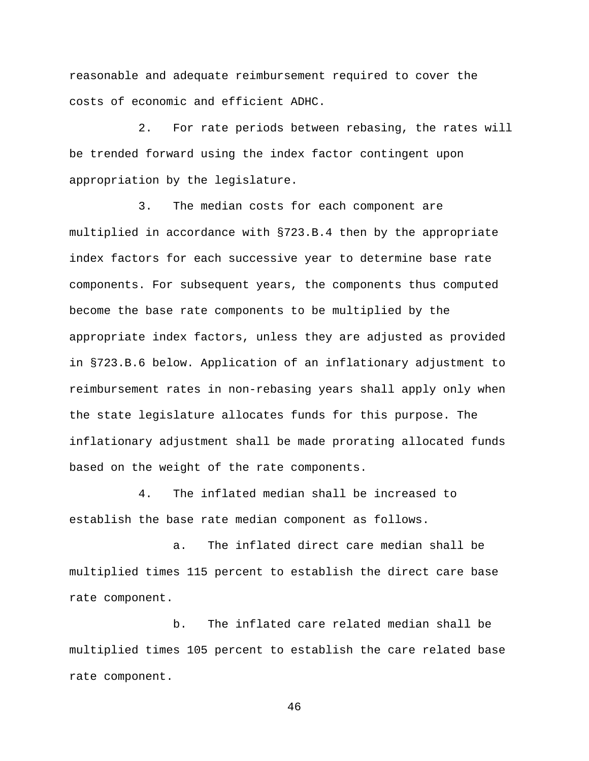reasonable and adequate reimbursement required to cover the costs of economic and efficient ADHC.

2. For rate periods between rebasing, the rates will be trended forward using the index factor contingent upon appropriation by the legislature.

3. The median costs for each component are multiplied in accordance with §723.B.4 then by the appropriate index factors for each successive year to determine base rate components. For subsequent years, the components thus computed become the base rate components to be multiplied by the appropriate index factors, unless they are adjusted as provided in §723.B.6 below. Application of an inflationary adjustment to reimbursement rates in non-rebasing years shall apply only when the state legislature allocates funds for this purpose. The inflationary adjustment shall be made prorating allocated funds based on the weight of the rate components.

4. The inflated median shall be increased to establish the base rate median component as follows.

a. The inflated direct care median shall be multiplied times 115 percent to establish the direct care base rate component.

b. The inflated care related median shall be multiplied times 105 percent to establish the care related base rate component.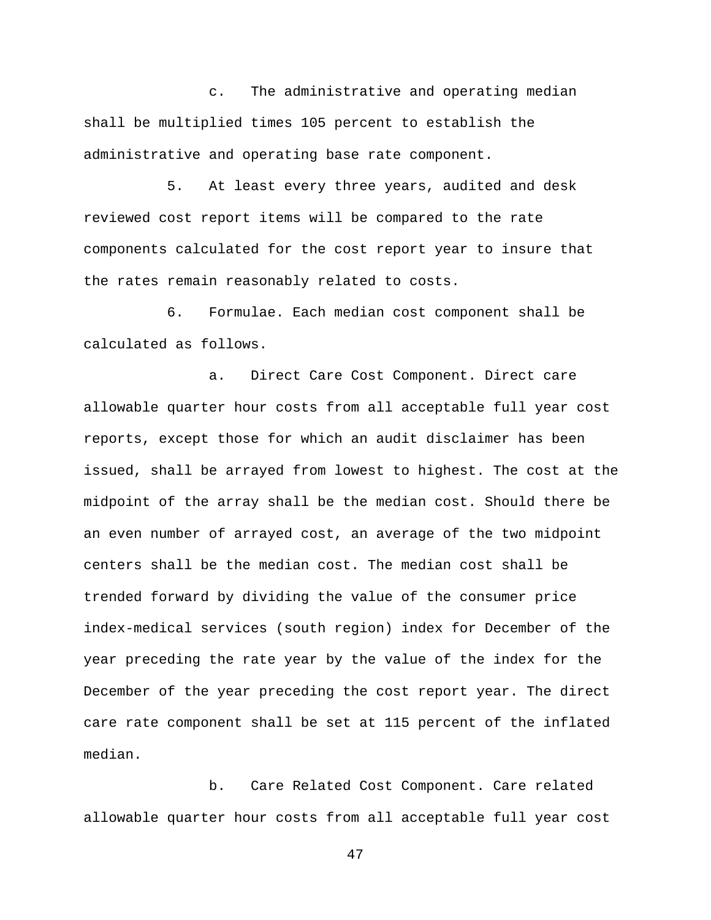c. The administrative and operating median shall be multiplied times 105 percent to establish the administrative and operating base rate component.

5. At least every three years, audited and desk reviewed cost report items will be compared to the rate components calculated for the cost report year to insure that the rates remain reasonably related to costs.

6. Formulae. Each median cost component shall be calculated as follows.

a. Direct Care Cost Component. Direct care allowable quarter hour costs from all acceptable full year cost reports, except those for which an audit disclaimer has been issued, shall be arrayed from lowest to highest. The cost at the midpoint of the array shall be the median cost. Should there be an even number of arrayed cost, an average of the two midpoint centers shall be the median cost. The median cost shall be trended forward by dividing the value of the consumer price index-medical services (south region) index for December of the year preceding the rate year by the value of the index for the December of the year preceding the cost report year. The direct care rate component shall be set at 115 percent of the inflated median.

b. Care Related Cost Component. Care related allowable quarter hour costs from all acceptable full year cost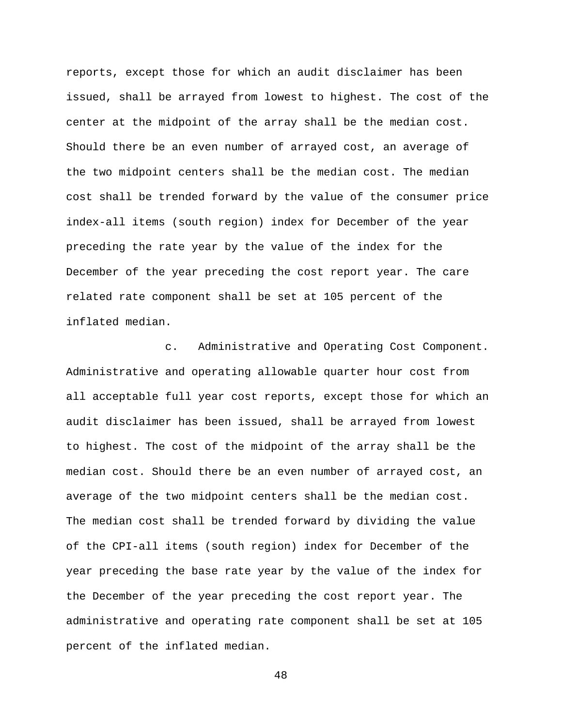reports, except those for which an audit disclaimer has been issued, shall be arrayed from lowest to highest. The cost of the center at the midpoint of the array shall be the median cost. Should there be an even number of arrayed cost, an average of the two midpoint centers shall be the median cost. The median cost shall be trended forward by the value of the consumer price index-all items (south region) index for December of the year preceding the rate year by the value of the index for the December of the year preceding the cost report year. The care related rate component shall be set at 105 percent of the inflated median.

c. Administrative and Operating Cost Component. Administrative and operating allowable quarter hour cost from all acceptable full year cost reports, except those for which an audit disclaimer has been issued, shall be arrayed from lowest to highest. The cost of the midpoint of the array shall be the median cost. Should there be an even number of arrayed cost, an average of the two midpoint centers shall be the median cost. The median cost shall be trended forward by dividing the value of the CPI-all items (south region) index for December of the year preceding the base rate year by the value of the index for the December of the year preceding the cost report year. The administrative and operating rate component shall be set at 105 percent of the inflated median.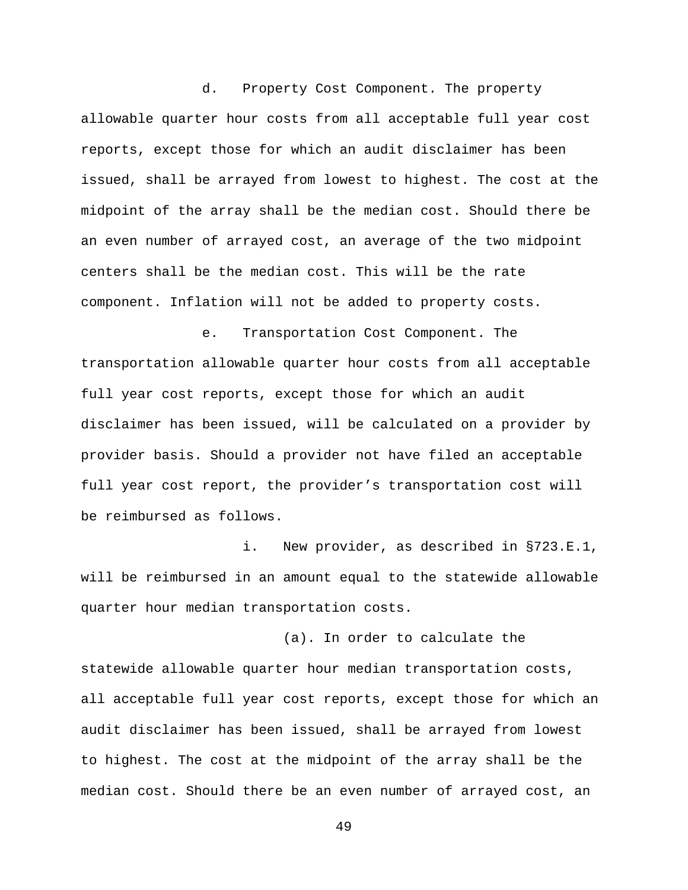d. Property Cost Component. The property allowable quarter hour costs from all acceptable full year cost reports, except those for which an audit disclaimer has been issued, shall be arrayed from lowest to highest. The cost at the midpoint of the array shall be the median cost. Should there be an even number of arrayed cost, an average of the two midpoint centers shall be the median cost. This will be the rate component. Inflation will not be added to property costs.

e. Transportation Cost Component. The transportation allowable quarter hour costs from all acceptable full year cost reports, except those for which an audit disclaimer has been issued, will be calculated on a provider by provider basis. Should a provider not have filed an acceptable full year cost report, the provider’s transportation cost will be reimbursed as follows.

i. New provider, as described in §723.E.1, will be reimbursed in an amount equal to the statewide allowable quarter hour median transportation costs.

(a). In order to calculate the statewide allowable quarter hour median transportation costs, all acceptable full year cost reports, except those for which an audit disclaimer has been issued, shall be arrayed from lowest to highest. The cost at the midpoint of the array shall be the median cost. Should there be an even number of arrayed cost, an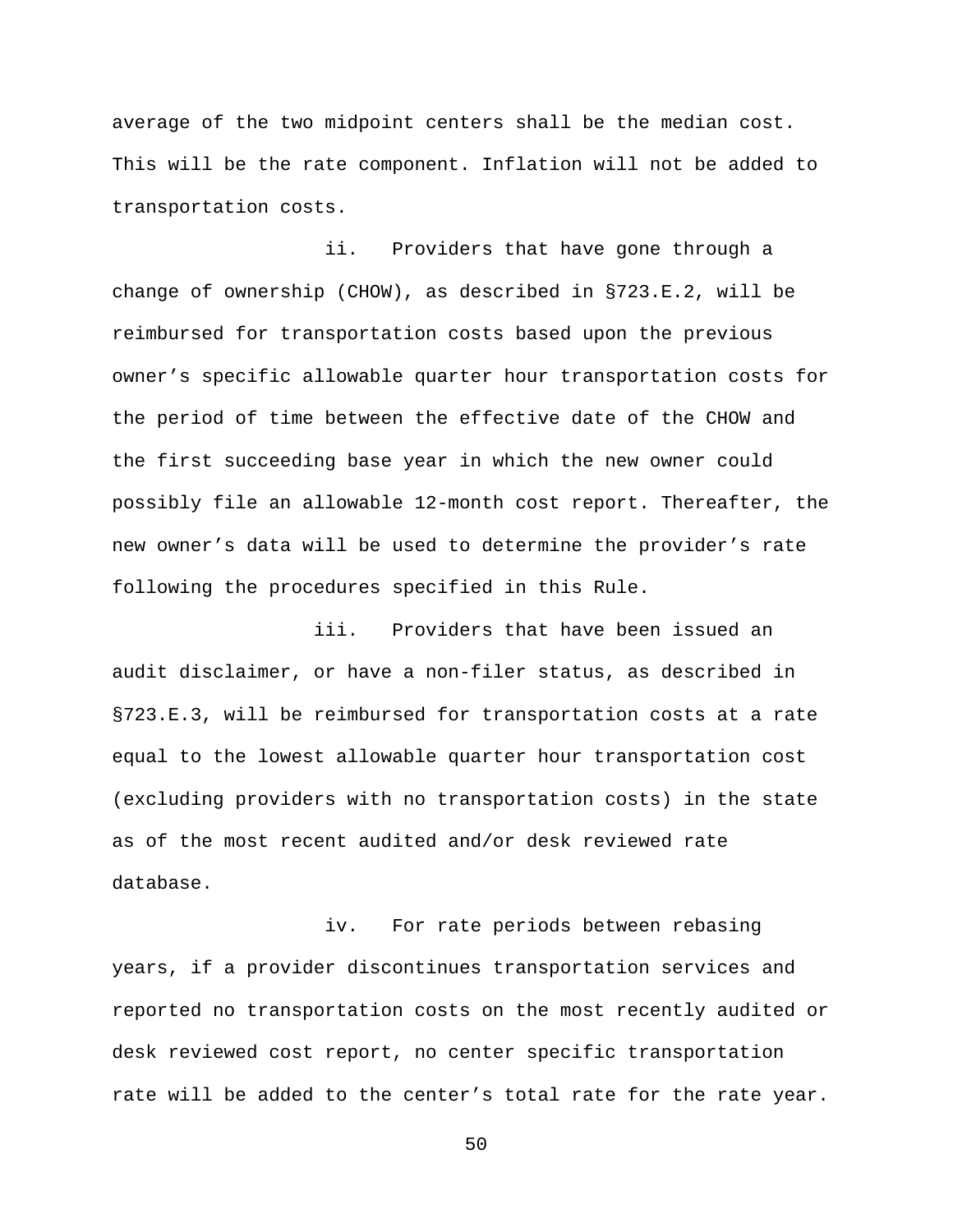average of the two midpoint centers shall be the median cost. This will be the rate component. Inflation will not be added to transportation costs.

ii. Providers that have gone through a change of ownership (CHOW), as described in §723.E.2, will be reimbursed for transportation costs based upon the previous owner's specific allowable quarter hour transportation costs for the period of time between the effective date of the CHOW and the first succeeding base year in which the new owner could possibly file an allowable 12-month cost report. Thereafter, the new owner's data will be used to determine the provider's rate following the procedures specified in this Rule.

iii. Providers that have been issued an audit disclaimer, or have a non-filer status, as described in §723.E.3, will be reimbursed for transportation costs at a rate equal to the lowest allowable quarter hour transportation cost (excluding providers with no transportation costs) in the state as of the most recent audited and/or desk reviewed rate database.

iv. For rate periods between rebasing years, if a provider discontinues transportation services and reported no transportation costs on the most recently audited or desk reviewed cost report, no center specific transportation rate will be added to the center's total rate for the rate year.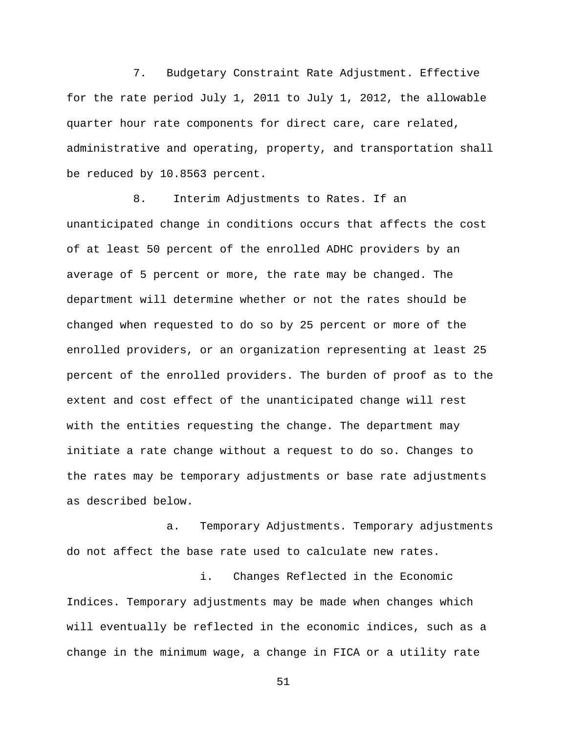7. Budgetary Constraint Rate Adjustment. Effective for the rate period July 1, 2011 to July 1, 2012, the allowable quarter hour rate components for direct care, care related, administrative and operating, property, and transportation shall be reduced by 10.8563 percent.

8. Interim Adjustments to Rates. If an unanticipated change in conditions occurs that affects the cost of at least 50 percent of the enrolled ADHC providers by an average of 5 percent or more, the rate may be changed. The department will determine whether or not the rates should be changed when requested to do so by 25 percent or more of the enrolled providers, or an organization representing at least 25 percent of the enrolled providers. The burden of proof as to the extent and cost effect of the unanticipated change will rest with the entities requesting the change. The department may initiate a rate change without a request to do so. Changes to the rates may be temporary adjustments or base rate adjustments as described below.

a. Temporary Adjustments. Temporary adjustments do not affect the base rate used to calculate new rates.

i. Changes Reflected in the Economic Indices. Temporary adjustments may be made when changes which will eventually be reflected in the economic indices, such as a change in the minimum wage, a change in FICA or a utility rate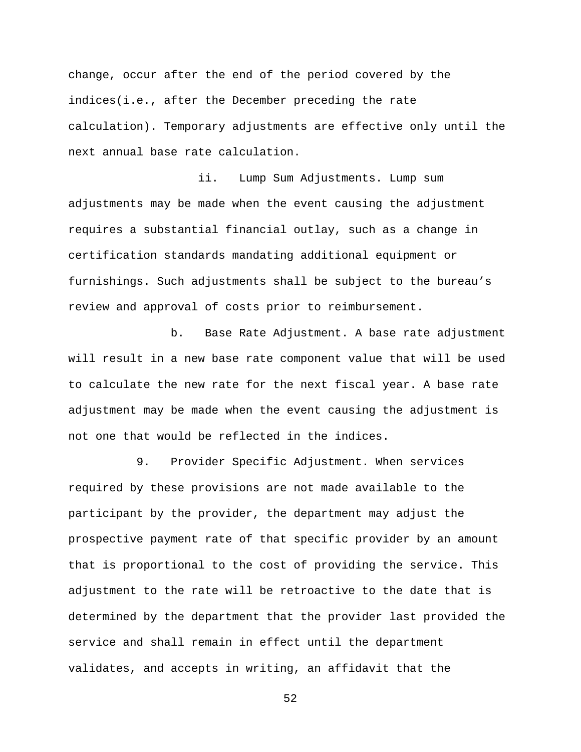change, occur after the end of the period covered by the indices(i.e., after the December preceding the rate calculation). Temporary adjustments are effective only until the next annual base rate calculation.

ii. Lump Sum Adjustments. Lump sum adjustments may be made when the event causing the adjustment requires a substantial financial outlay, such as a change in certification standards mandating additional equipment or furnishings. Such adjustments shall be subject to the bureau's review and approval of costs prior to reimbursement.

b. Base Rate Adjustment. A base rate adjustment will result in a new base rate component value that will be used to calculate the new rate for the next fiscal year. A base rate adjustment may be made when the event causing the adjustment is not one that would be reflected in the indices.

9. Provider Specific Adjustment. When services required by these provisions are not made available to the participant by the provider, the department may adjust the prospective payment rate of that specific provider by an amount that is proportional to the cost of providing the service. This adjustment to the rate will be retroactive to the date that is determined by the department that the provider last provided the service and shall remain in effect until the department validates, and accepts in writing, an affidavit that the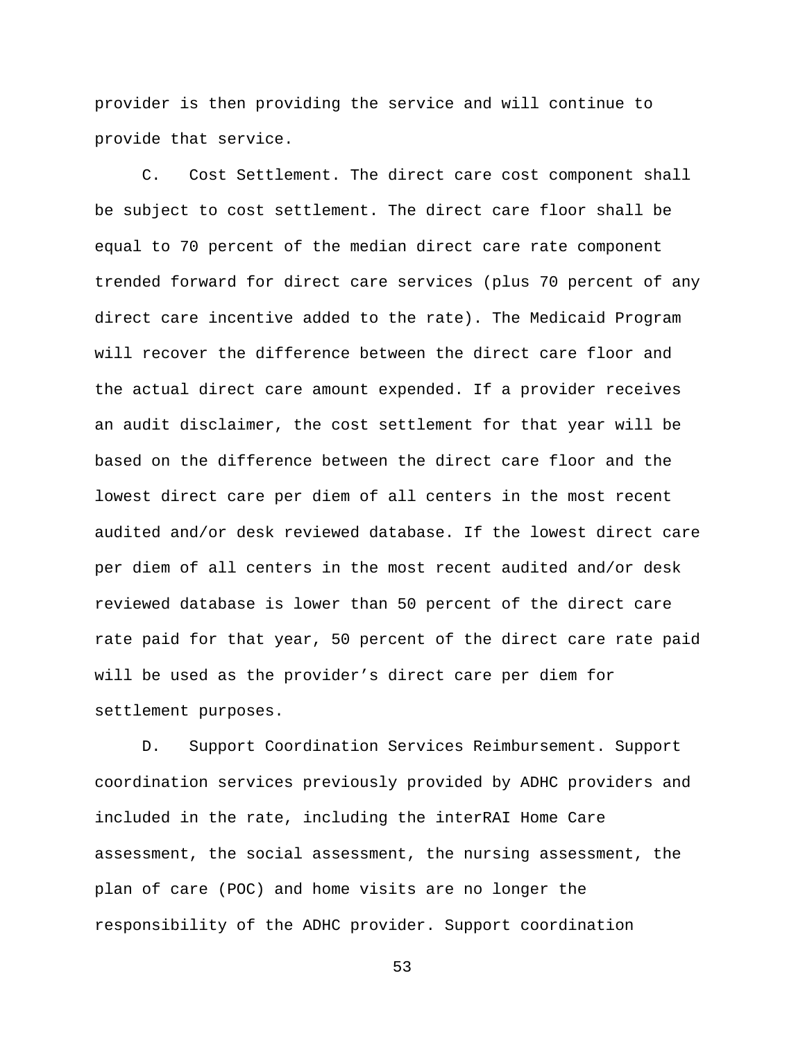provider is then providing the service and will continue to provide that service.

C. Cost Settlement. The direct care cost component shall be subject to cost settlement. The direct care floor shall be equal to 70 percent of the median direct care rate component trended forward for direct care services (plus 70 percent of any direct care incentive added to the rate). The Medicaid Program will recover the difference between the direct care floor and the actual direct care amount expended. If a provider receives an audit disclaimer, the cost settlement for that year will be based on the difference between the direct care floor and the lowest direct care per diem of all centers in the most recent audited and/or desk reviewed database. If the lowest direct care per diem of all centers in the most recent audited and/or desk reviewed database is lower than 50 percent of the direct care rate paid for that year, 50 percent of the direct care rate paid will be used as the provider’s direct care per diem for settlement purposes.

D. Support Coordination Services Reimbursement. Support coordination services previously provided by ADHC providers and included in the rate, including the interRAI Home Care assessment, the social assessment, the nursing assessment, the plan of care (POC) and home visits are no longer the responsibility of the ADHC provider. Support coordination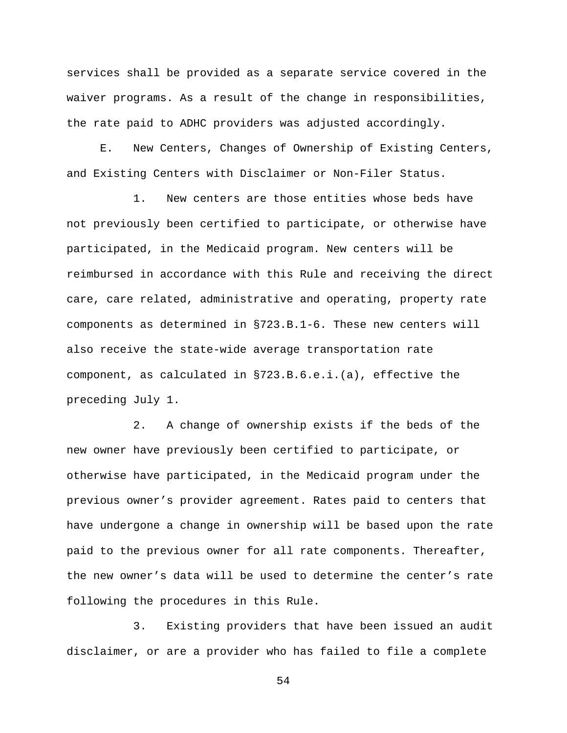services shall be provided as a separate service covered in the waiver programs. As a result of the change in responsibilities, the rate paid to ADHC providers was adjusted accordingly.

E. New Centers, Changes of Ownership of Existing Centers, and Existing Centers with Disclaimer or Non-Filer Status.

1. New centers are those entities whose beds have not previously been certified to participate, or otherwise have participated, in the Medicaid program. New centers will be reimbursed in accordance with this Rule and receiving the direct care, care related, administrative and operating, property rate components as determined in §723.B.1-6. These new centers will also receive the state-wide average transportation rate component, as calculated in §723.B.6.e.i.(a), effective the preceding July 1.

2. A change of ownership exists if the beds of the new owner have previously been certified to participate, or otherwise have participated, in the Medicaid program under the previous owner's provider agreement. Rates paid to centers that have undergone a change in ownership will be based upon the rate paid to the previous owner for all rate components. Thereafter, the new owner's data will be used to determine the center's rate following the procedures in this Rule.

3. Existing providers that have been issued an audit disclaimer, or are a provider who has failed to file a complete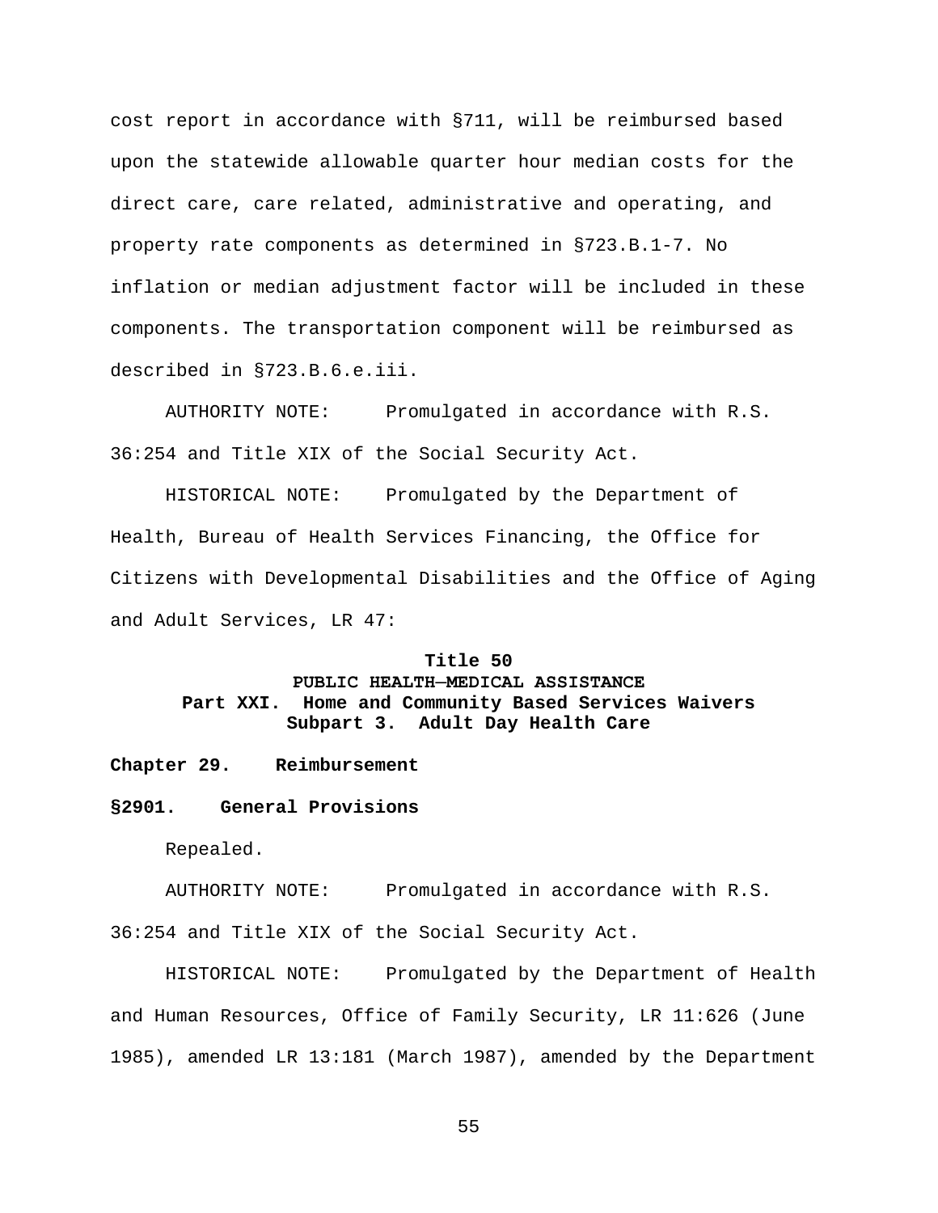cost report in accordance with §711, will be reimbursed based upon the statewide allowable quarter hour median costs for the direct care, care related, administrative and operating, and property rate components as determined in §723.B.1-7. No inflation or median adjustment factor will be included in these components. The transportation component will be reimbursed as described in §723.B.6.e.iii.

AUTHORITY NOTE: Promulgated in accordance with R.S. 36:254 and Title XIX of the Social Security Act.

HISTORICAL NOTE: Promulgated by the Department of Health, Bureau of Health Services Financing, the Office for Citizens with Developmental Disabilities and the Office of Aging and Adult Services, LR 47:

**Title 50**
**PUBLIC HEALTH—MEDICAL ASSISTANCE**
**Part XXI. Home and Community Based Services Waivers**
**Subpart 3. Adult Day Health Care**

## Chapter 29. Reimbursement

### §2901. General Provisions

Repealed.

AUTHORITY NOTE: Promulgated in accordance with R.S. 36:254 and Title XIX of the Social Security Act.

HISTORICAL NOTE: Promulgated by the Department of Health and Human Resources, Office of Family Security, LR 11:626 (June 1985), amended LR 13:181 (March 1987), amended by the Department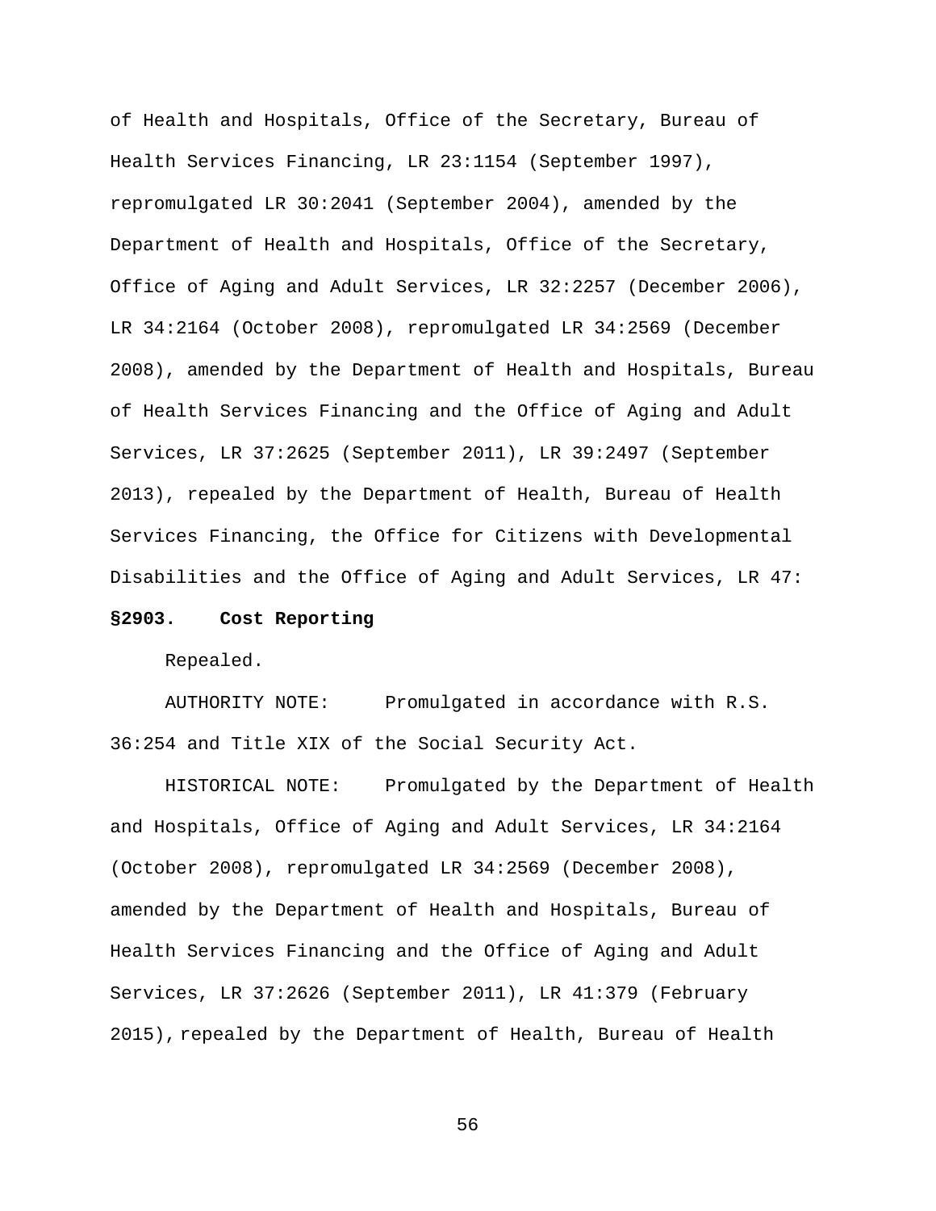of Health and Hospitals, Office of the Secretary, Bureau of Health Services Financing, LR 23:1154 (September 1997), repromulgated LR 30:2041 (September 2004), amended by the Department of Health and Hospitals, Office of the Secretary, Office of Aging and Adult Services, LR 32:2257 (December 2006), LR 34:2164 (October 2008), repromulgated LR 34:2569 (December 2008), amended by the Department of Health and Hospitals, Bureau of Health Services Financing and the Office of Aging and Adult Services, LR 37:2625 (September 2011), LR 39:2497 (September 2013), repealed by the Department of Health, Bureau of Health Services Financing, the Office for Citizens with Developmental Disabilities and the Office of Aging and Adult Services, LR 47:

**§2903. Cost Reporting**

Repealed.

AUTHORITY NOTE: Promulgated in accordance with R.S. 36:254 and Title XIX of the Social Security Act.

HISTORICAL NOTE: Promulgated by the Department of Health and Hospitals, Office of Aging and Adult Services, LR 34:2164 (October 2008), repromulgated LR 34:2569 (December 2008), amended by the Department of Health and Hospitals, Bureau of Health Services Financing and the Office of Aging and Adult Services, LR 37:2626 (September 2011), LR 41:379 (February 2015), repealed by the Department of Health, Bureau of Health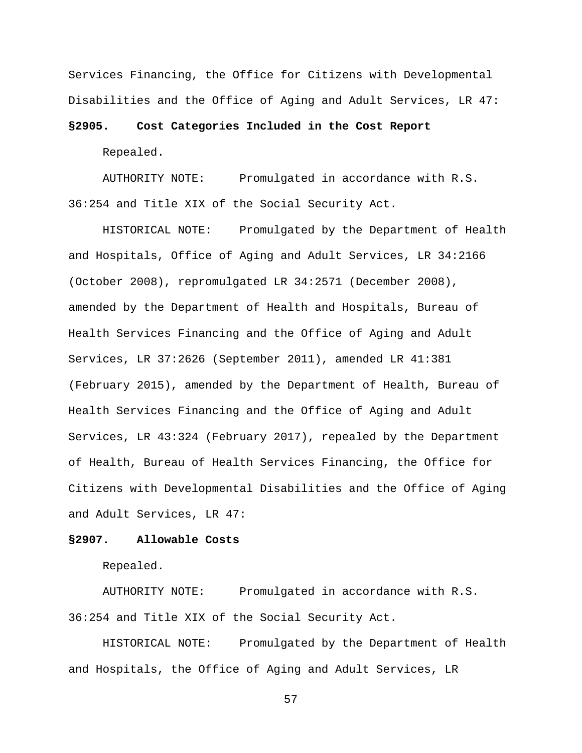Services Financing, the Office for Citizens with Developmental Disabilities and the Office of Aging and Adult Services, LR 47:

**§2905. Cost Categories Included in the Cost Report**

Repealed.

AUTHORITY NOTE: Promulgated in accordance with R.S. 36:254 and Title XIX of the Social Security Act.

HISTORICAL NOTE: Promulgated by the Department of Health and Hospitals, Office of Aging and Adult Services, LR 34:2166 (October 2008), repromulgated LR 34:2571 (December 2008), amended by the Department of Health and Hospitals, Bureau of Health Services Financing and the Office of Aging and Adult Services, LR 37:2626 (September 2011), amended LR 41:381 (February 2015), amended by the Department of Health, Bureau of Health Services Financing and the Office of Aging and Adult Services, LR 43:324 (February 2017), repealed by the Department of Health, Bureau of Health Services Financing, the Office for Citizens with Developmental Disabilities and the Office of Aging and Adult Services, LR 47:

**§2907. Allowable Costs**

Repealed.

AUTHORITY NOTE: Promulgated in accordance with R.S. 36:254 and Title XIX of the Social Security Act.

HISTORICAL NOTE: Promulgated by the Department of Health and Hospitals, the Office of Aging and Adult Services, LR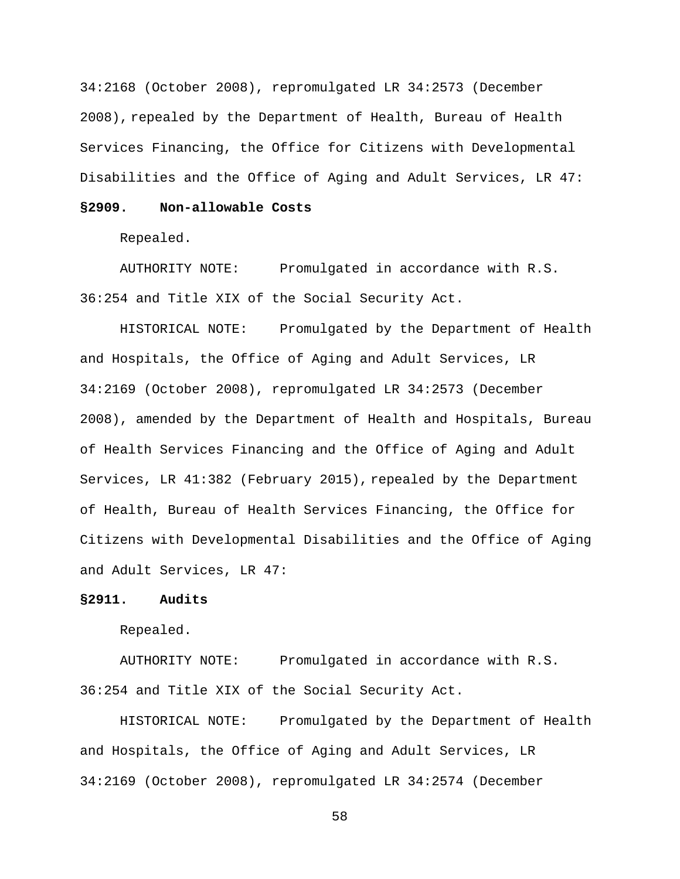34:2168 (October 2008), repromulgated LR 34:2573 (December 2008), repealed by the Department of Health, Bureau of Health Services Financing, the Office for Citizens with Developmental Disabilities and the Office of Aging and Adult Services, LR 47:

**§2909. Non-allowable Costs**

Repealed.

AUTHORITY NOTE: Promulgated in accordance with R.S. 36:254 and Title XIX of the Social Security Act.

HISTORICAL NOTE: Promulgated by the Department of Health and Hospitals, the Office of Aging and Adult Services, LR 34:2169 (October 2008), repromulgated LR 34:2573 (December 2008), amended by the Department of Health and Hospitals, Bureau of Health Services Financing and the Office of Aging and Adult Services, LR 41:382 (February 2015), repealed by the Department of Health, Bureau of Health Services Financing, the Office for Citizens with Developmental Disabilities and the Office of Aging and Adult Services, LR 47:

**§2911. Audits**

Repealed.

AUTHORITY NOTE: Promulgated in accordance with R.S. 36:254 and Title XIX of the Social Security Act.

HISTORICAL NOTE: Promulgated by the Department of Health and Hospitals, the Office of Aging and Adult Services, LR 34:2169 (October 2008), repromulgated LR 34:2574 (December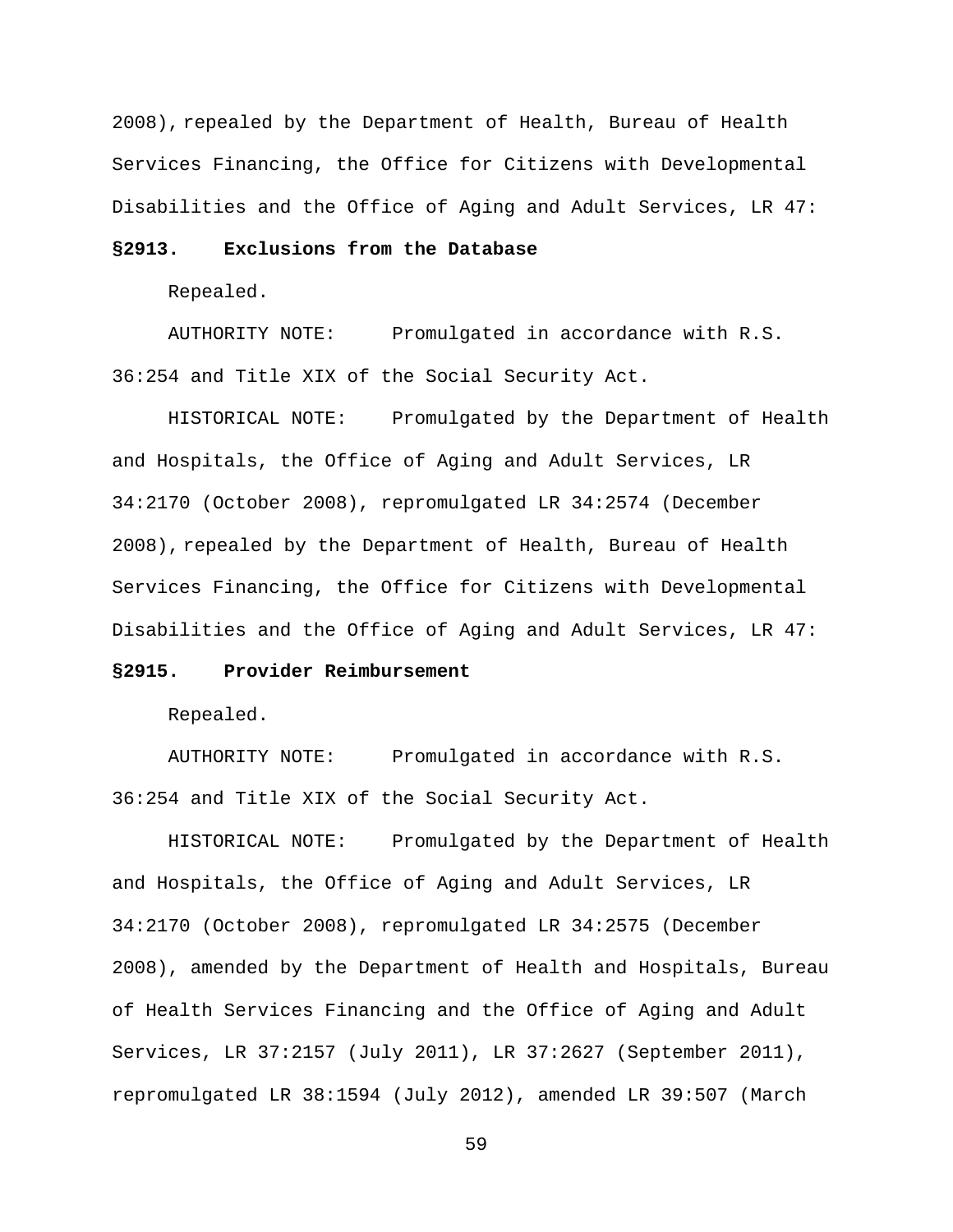2008), repealed by the Department of Health, Bureau of Health Services Financing, the Office for Citizens with Developmental Disabilities and the Office of Aging and Adult Services, LR 47:

**§2913. Exclusions from the Database**

Repealed.

AUTHORITY NOTE: Promulgated in accordance with R.S. 36:254 and Title XIX of the Social Security Act.

HISTORICAL NOTE: Promulgated by the Department of Health and Hospitals, the Office of Aging and Adult Services, LR 34:2170 (October 2008), repromulgated LR 34:2574 (December 2008), repealed by the Department of Health, Bureau of Health Services Financing, the Office for Citizens with Developmental Disabilities and the Office of Aging and Adult Services, LR 47:

**§2915. Provider Reimbursement**

Repealed.

AUTHORITY NOTE: Promulgated in accordance with R.S. 36:254 and Title XIX of the Social Security Act.

HISTORICAL NOTE: Promulgated by the Department of Health and Hospitals, the Office of Aging and Adult Services, LR 34:2170 (October 2008), repromulgated LR 34:2575 (December 2008), amended by the Department of Health and Hospitals, Bureau of Health Services Financing and the Office of Aging and Adult Services, LR 37:2157 (July 2011), LR 37:2627 (September 2011), repromulgated LR 38:1594 (July 2012), amended LR 39:507 (March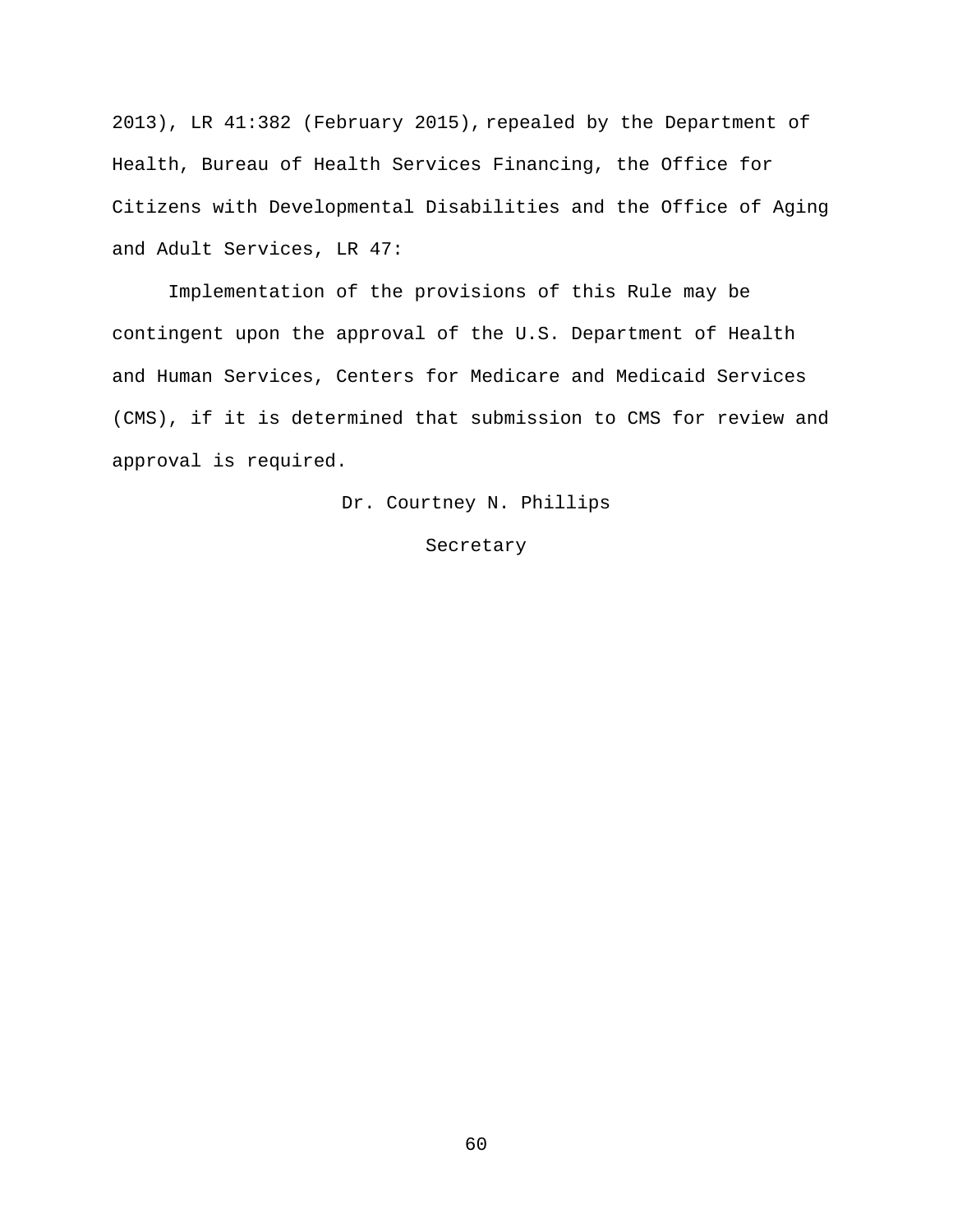2013), LR 41:382 (February 2015), repealed by the Department of Health, Bureau of Health Services Financing, the Office for Citizens with Developmental Disabilities and the Office of Aging and Adult Services, LR 47:

Implementation of the provisions of this Rule may be contingent upon the approval of the U.S. Department of Health and Human Services, Centers for Medicare and Medicaid Services (CMS), if it is determined that submission to CMS for review and approval is required.

Dr. Courtney N. Phillips

Secretary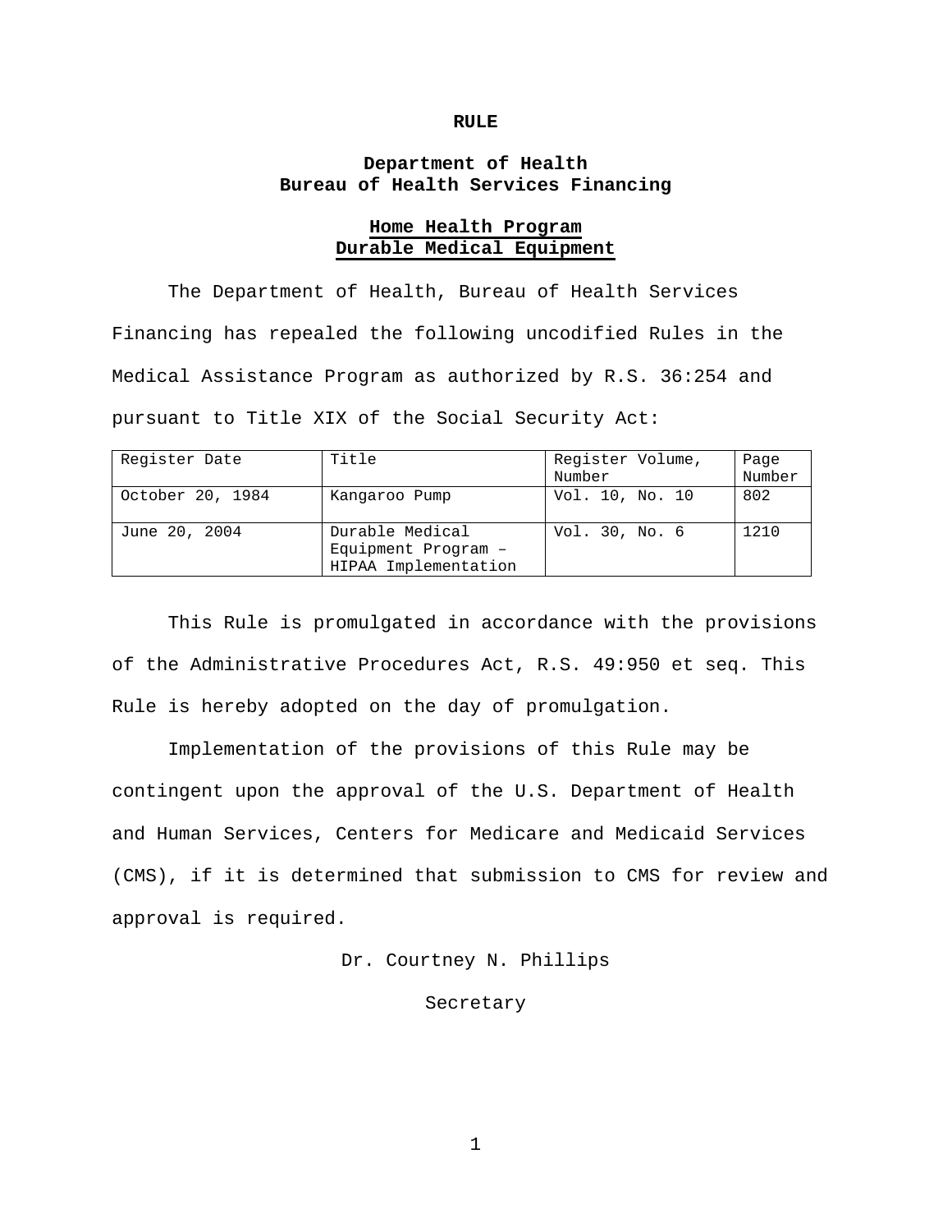**RULE**

**Department of Health**
**Bureau of Health Services Financing**

**Home Health Program**
**Durable Medical Equipment**

The Department of Health, Bureau of Health Services Financing has repealed the following uncodified Rules in the Medical Assistance Program as authorized by R.S. 36:254 and pursuant to Title XIX of the Social Security Act:

| Register Date | Title | Register Volume, Number | Page Number |
|---|---|---|---|
| October 20, 1984 | Kangaroo Pump | Vol. 10, No. 10 | 802 |
| June 20, 2004 | Durable Medical Equipment Program – HIPAA Implementation | Vol. 30, No. 6 | 1210 |

This Rule is promulgated in accordance with the provisions of the Administrative Procedures Act, R.S. 49:950 et seq. This Rule is hereby adopted on the day of promulgation.

Implementation of the provisions of this Rule may be contingent upon the approval of the U.S. Department of Health and Human Services, Centers for Medicare and Medicaid Services (CMS), if it is determined that submission to CMS for review and approval is required.

Dr. Courtney N. Phillips

Secretary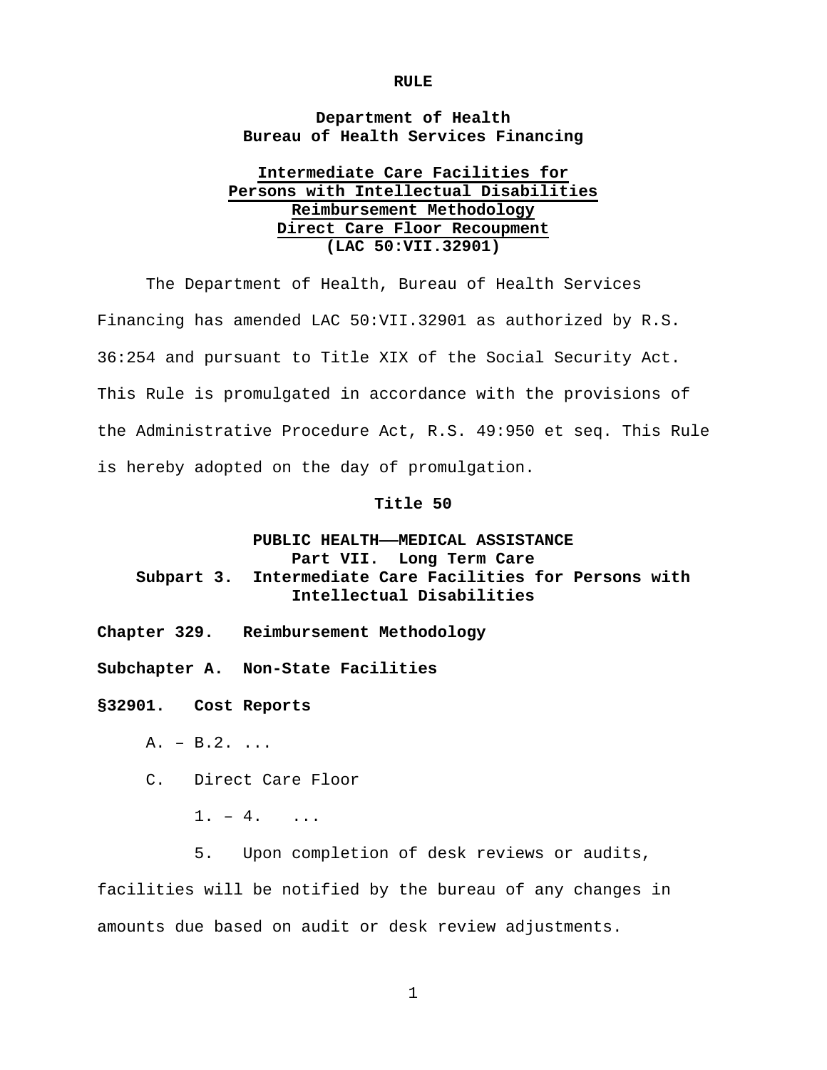**RULE**

**Department of Health**
**Bureau of Health Services Financing**

**Intermediate Care Facilities for Persons with Intellectual Disabilities Reimbursement Methodology Direct Care Floor Recoupment (LAC 50:VII.32901)**

The Department of Health, Bureau of Health Services Financing has amended LAC 50:VII.32901 as authorized by R.S. 36:254 and pursuant to Title XIX of the Social Security Act. This Rule is promulgated in accordance with the provisions of the Administrative Procedure Act, R.S. 49:950 et seq. This Rule is hereby adopted on the day of promulgation.

**Title 50**

**PUBLIC HEALTH——MEDICAL ASSISTANCE**
**Part VII. Long Term Care**
**Subpart 3. Intermediate Care Facilities for Persons with Intellectual Disabilities**

**Chapter 329. Reimbursement Methodology**

**Subchapter A. Non-State Facilities**

**§32901. Cost Reports**

A. – B.2. ...

C. Direct Care Floor

1. – 4. ...

5. Upon completion of desk reviews or audits, facilities will be notified by the bureau of any changes in amounts due based on audit or desk review adjustments.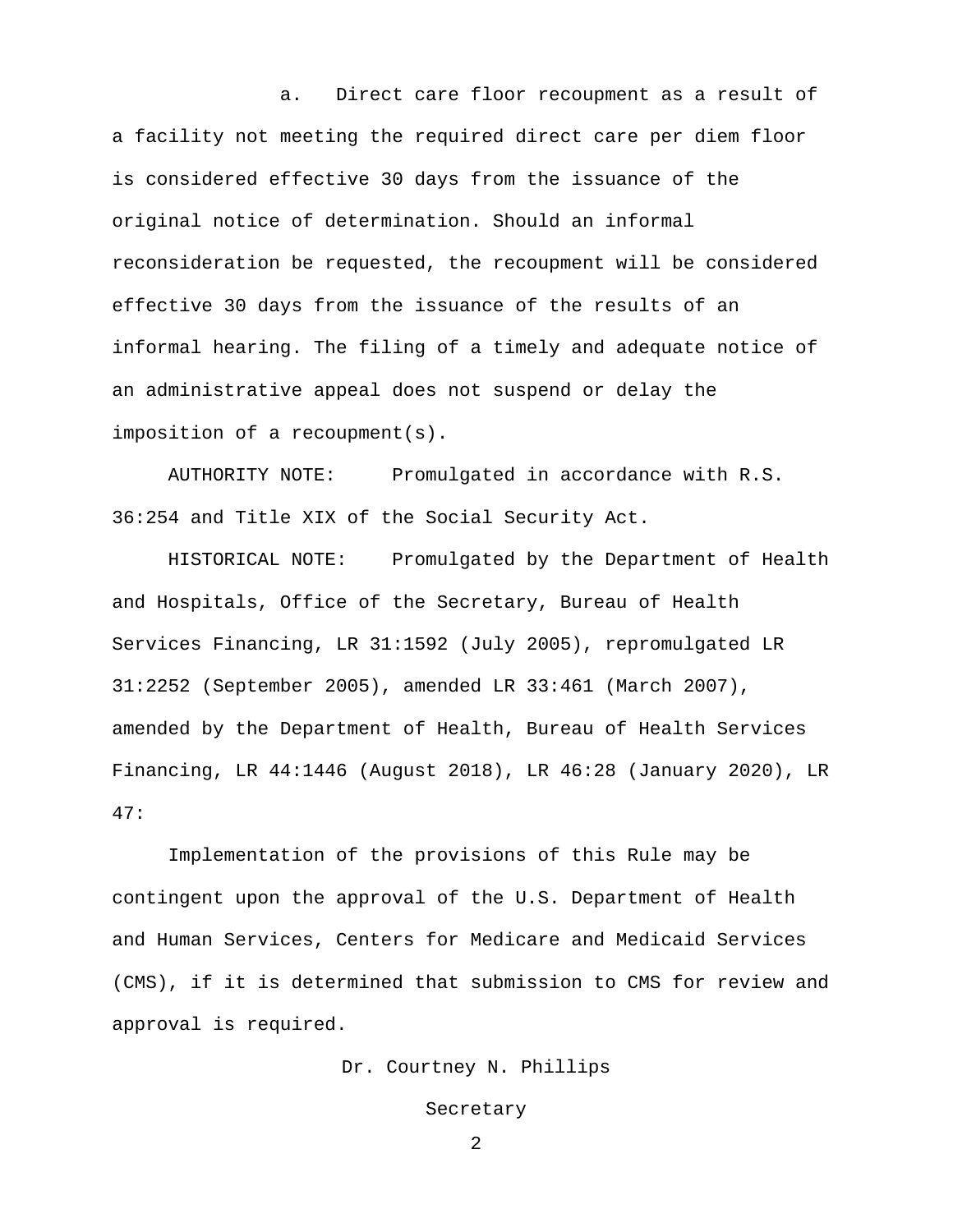a. Direct care floor recoupment as a result of a facility not meeting the required direct care per diem floor is considered effective 30 days from the issuance of the original notice of determination. Should an informal reconsideration be requested, the recoupment will be considered effective 30 days from the issuance of the results of an informal hearing. The filing of a timely and adequate notice of an administrative appeal does not suspend or delay the imposition of a recoupment(s).

AUTHORITY NOTE: Promulgated in accordance with R.S. 36:254 and Title XIX of the Social Security Act.

HISTORICAL NOTE: Promulgated by the Department of Health and Hospitals, Office of the Secretary, Bureau of Health Services Financing, LR 31:1592 (July 2005), repromulgated LR 31:2252 (September 2005), amended LR 33:461 (March 2007), amended by the Department of Health, Bureau of Health Services Financing, LR 44:1446 (August 2018), LR 46:28 (January 2020), LR 47:

Implementation of the provisions of this Rule may be contingent upon the approval of the U.S. Department of Health and Human Services, Centers for Medicare and Medicaid Services (CMS), if it is determined that submission to CMS for review and approval is required.

Dr. Courtney N. Phillips

Secretary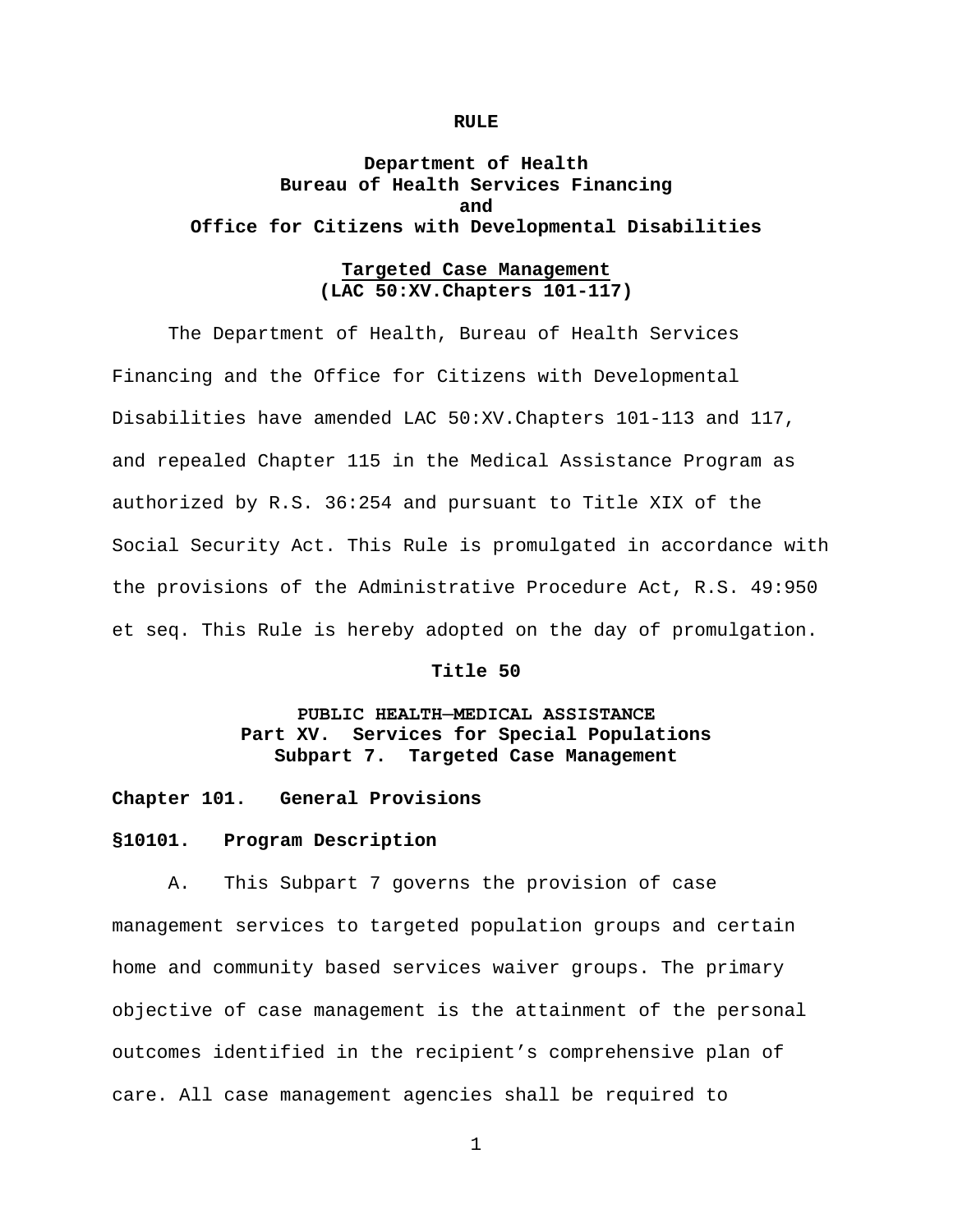**RULE**

**Department of Health**
**Bureau of Health Services Financing**
**and**
**Office for Citizens with Developmental Disabilities**

**Targeted Case Management**
**(LAC 50:XV.Chapters 101-117)**

The Department of Health, Bureau of Health Services Financing and the Office for Citizens with Developmental Disabilities have amended LAC 50:XV.Chapters 101-113 and 117, and repealed Chapter 115 in the Medical Assistance Program as authorized by R.S. 36:254 and pursuant to Title XIX of the Social Security Act. This Rule is promulgated in accordance with the provisions of the Administrative Procedure Act, R.S. 49:950 et seq. This Rule is hereby adopted on the day of promulgation.

**Title 50**

**PUBLIC HEALTH—MEDICAL ASSISTANCE**
**Part XV. Services for Special Populations**
**Subpart 7. Targeted Case Management**

## Chapter 101. General Provisions

### §10101. Program Description

A. This Subpart 7 governs the provision of case management services to targeted population groups and certain home and community based services waiver groups. The primary objective of case management is the attainment of the personal outcomes identified in the recipient's comprehensive plan of care. All case management agencies shall be required to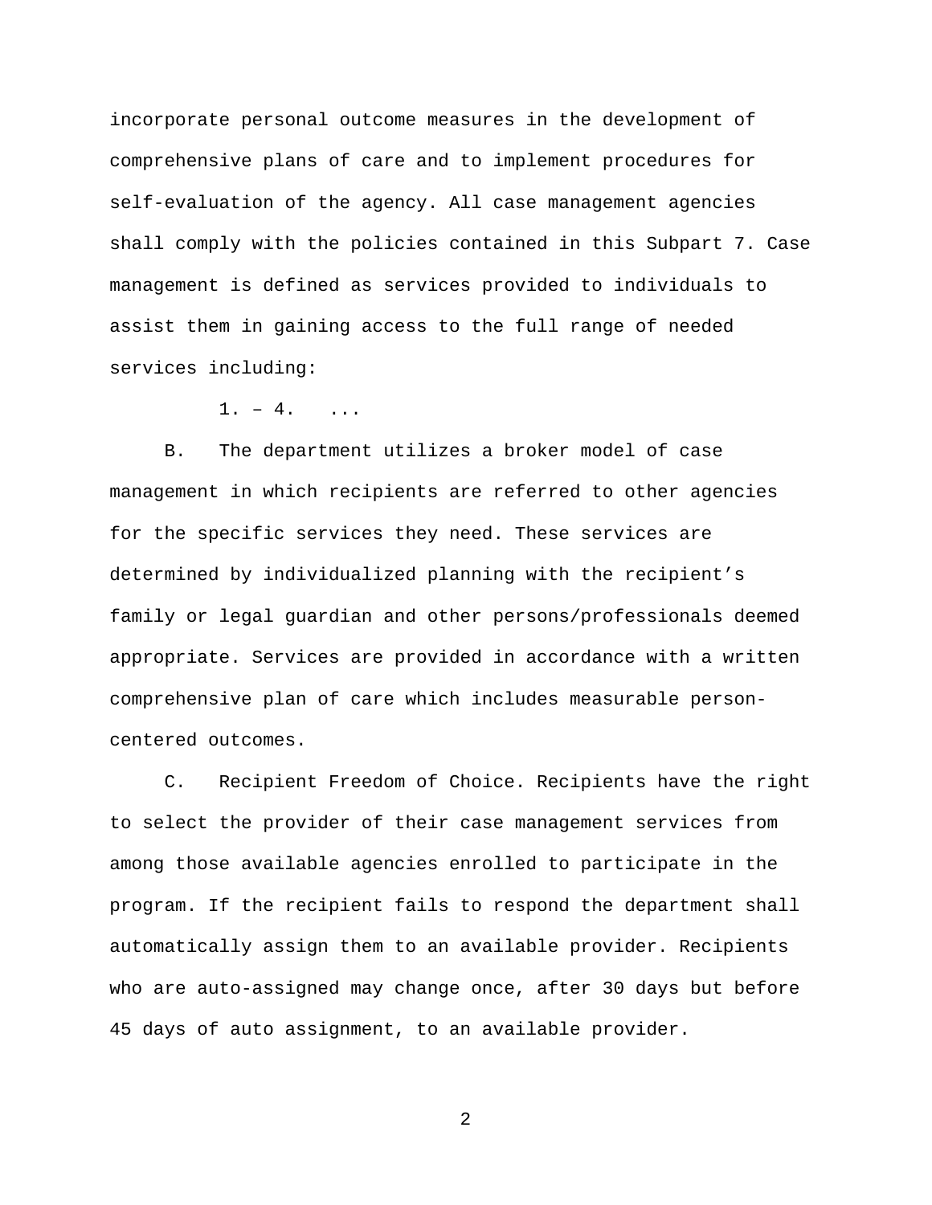incorporate personal outcome measures in the development of comprehensive plans of care and to implement procedures for self-evaluation of the agency. All case management agencies shall comply with the policies contained in this Subpart 7. Case management is defined as services provided to individuals to assist them in gaining access to the full range of needed services including:

1. – 4. ...

B. The department utilizes a broker model of case management in which recipients are referred to other agencies for the specific services they need. These services are determined by individualized planning with the recipient's family or legal guardian and other persons/professionals deemed appropriate. Services are provided in accordance with a written comprehensive plan of care which includes measurable person-centered outcomes.

C. Recipient Freedom of Choice. Recipients have the right to select the provider of their case management services from among those available agencies enrolled to participate in the program. If the recipient fails to respond the department shall automatically assign them to an available provider. Recipients who are auto-assigned may change once, after 30 days but before 45 days of auto assignment, to an available provider.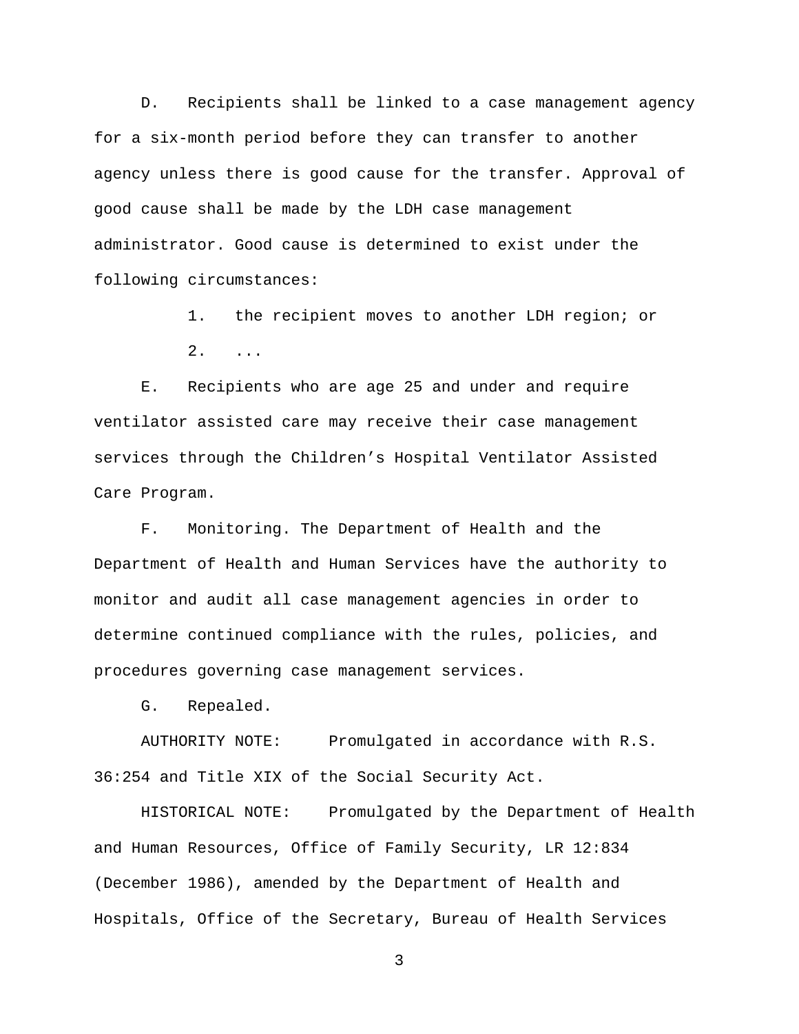D. Recipients shall be linked to a case management agency for a six-month period before they can transfer to another agency unless there is good cause for the transfer. Approval of good cause shall be made by the LDH case management administrator. Good cause is determined to exist under the following circumstances:

1. the recipient moves to another LDH region; or

2. ...

E. Recipients who are age 25 and under and require ventilator assisted care may receive their case management services through the Children's Hospital Ventilator Assisted Care Program.

F. Monitoring. The Department of Health and the Department of Health and Human Services have the authority to monitor and audit all case management agencies in order to determine continued compliance with the rules, policies, and procedures governing case management services.

G. Repealed.

AUTHORITY NOTE: Promulgated in accordance with R.S. 36:254 and Title XIX of the Social Security Act.

HISTORICAL NOTE: Promulgated by the Department of Health and Human Resources, Office of Family Security, LR 12:834 (December 1986), amended by the Department of Health and Hospitals, Office of the Secretary, Bureau of Health Services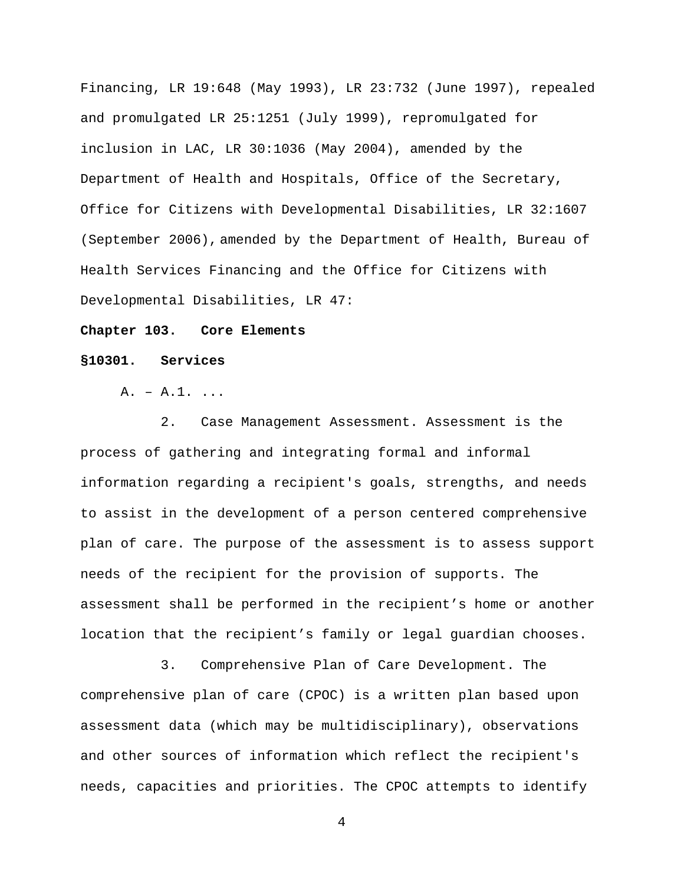Financing, LR 19:648 (May 1993), LR 23:732 (June 1997), repealed and promulgated LR 25:1251 (July 1999), repromulgated for inclusion in LAC, LR 30:1036 (May 2004), amended by the Department of Health and Hospitals, Office of the Secretary, Office for Citizens with Developmental Disabilities, LR 32:1607 (September 2006), amended by the Department of Health, Bureau of Health Services Financing and the Office for Citizens with Developmental Disabilities, LR 47:

**Chapter 103. Core Elements**

**§10301. Services**

A. – A.1. ...

2. Case Management Assessment. Assessment is the process of gathering and integrating formal and informal information regarding a recipient's goals, strengths, and needs to assist in the development of a person centered comprehensive plan of care. The purpose of the assessment is to assess support needs of the recipient for the provision of supports. The assessment shall be performed in the recipient’s home or another location that the recipient’s family or legal guardian chooses.

3. Comprehensive Plan of Care Development. The comprehensive plan of care (CPOC) is a written plan based upon assessment data (which may be multidisciplinary), observations and other sources of information which reflect the recipient's needs, capacities and priorities. The CPOC attempts to identify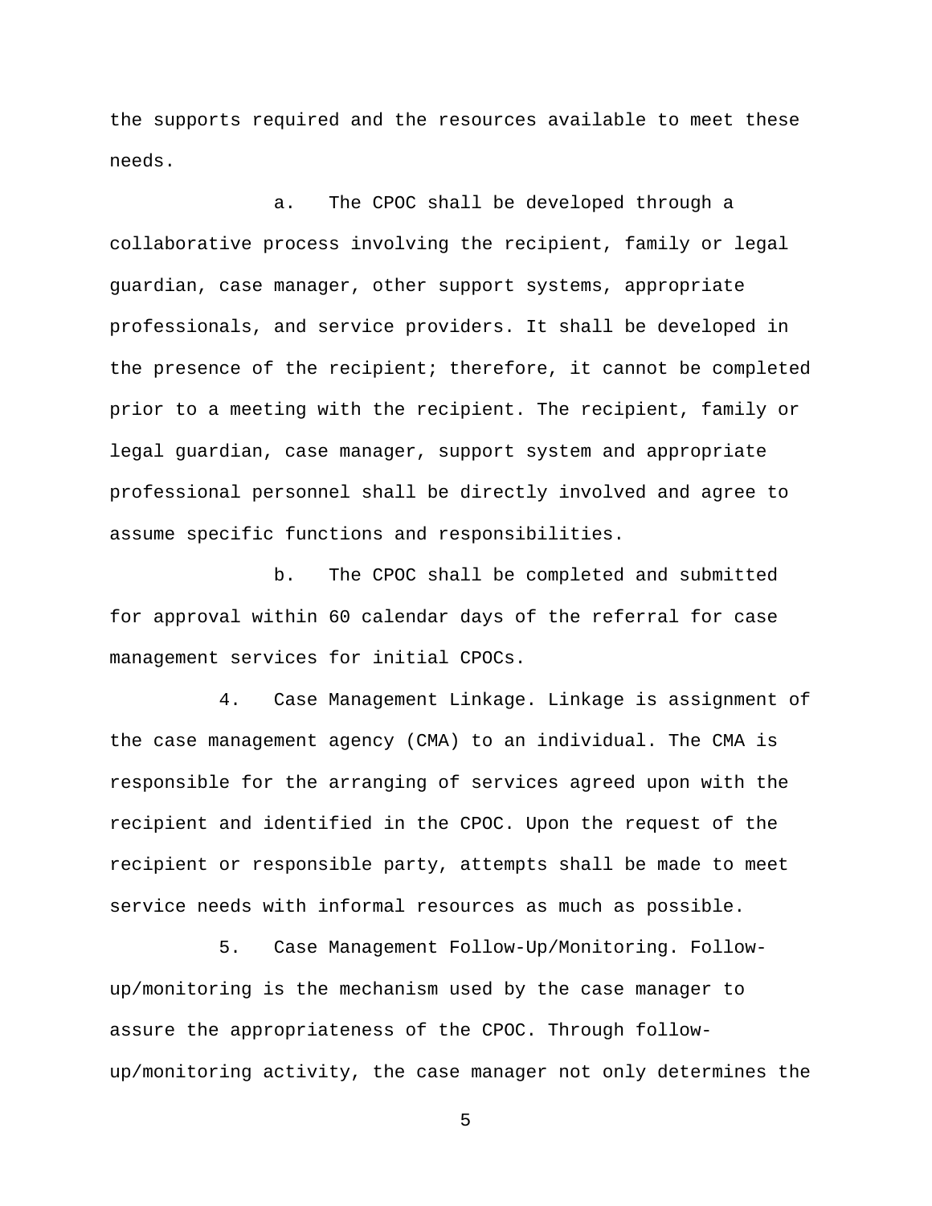the supports required and the resources available to meet these needs.

a. The CPOC shall be developed through a collaborative process involving the recipient, family or legal guardian, case manager, other support systems, appropriate professionals, and service providers. It shall be developed in the presence of the recipient; therefore, it cannot be completed prior to a meeting with the recipient. The recipient, family or legal guardian, case manager, support system and appropriate professional personnel shall be directly involved and agree to assume specific functions and responsibilities.

b. The CPOC shall be completed and submitted for approval within 60 calendar days of the referral for case management services for initial CPOCs.

4. Case Management Linkage. Linkage is assignment of the case management agency (CMA) to an individual. The CMA is responsible for the arranging of services agreed upon with the recipient and identified in the CPOC. Upon the request of the recipient or responsible party, attempts shall be made to meet service needs with informal resources as much as possible.

5. Case Management Follow-Up/Monitoring. Follow-up/monitoring is the mechanism used by the case manager to assure the appropriateness of the CPOC. Through follow-up/monitoring activity, the case manager not only determines the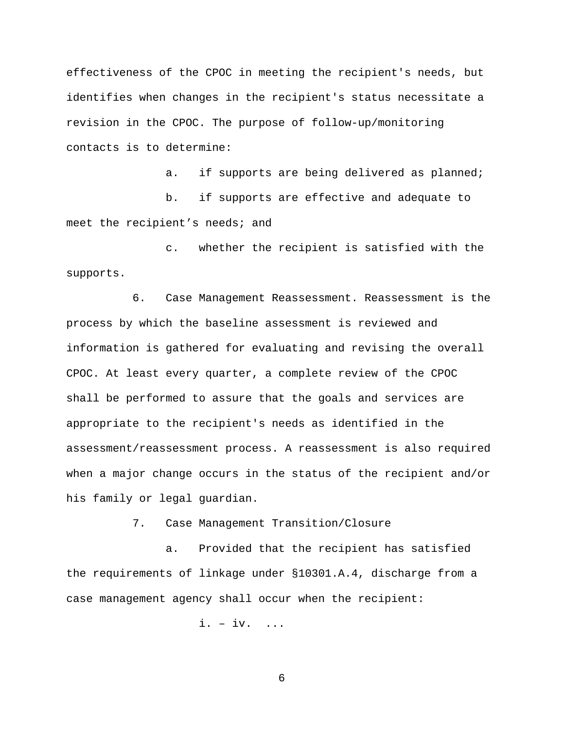effectiveness of the CPOC in meeting the recipient's needs, but identifies when changes in the recipient's status necessitate a revision in the CPOC. The purpose of follow-up/monitoring contacts is to determine:

a. if supports are being delivered as planned;

b. if supports are effective and adequate to meet the recipient's needs; and

c. whether the recipient is satisfied with the supports.

6. Case Management Reassessment. Reassessment is the process by which the baseline assessment is reviewed and information is gathered for evaluating and revising the overall CPOC. At least every quarter, a complete review of the CPOC shall be performed to assure that the goals and services are appropriate to the recipient's needs as identified in the assessment/reassessment process. A reassessment is also required when a major change occurs in the status of the recipient and/or his family or legal guardian.

7. Case Management Transition/Closure

a. Provided that the recipient has satisfied the requirements of linkage under §10301.A.4, discharge from a case management agency shall occur when the recipient:

i. – iv. ...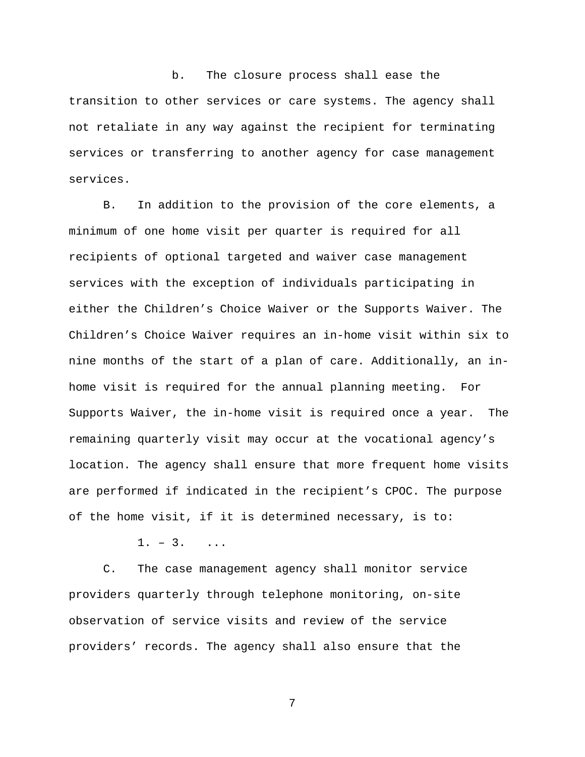b. The closure process shall ease the transition to other services or care systems. The agency shall not retaliate in any way against the recipient for terminating services or transferring to another agency for case management services.

B. In addition to the provision of the core elements, a minimum of one home visit per quarter is required for all recipients of optional targeted and waiver case management services with the exception of individuals participating in either the Children's Choice Waiver or the Supports Waiver. The Children's Choice Waiver requires an in-home visit within six to nine months of the start of a plan of care. Additionally, an in-home visit is required for the annual planning meeting. For Supports Waiver, the in-home visit is required once a year. The remaining quarterly visit may occur at the vocational agency's location. The agency shall ensure that more frequent home visits are performed if indicated in the recipient's CPOC. The purpose of the home visit, if it is determined necessary, is to:

1. – 3. ...

C. The case management agency shall monitor service providers quarterly through telephone monitoring, on-site observation of service visits and review of the service providers' records. The agency shall also ensure that the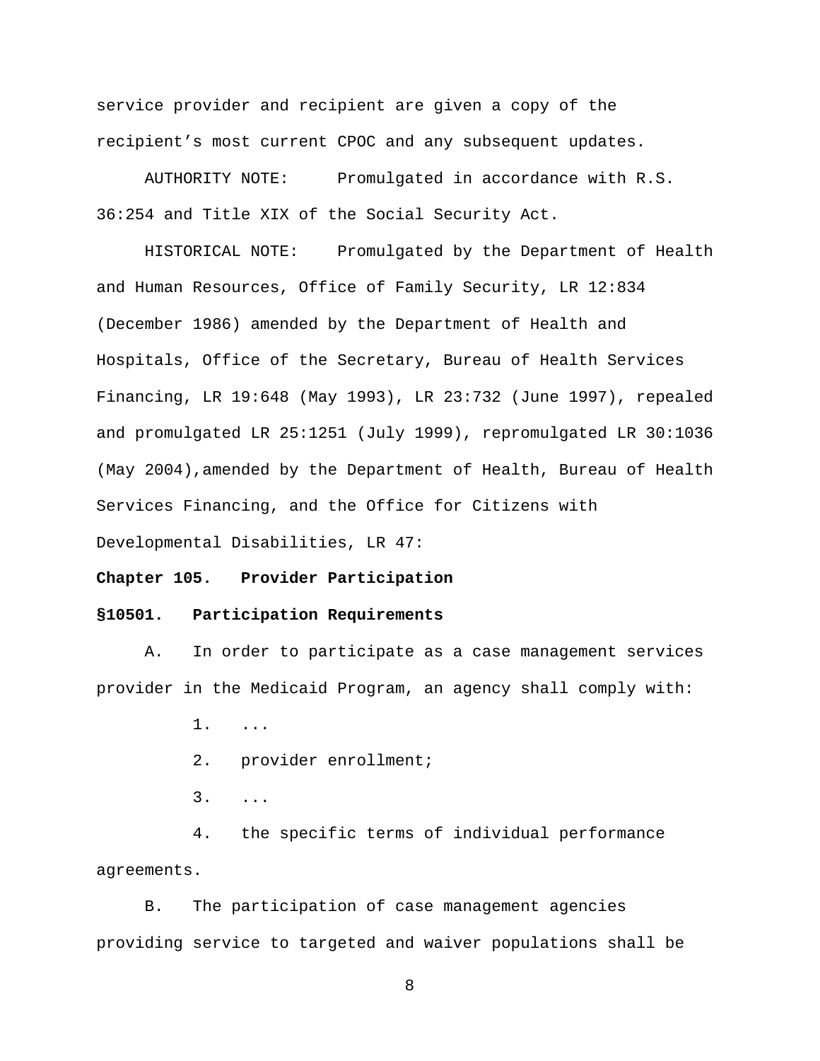service provider and recipient are given a copy of the recipient's most current CPOC and any subsequent updates.

AUTHORITY NOTE: Promulgated in accordance with R.S. 36:254 and Title XIX of the Social Security Act.

HISTORICAL NOTE: Promulgated by the Department of Health and Human Resources, Office of Family Security, LR 12:834 (December 1986) amended by the Department of Health and Hospitals, Office of the Secretary, Bureau of Health Services Financing, LR 19:648 (May 1993), LR 23:732 (June 1997), repealed and promulgated LR 25:1251 (July 1999), repromulgated LR 30:1036 (May 2004),amended by the Department of Health, Bureau of Health Services Financing, and the Office for Citizens with Developmental Disabilities, LR 47:

**Chapter 105. Provider Participation**

**§10501. Participation Requirements**

A. In order to participate as a case management services provider in the Medicaid Program, an agency shall comply with:

1. ...

2. provider enrollment;

3. ...

4. the specific terms of individual performance agreements.

B. The participation of case management agencies providing service to targeted and waiver populations shall be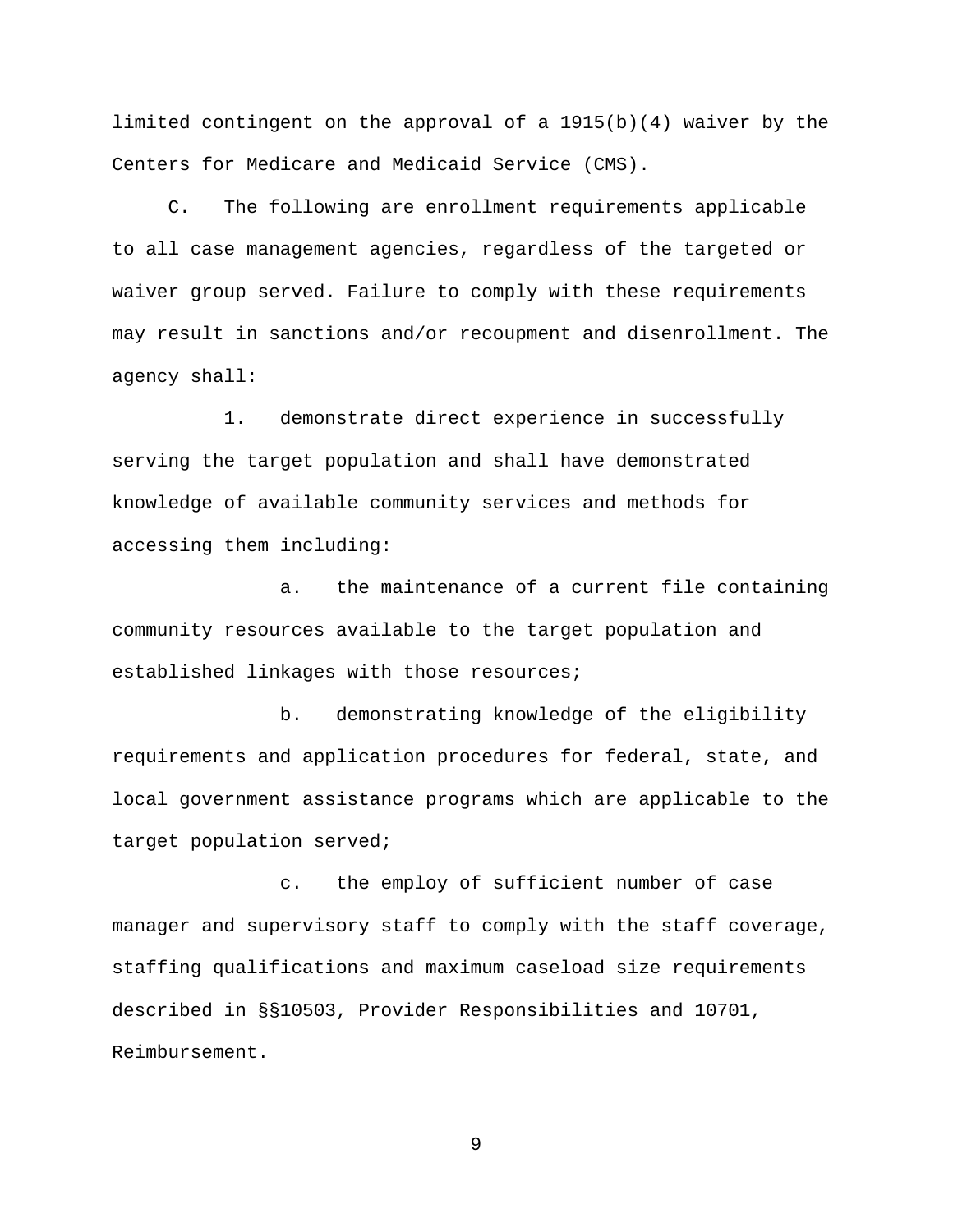limited contingent on the approval of a 1915(b)(4) waiver by the Centers for Medicare and Medicaid Service (CMS).

C. The following are enrollment requirements applicable to all case management agencies, regardless of the targeted or waiver group served. Failure to comply with these requirements may result in sanctions and/or recoupment and disenrollment. The agency shall:

1. demonstrate direct experience in successfully serving the target population and shall have demonstrated knowledge of available community services and methods for accessing them including:

a. the maintenance of a current file containing community resources available to the target population and established linkages with those resources;

b. demonstrating knowledge of the eligibility requirements and application procedures for federal, state, and local government assistance programs which are applicable to the target population served;

c. the employ of sufficient number of case manager and supervisory staff to comply with the staff coverage, staffing qualifications and maximum caseload size requirements described in §§10503, Provider Responsibilities and 10701, Reimbursement.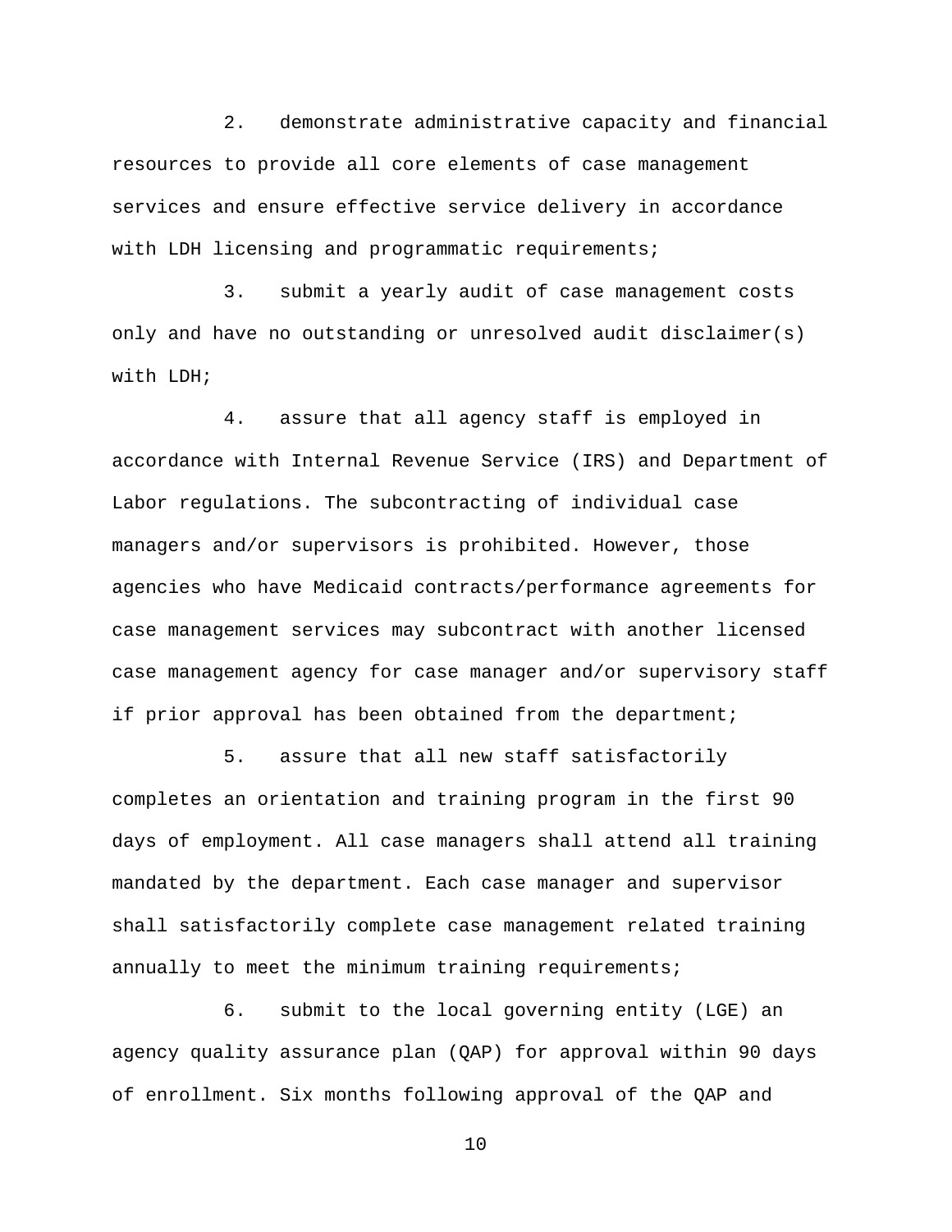2. demonstrate administrative capacity and financial resources to provide all core elements of case management services and ensure effective service delivery in accordance with LDH licensing and programmatic requirements;

3. submit a yearly audit of case management costs only and have no outstanding or unresolved audit disclaimer(s) with LDH;

4. assure that all agency staff is employed in accordance with Internal Revenue Service (IRS) and Department of Labor regulations. The subcontracting of individual case managers and/or supervisors is prohibited. However, those agencies who have Medicaid contracts/performance agreements for case management services may subcontract with another licensed case management agency for case manager and/or supervisory staff if prior approval has been obtained from the department;

5. assure that all new staff satisfactorily completes an orientation and training program in the first 90 days of employment. All case managers shall attend all training mandated by the department. Each case manager and supervisor shall satisfactorily complete case management related training annually to meet the minimum training requirements;

6. submit to the local governing entity (LGE) an agency quality assurance plan (QAP) for approval within 90 days of enrollment. Six months following approval of the QAP and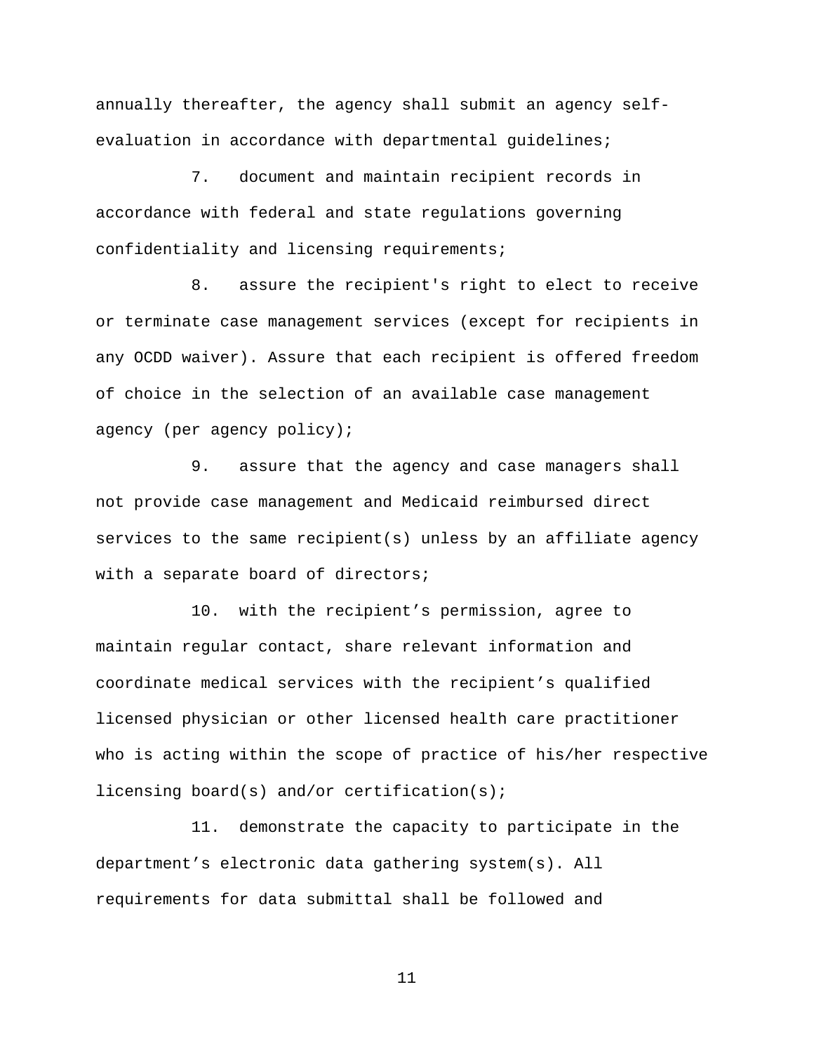annually thereafter, the agency shall submit an agency self-evaluation in accordance with departmental guidelines;

7. document and maintain recipient records in accordance with federal and state regulations governing confidentiality and licensing requirements;

8. assure the recipient's right to elect to receive or terminate case management services (except for recipients in any OCDD waiver). Assure that each recipient is offered freedom of choice in the selection of an available case management agency (per agency policy);

9. assure that the agency and case managers shall not provide case management and Medicaid reimbursed direct services to the same recipient(s) unless by an affiliate agency with a separate board of directors;

10. with the recipient's permission, agree to maintain regular contact, share relevant information and coordinate medical services with the recipient's qualified licensed physician or other licensed health care practitioner who is acting within the scope of practice of his/her respective licensing board(s) and/or certification(s);

11. demonstrate the capacity to participate in the department's electronic data gathering system(s). All requirements for data submittal shall be followed and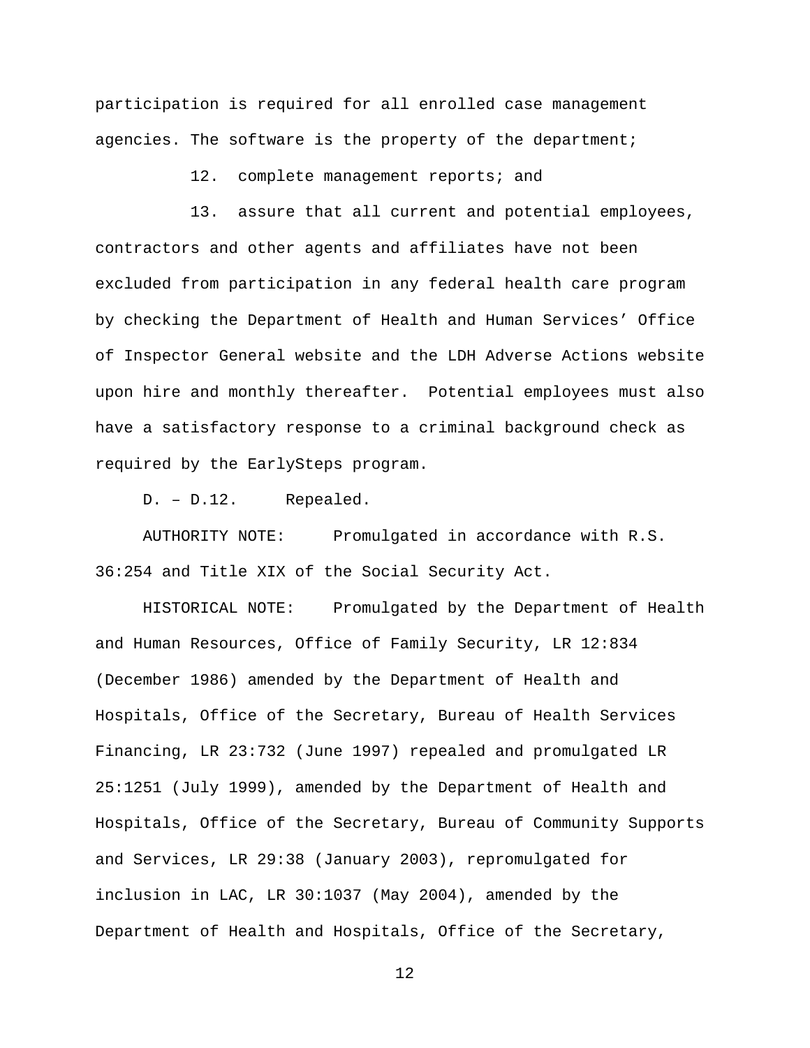participation is required for all enrolled case management agencies. The software is the property of the department;

12. complete management reports; and

13. assure that all current and potential employees, contractors and other agents and affiliates have not been excluded from participation in any federal health care program by checking the Department of Health and Human Services' Office of Inspector General website and the LDH Adverse Actions website upon hire and monthly thereafter. Potential employees must also have a satisfactory response to a criminal background check as required by the EarlySteps program.

D. – D.12. Repealed.

AUTHORITY NOTE: Promulgated in accordance with R.S. 36:254 and Title XIX of the Social Security Act.

HISTORICAL NOTE: Promulgated by the Department of Health and Human Resources, Office of Family Security, LR 12:834 (December 1986) amended by the Department of Health and Hospitals, Office of the Secretary, Bureau of Health Services Financing, LR 23:732 (June 1997) repealed and promulgated LR 25:1251 (July 1999), amended by the Department of Health and Hospitals, Office of the Secretary, Bureau of Community Supports and Services, LR 29:38 (January 2003), repromulgated for inclusion in LAC, LR 30:1037 (May 2004), amended by the Department of Health and Hospitals, Office of the Secretary,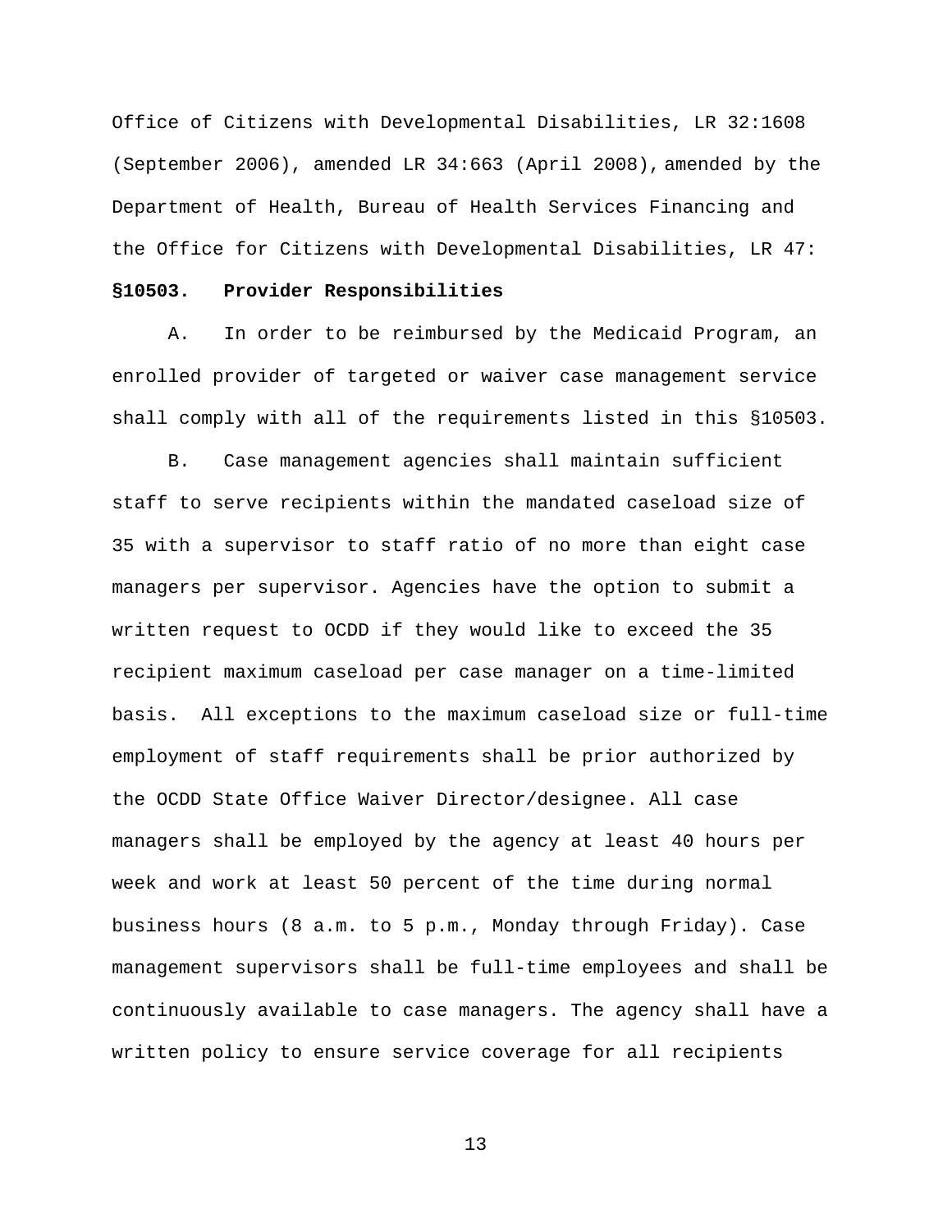Office of Citizens with Developmental Disabilities, LR 32:1608 (September 2006), amended LR 34:663 (April 2008), amended by the Department of Health, Bureau of Health Services Financing and the Office for Citizens with Developmental Disabilities, LR 47:

**§10503. Provider Responsibilities**

A. In order to be reimbursed by the Medicaid Program, an enrolled provider of targeted or waiver case management service shall comply with all of the requirements listed in this §10503.

B. Case management agencies shall maintain sufficient staff to serve recipients within the mandated caseload size of 35 with a supervisor to staff ratio of no more than eight case managers per supervisor. Agencies have the option to submit a written request to OCDD if they would like to exceed the 35 recipient maximum caseload per case manager on a time-limited basis. All exceptions to the maximum caseload size or full-time employment of staff requirements shall be prior authorized by the OCDD State Office Waiver Director/designee. All case managers shall be employed by the agency at least 40 hours per week and work at least 50 percent of the time during normal business hours (8 a.m. to 5 p.m., Monday through Friday). Case management supervisors shall be full-time employees and shall be continuously available to case managers. The agency shall have a written policy to ensure service coverage for all recipients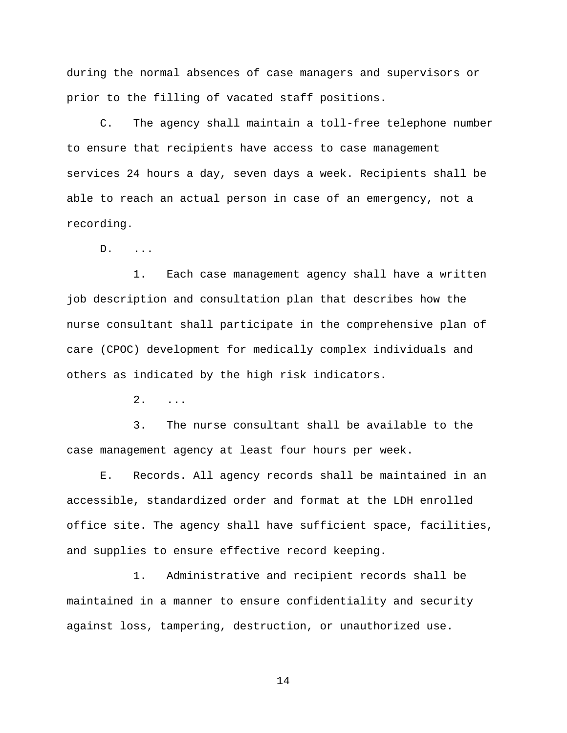during the normal absences of case managers and supervisors or prior to the filling of vacated staff positions.

C. The agency shall maintain a toll-free telephone number to ensure that recipients have access to case management services 24 hours a day, seven days a week. Recipients shall be able to reach an actual person in case of an emergency, not a recording.

D. ...

1. Each case management agency shall have a written job description and consultation plan that describes how the nurse consultant shall participate in the comprehensive plan of care (CPOC) development for medically complex individuals and others as indicated by the high risk indicators.

2. ...

3. The nurse consultant shall be available to the case management agency at least four hours per week.

E. Records. All agency records shall be maintained in an accessible, standardized order and format at the LDH enrolled office site. The agency shall have sufficient space, facilities, and supplies to ensure effective record keeping.

1. Administrative and recipient records shall be maintained in a manner to ensure confidentiality and security against loss, tampering, destruction, or unauthorized use.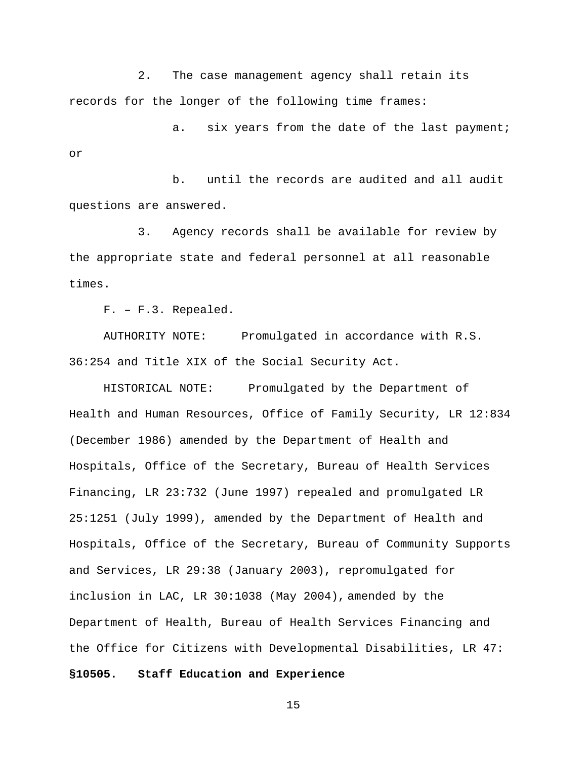2. The case management agency shall retain its records for the longer of the following time frames:

a. six years from the date of the last payment; or

b. until the records are audited and all audit questions are answered.

3. Agency records shall be available for review by the appropriate state and federal personnel at all reasonable times.

F. – F.3. Repealed.

AUTHORITY NOTE: Promulgated in accordance with R.S. 36:254 and Title XIX of the Social Security Act.

HISTORICAL NOTE: Promulgated by the Department of Health and Human Resources, Office of Family Security, LR 12:834 (December 1986) amended by the Department of Health and Hospitals, Office of the Secretary, Bureau of Health Services Financing, LR 23:732 (June 1997) repealed and promulgated LR 25:1251 (July 1999), amended by the Department of Health and Hospitals, Office of the Secretary, Bureau of Community Supports and Services, LR 29:38 (January 2003), repromulgated for inclusion in LAC, LR 30:1038 (May 2004), amended by the Department of Health, Bureau of Health Services Financing and the Office for Citizens with Developmental Disabilities, LR 47:

**§10505. Staff Education and Experience**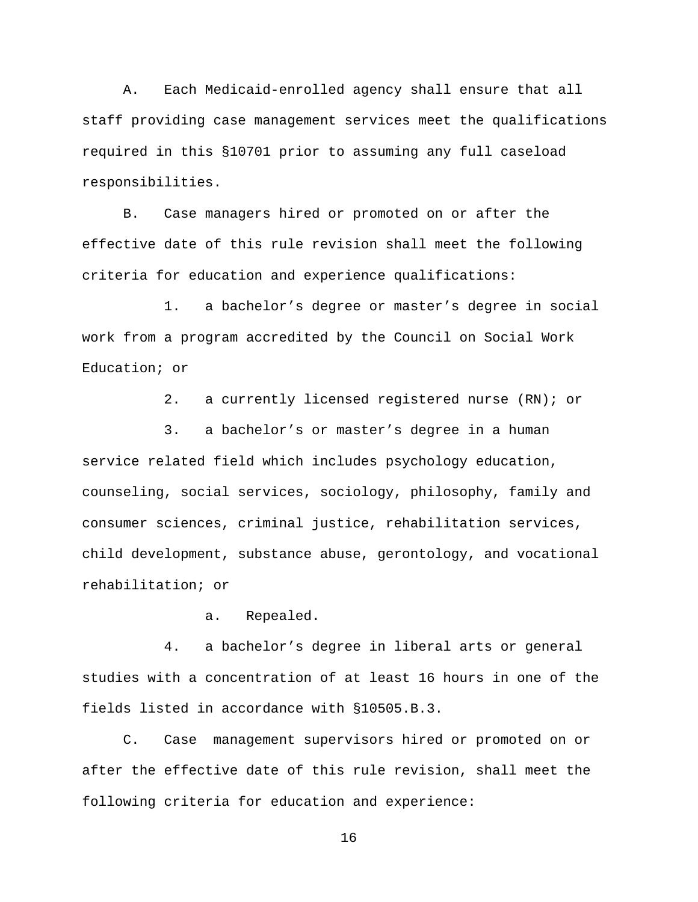A. Each Medicaid-enrolled agency shall ensure that all staff providing case management services meet the qualifications required in this §10701 prior to assuming any full caseload responsibilities.

B. Case managers hired or promoted on or after the effective date of this rule revision shall meet the following criteria for education and experience qualifications:

1. a bachelor’s degree or master’s degree in social work from a program accredited by the Council on Social Work Education; or

2. a currently licensed registered nurse (RN); or

3. a bachelor’s or master’s degree in a human service related field which includes psychology education, counseling, social services, sociology, philosophy, family and consumer sciences, criminal justice, rehabilitation services, child development, substance abuse, gerontology, and vocational rehabilitation; or

a. Repealed.

4. a bachelor’s degree in liberal arts or general studies with a concentration of at least 16 hours in one of the fields listed in accordance with §10505.B.3.

C. Case management supervisors hired or promoted on or after the effective date of this rule revision, shall meet the following criteria for education and experience: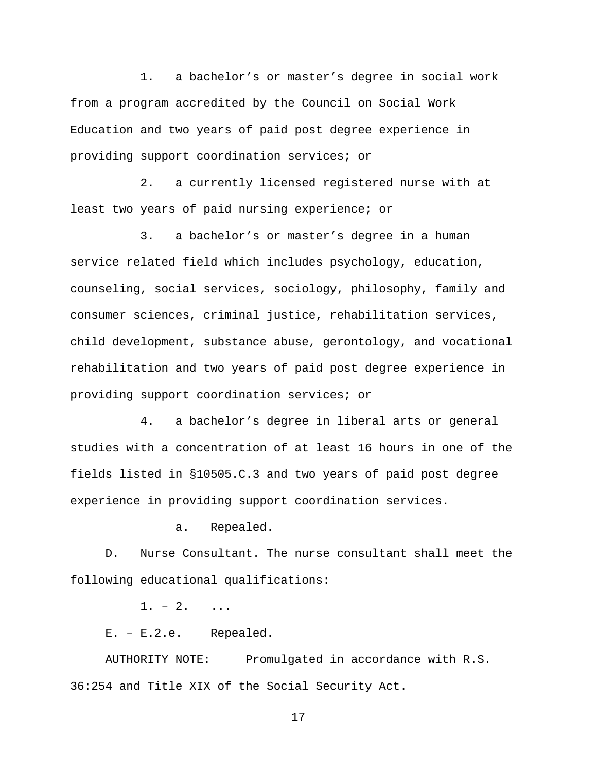1. a bachelor's or master's degree in social work from a program accredited by the Council on Social Work Education and two years of paid post degree experience in providing support coordination services; or

2. a currently licensed registered nurse with at least two years of paid nursing experience; or

3. a bachelor's or master's degree in a human service related field which includes psychology, education, counseling, social services, sociology, philosophy, family and consumer sciences, criminal justice, rehabilitation services, child development, substance abuse, gerontology, and vocational rehabilitation and two years of paid post degree experience in providing support coordination services; or

4. a bachelor's degree in liberal arts or general studies with a concentration of at least 16 hours in one of the fields listed in §10505.C.3 and two years of paid post degree experience in providing support coordination services.

   a. Repealed.

D. Nurse Consultant. The nurse consultant shall meet the following educational qualifications:

1. – 2. ...

E. – E.2.e. Repealed.

AUTHORITY NOTE: Promulgated in accordance with R.S. 36:254 and Title XIX of the Social Security Act.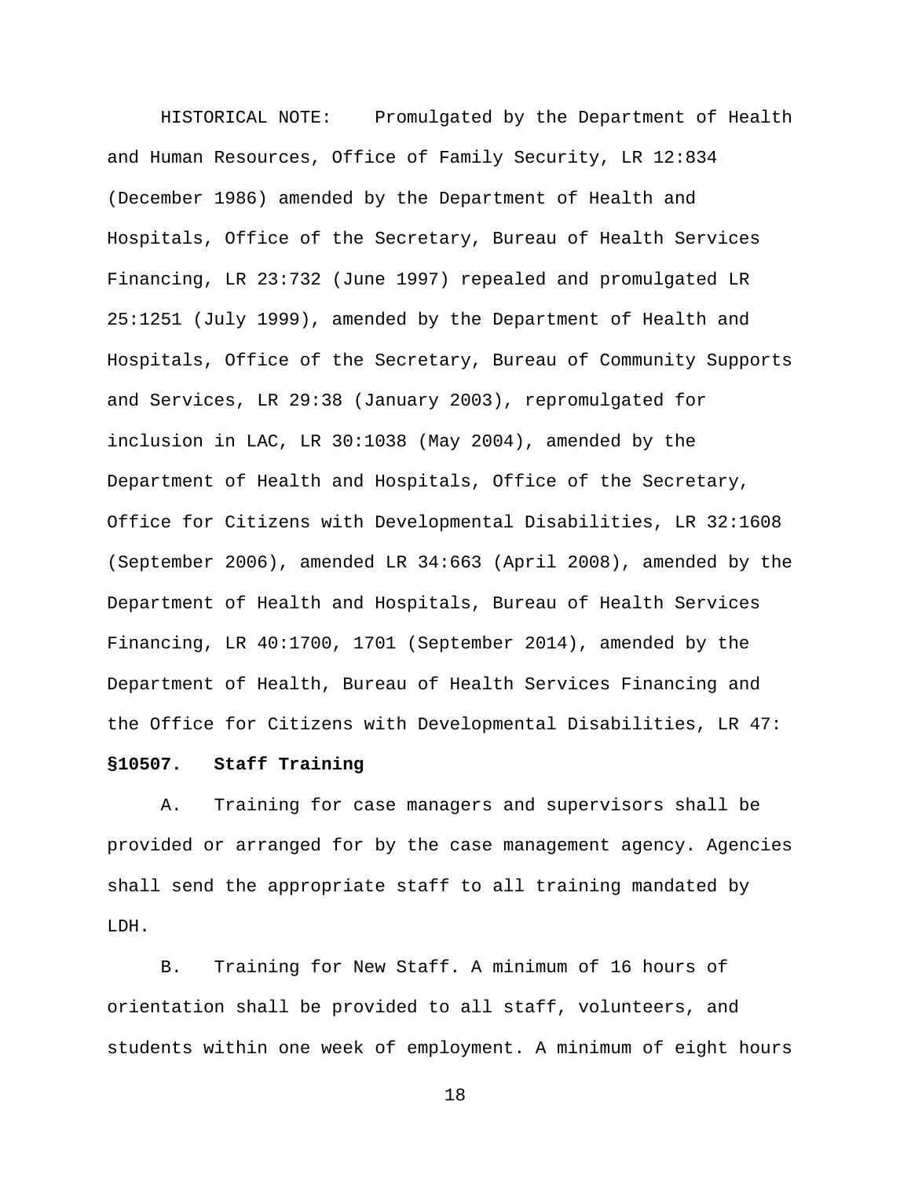HISTORICAL NOTE: Promulgated by the Department of Health and Human Resources, Office of Family Security, LR 12:834 (December 1986) amended by the Department of Health and Hospitals, Office of the Secretary, Bureau of Health Services Financing, LR 23:732 (June 1997) repealed and promulgated LR 25:1251 (July 1999), amended by the Department of Health and Hospitals, Office of the Secretary, Bureau of Community Supports and Services, LR 29:38 (January 2003), repromulgated for inclusion in LAC, LR 30:1038 (May 2004), amended by the Department of Health and Hospitals, Office of the Secretary, Office for Citizens with Developmental Disabilities, LR 32:1608 (September 2006), amended LR 34:663 (April 2008), amended by the Department of Health and Hospitals, Bureau of Health Services Financing, LR 40:1700, 1701 (September 2014), amended by the Department of Health, Bureau of Health Services Financing and the Office for Citizens with Developmental Disabilities, LR 47:

**§10507. Staff Training**

A. Training for case managers and supervisors shall be provided or arranged for by the case management agency. Agencies shall send the appropriate staff to all training mandated by LDH.

B. Training for New Staff. A minimum of 16 hours of orientation shall be provided to all staff, volunteers, and students within one week of employment. A minimum of eight hours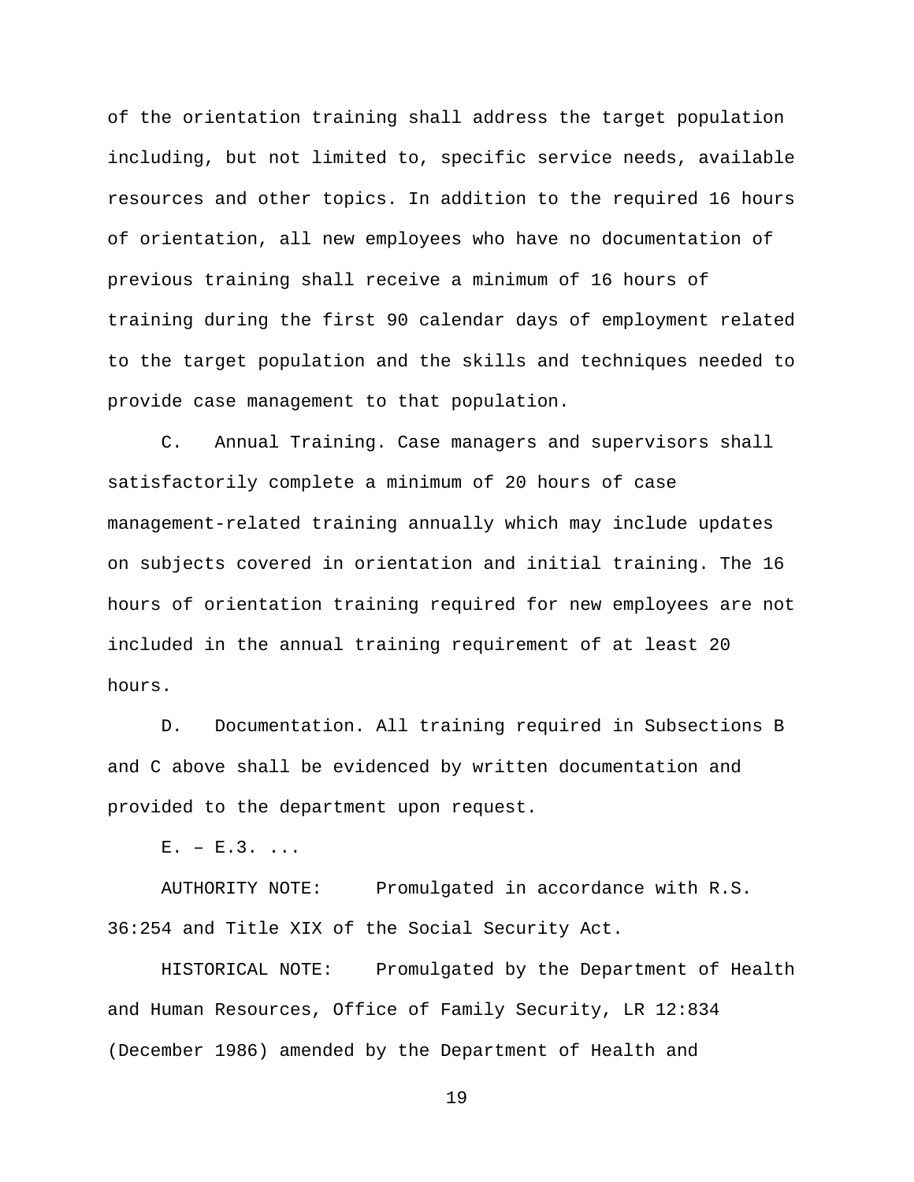of the orientation training shall address the target population including, but not limited to, specific service needs, available resources and other topics. In addition to the required 16 hours of orientation, all new employees who have no documentation of previous training shall receive a minimum of 16 hours of training during the first 90 calendar days of employment related to the target population and the skills and techniques needed to provide case management to that population.

C. Annual Training. Case managers and supervisors shall satisfactorily complete a minimum of 20 hours of case management-related training annually which may include updates on subjects covered in orientation and initial training. The 16 hours of orientation training required for new employees are not included in the annual training requirement of at least 20 hours.

D. Documentation. All training required in Subsections B and C above shall be evidenced by written documentation and provided to the department upon request.

E. – E.3. ...

AUTHORITY NOTE: Promulgated in accordance with R.S. 36:254 and Title XIX of the Social Security Act.

HISTORICAL NOTE: Promulgated by the Department of Health and Human Resources, Office of Family Security, LR 12:834 (December 1986) amended by the Department of Health and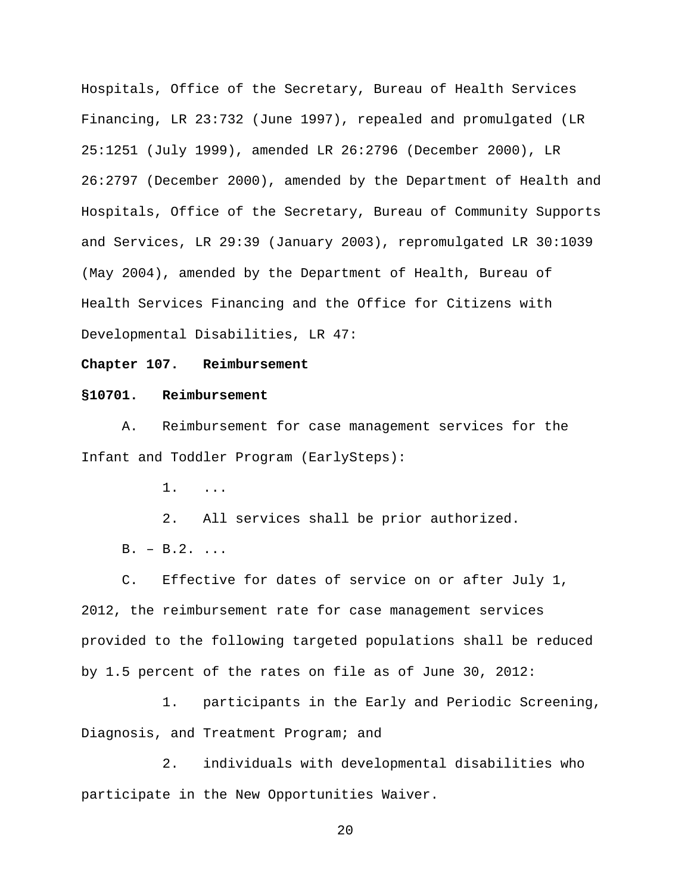Hospitals, Office of the Secretary, Bureau of Health Services Financing, LR 23:732 (June 1997), repealed and promulgated (LR 25:1251 (July 1999), amended LR 26:2796 (December 2000), LR 26:2797 (December 2000), amended by the Department of Health and Hospitals, Office of the Secretary, Bureau of Community Supports and Services, LR 29:39 (January 2003), repromulgated LR 30:1039 (May 2004), amended by the Department of Health, Bureau of Health Services Financing and the Office for Citizens with Developmental Disabilities, LR 47:

**Chapter 107. Reimbursement**

**§10701. Reimbursement**

A. Reimbursement for case management services for the Infant and Toddler Program (EarlySteps):

1. ...

2. All services shall be prior authorized.

B. – B.2. ...

C. Effective for dates of service on or after July 1, 2012, the reimbursement rate for case management services provided to the following targeted populations shall be reduced by 1.5 percent of the rates on file as of June 30, 2012:

1. participants in the Early and Periodic Screening, Diagnosis, and Treatment Program; and

2. individuals with developmental disabilities who participate in the New Opportunities Waiver.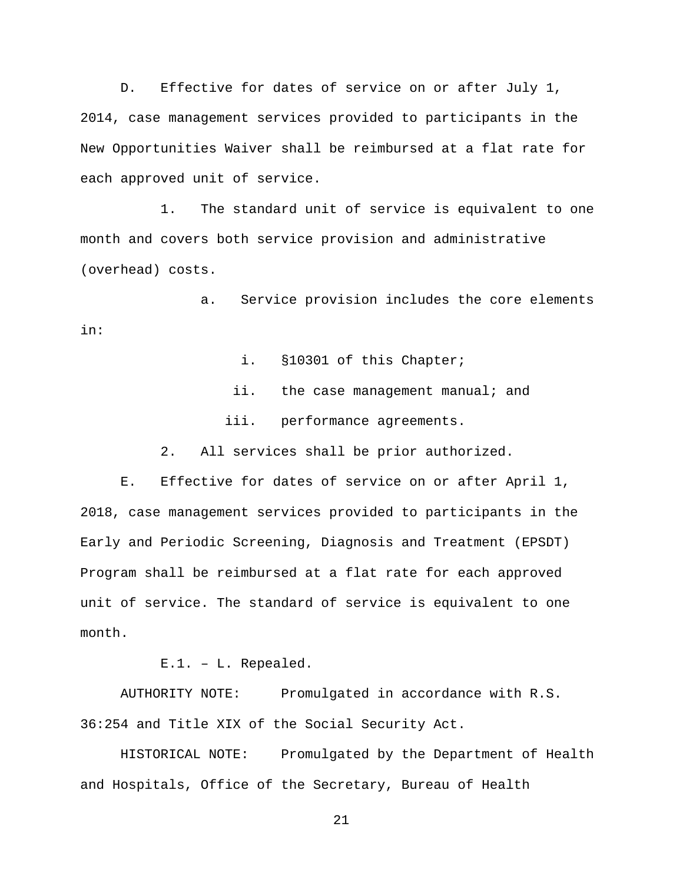D. Effective for dates of service on or after July 1, 2014, case management services provided to participants in the New Opportunities Waiver shall be reimbursed at a flat rate for each approved unit of service.

1. The standard unit of service is equivalent to one month and covers both service provision and administrative (overhead) costs.

a. Service provision includes the core elements in:

i. §10301 of this Chapter;

ii. the case management manual; and

iii. performance agreements.

2. All services shall be prior authorized.

E. Effective for dates of service on or after April 1, 2018, case management services provided to participants in the Early and Periodic Screening, Diagnosis and Treatment (EPSDT) Program shall be reimbursed at a flat rate for each approved unit of service. The standard of service is equivalent to one month.

E.1. – L. Repealed.

AUTHORITY NOTE: Promulgated in accordance with R.S. 36:254 and Title XIX of the Social Security Act.

HISTORICAL NOTE: Promulgated by the Department of Health and Hospitals, Office of the Secretary, Bureau of Health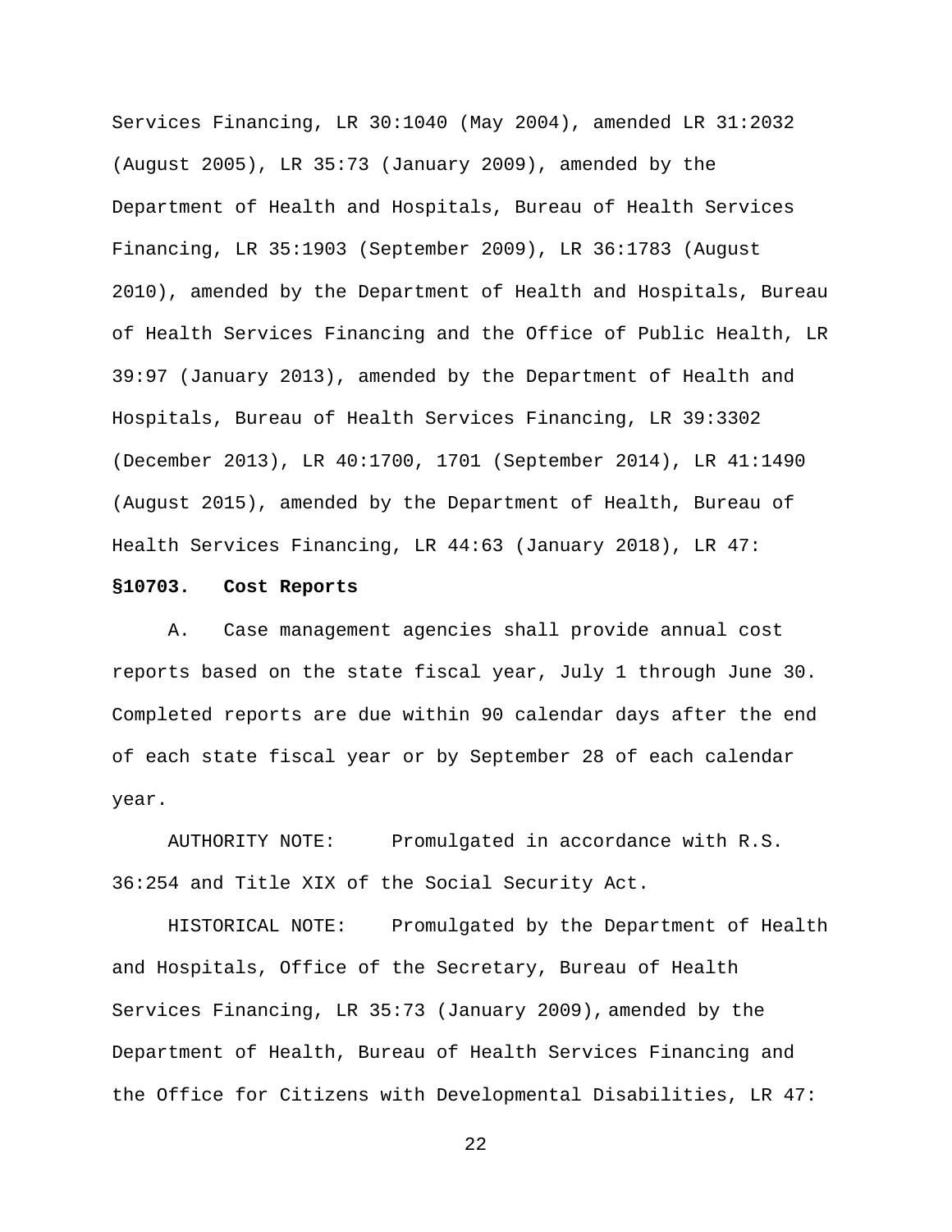Services Financing, LR 30:1040 (May 2004), amended LR 31:2032 (August 2005), LR 35:73 (January 2009), amended by the Department of Health and Hospitals, Bureau of Health Services Financing, LR 35:1903 (September 2009), LR 36:1783 (August 2010), amended by the Department of Health and Hospitals, Bureau of Health Services Financing and the Office of Public Health, LR 39:97 (January 2013), amended by the Department of Health and Hospitals, Bureau of Health Services Financing, LR 39:3302 (December 2013), LR 40:1700, 1701 (September 2014), LR 41:1490 (August 2015), amended by the Department of Health, Bureau of Health Services Financing, LR 44:63 (January 2018), LR 47:

**§10703. Cost Reports**

A. Case management agencies shall provide annual cost reports based on the state fiscal year, July 1 through June 30. Completed reports are due within 90 calendar days after the end of each state fiscal year or by September 28 of each calendar year.

AUTHORITY NOTE: Promulgated in accordance with R.S. 36:254 and Title XIX of the Social Security Act.

HISTORICAL NOTE: Promulgated by the Department of Health and Hospitals, Office of the Secretary, Bureau of Health Services Financing, LR 35:73 (January 2009), amended by the Department of Health, Bureau of Health Services Financing and the Office for Citizens with Developmental Disabilities, LR 47: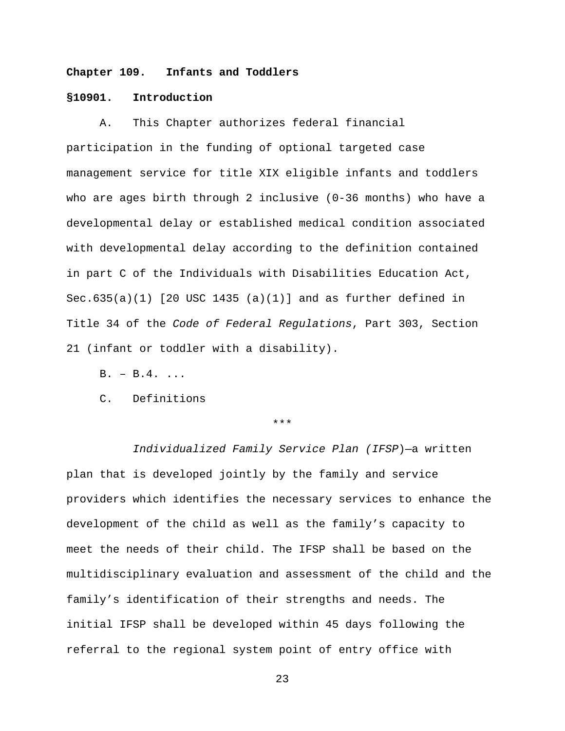**Chapter 109. Infants and Toddlers**

**§10901. Introduction**

A. This Chapter authorizes federal financial participation in the funding of optional targeted case management service for title XIX eligible infants and toddlers who are ages birth through 2 inclusive (0-36 months) who have a developmental delay or established medical condition associated with developmental delay according to the definition contained in part C of the Individuals with Disabilities Education Act, Sec.635(a)(1) [20 USC 1435 (a)(1)] and as further defined in Title 34 of the *Code of Federal Regulations*, Part 303, Section 21 (infant or toddler with a disability).

B. – B.4. ...

C. Definitions

\*\*\*

*Individualized Family Service Plan (IFSP)*—a written plan that is developed jointly by the family and service providers which identifies the necessary services to enhance the development of the child as well as the family's capacity to meet the needs of their child. The IFSP shall be based on the multidisciplinary evaluation and assessment of the child and the family's identification of their strengths and needs. The initial IFSP shall be developed within 45 days following the referral to the regional system point of entry office with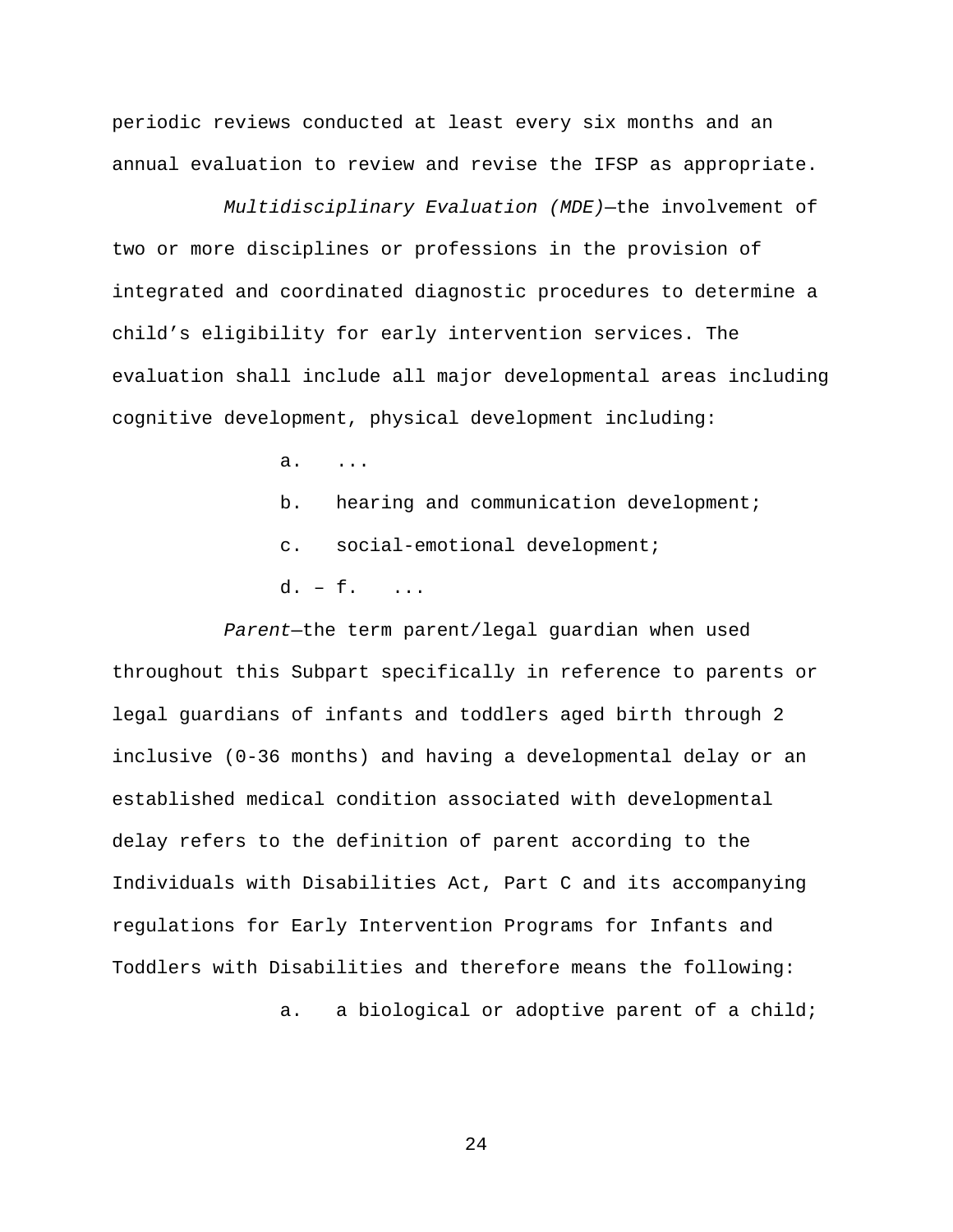periodic reviews conducted at least every six months and an annual evaluation to review and revise the IFSP as appropriate.

*Multidisciplinary Evaluation (MDE)*—the involvement of two or more disciplines or professions in the provision of integrated and coordinated diagnostic procedures to determine a child's eligibility for early intervention services. The evaluation shall include all major developmental areas including cognitive development, physical development including:

a. ...

b. hearing and communication development;

c. social-emotional development;

d. – f. ...

*Parent*—the term parent/legal guardian when used throughout this Subpart specifically in reference to parents or legal guardians of infants and toddlers aged birth through 2 inclusive (0-36 months) and having a developmental delay or an established medical condition associated with developmental delay refers to the definition of parent according to the Individuals with Disabilities Act, Part C and its accompanying regulations for Early Intervention Programs for Infants and Toddlers with Disabilities and therefore means the following:

a. a biological or adoptive parent of a child;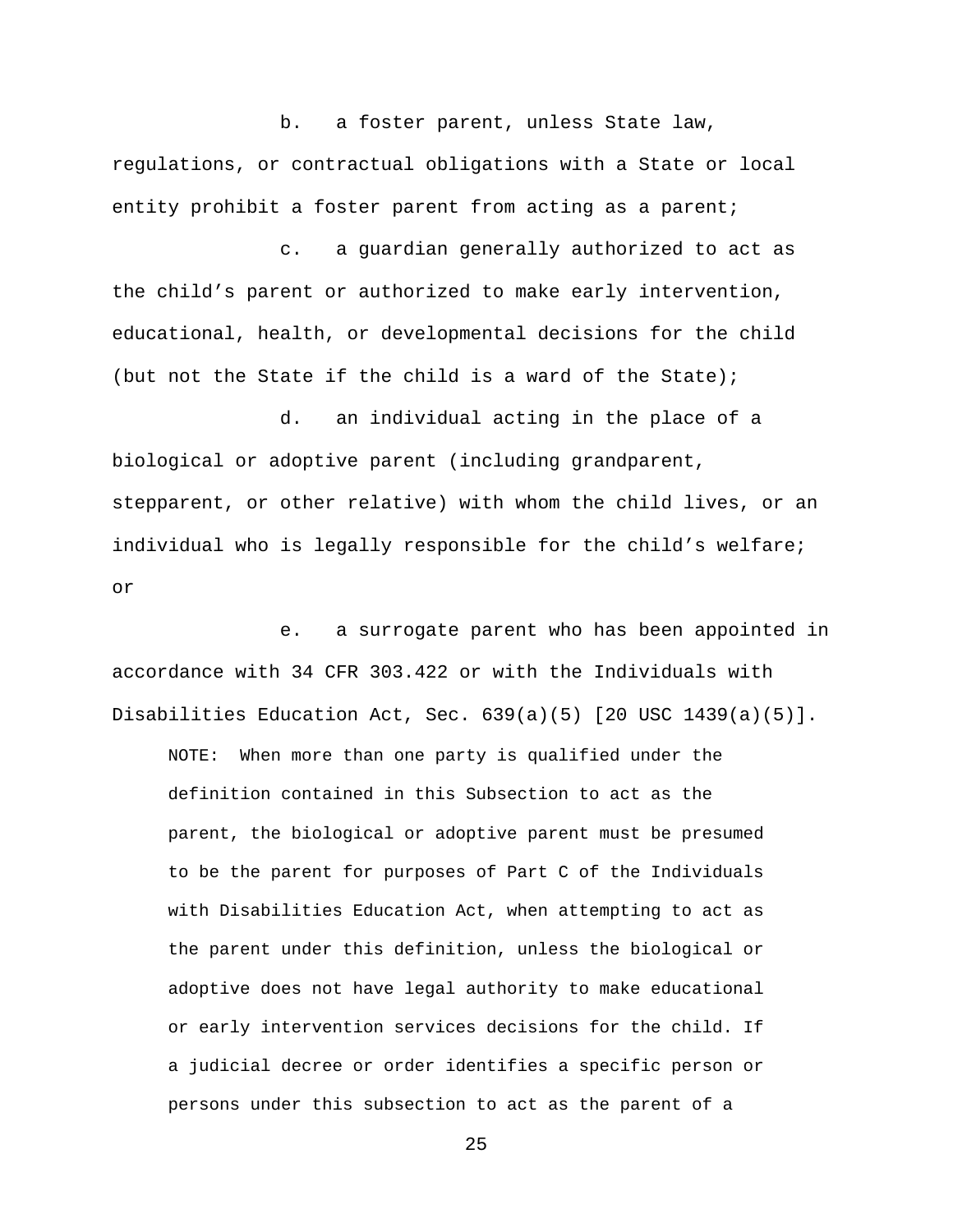b. a foster parent, unless State law, regulations, or contractual obligations with a State or local entity prohibit a foster parent from acting as a parent;

c. a guardian generally authorized to act as the child's parent or authorized to make early intervention, educational, health, or developmental decisions for the child (but not the State if the child is a ward of the State);

d. an individual acting in the place of a biological or adoptive parent (including grandparent, stepparent, or other relative) with whom the child lives, or an individual who is legally responsible for the child's welfare; or

e. a surrogate parent who has been appointed in accordance with 34 CFR 303.422 or with the Individuals with Disabilities Education Act, Sec. 639(a)(5) [20 USC 1439(a)(5)].

> NOTE: When more than one party is qualified under the definition contained in this Subsection to act as the parent, the biological or adoptive parent must be presumed to be the parent for purposes of Part C of the Individuals with Disabilities Education Act, when attempting to act as the parent under this definition, unless the biological or adoptive does not have legal authority to make educational or early intervention services decisions for the child. If a judicial decree or order identifies a specific person or persons under this subsection to act as the parent of a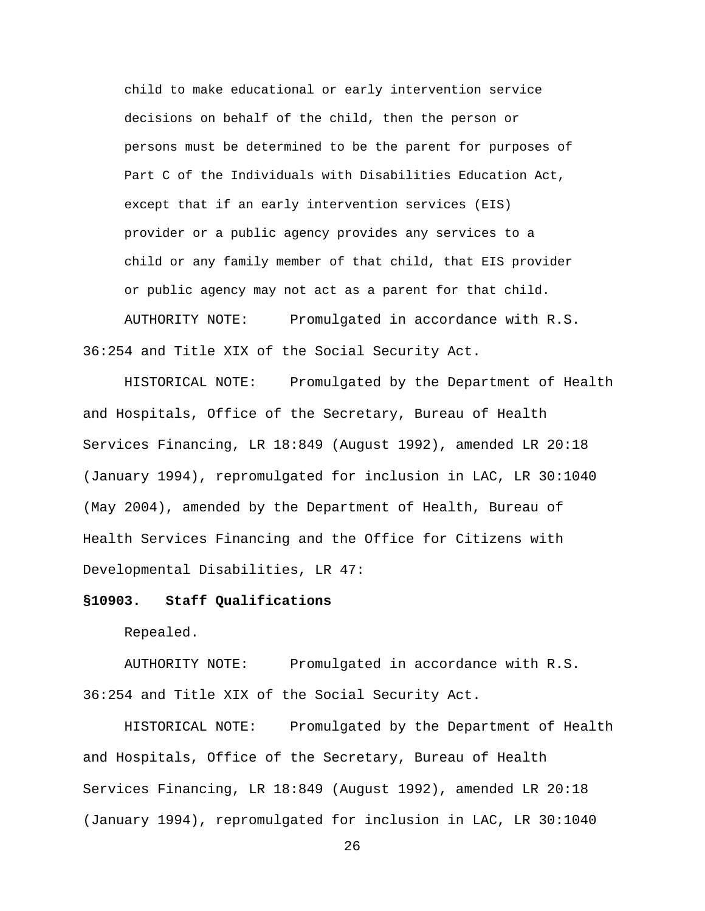child to make educational or early intervention service decisions on behalf of the child, then the person or persons must be determined to be the parent for purposes of Part C of the Individuals with Disabilities Education Act, except that if an early intervention services (EIS) provider or a public agency provides any services to a child or any family member of that child, that EIS provider or public agency may not act as a parent for that child.

AUTHORITY NOTE: Promulgated in accordance with R.S. 36:254 and Title XIX of the Social Security Act.

HISTORICAL NOTE: Promulgated by the Department of Health and Hospitals, Office of the Secretary, Bureau of Health Services Financing, LR 18:849 (August 1992), amended LR 20:18 (January 1994), repromulgated for inclusion in LAC, LR 30:1040 (May 2004), amended by the Department of Health, Bureau of Health Services Financing and the Office for Citizens with Developmental Disabilities, LR 47:

**§10903. Staff Qualifications**

Repealed.

AUTHORITY NOTE: Promulgated in accordance with R.S. 36:254 and Title XIX of the Social Security Act.

HISTORICAL NOTE: Promulgated by the Department of Health and Hospitals, Office of the Secretary, Bureau of Health Services Financing, LR 18:849 (August 1992), amended LR 20:18 (January 1994), repromulgated for inclusion in LAC, LR 30:1040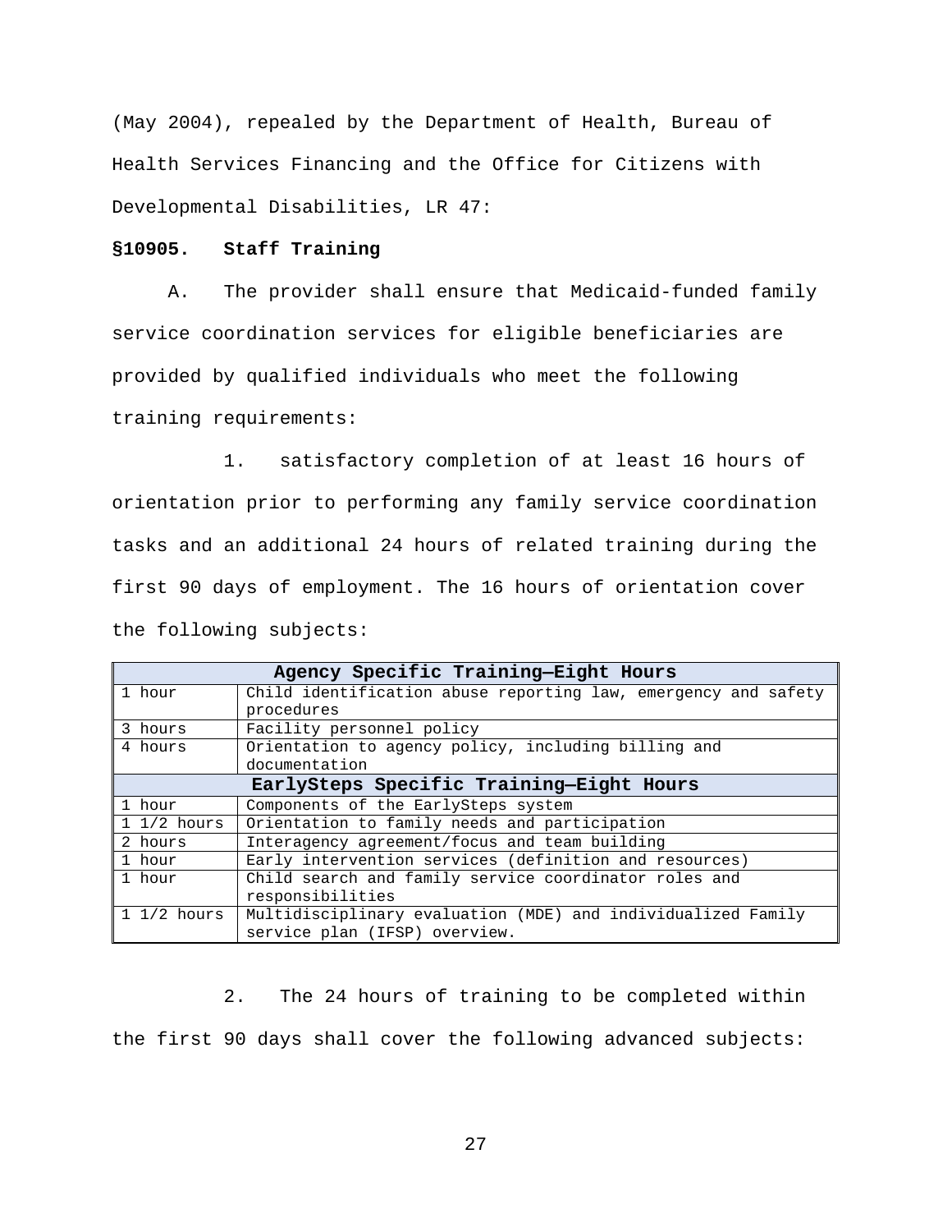(May 2004), repealed by the Department of Health, Bureau of Health Services Financing and the Office for Citizens with Developmental Disabilities, LR 47:

**§10905. Staff Training**

A. The provider shall ensure that Medicaid-funded family service coordination services for eligible beneficiaries are provided by qualified individuals who meet the following training requirements:

1. satisfactory completion of at least 16 hours of orientation prior to performing any family service coordination tasks and an additional 24 hours of related training during the first 90 days of employment. The 16 hours of orientation cover the following subjects:

| **Agency Specific Training—Eight Hours** | |
|---|---|
| 1 hour | Child identification abuse reporting law, emergency and safety procedures |
| 3 hours | Facility personnel policy |
| 4 hours | Orientation to agency policy, including billing and documentation |
| **EarlySteps Specific Training—Eight Hours** | |
| 1 hour | Components of the EarlySteps system |
| 1 1/2 hours | Orientation to family needs and participation |
| 2 hours | Interagency agreement/focus and team building |
| 1 hour | Early intervention services (definition and resources) |
| 1 hour | Child search and family service coordinator roles and responsibilities |
| 1 1/2 hours | Multidisciplinary evaluation (MDE) and individualized Family service plan (IFSP) overview. |

2. The 24 hours of training to be completed within the first 90 days shall cover the following advanced subjects: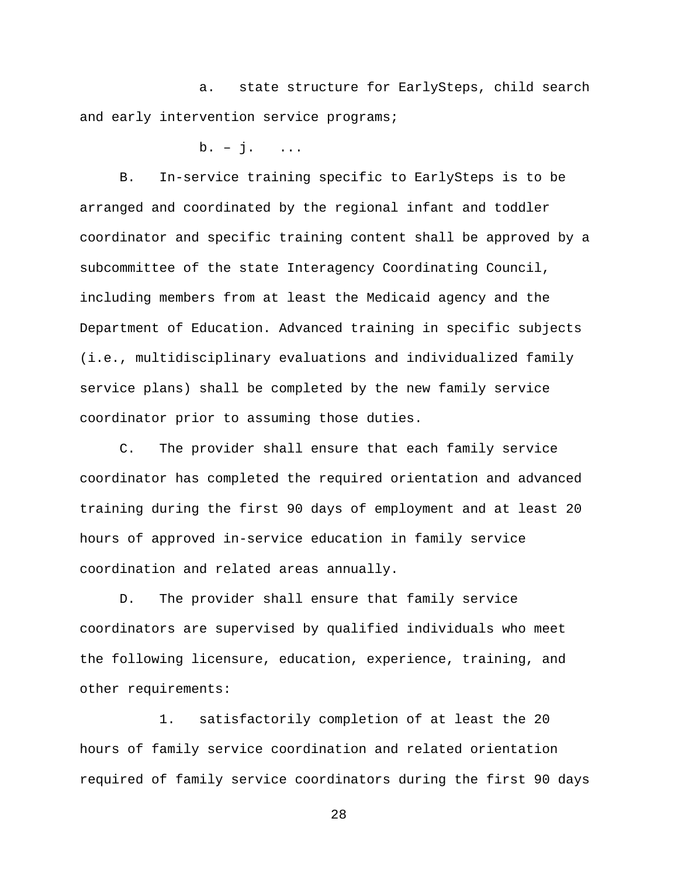a. state structure for EarlySteps, child search and early intervention service programs;

b. – j. ...

B. In-service training specific to EarlySteps is to be arranged and coordinated by the regional infant and toddler coordinator and specific training content shall be approved by a subcommittee of the state Interagency Coordinating Council, including members from at least the Medicaid agency and the Department of Education. Advanced training in specific subjects (i.e., multidisciplinary evaluations and individualized family service plans) shall be completed by the new family service coordinator prior to assuming those duties.

C. The provider shall ensure that each family service coordinator has completed the required orientation and advanced training during the first 90 days of employment and at least 20 hours of approved in-service education in family service coordination and related areas annually.

D. The provider shall ensure that family service coordinators are supervised by qualified individuals who meet the following licensure, education, experience, training, and other requirements:

1. satisfactorily completion of at least the 20 hours of family service coordination and related orientation required of family service coordinators during the first 90 days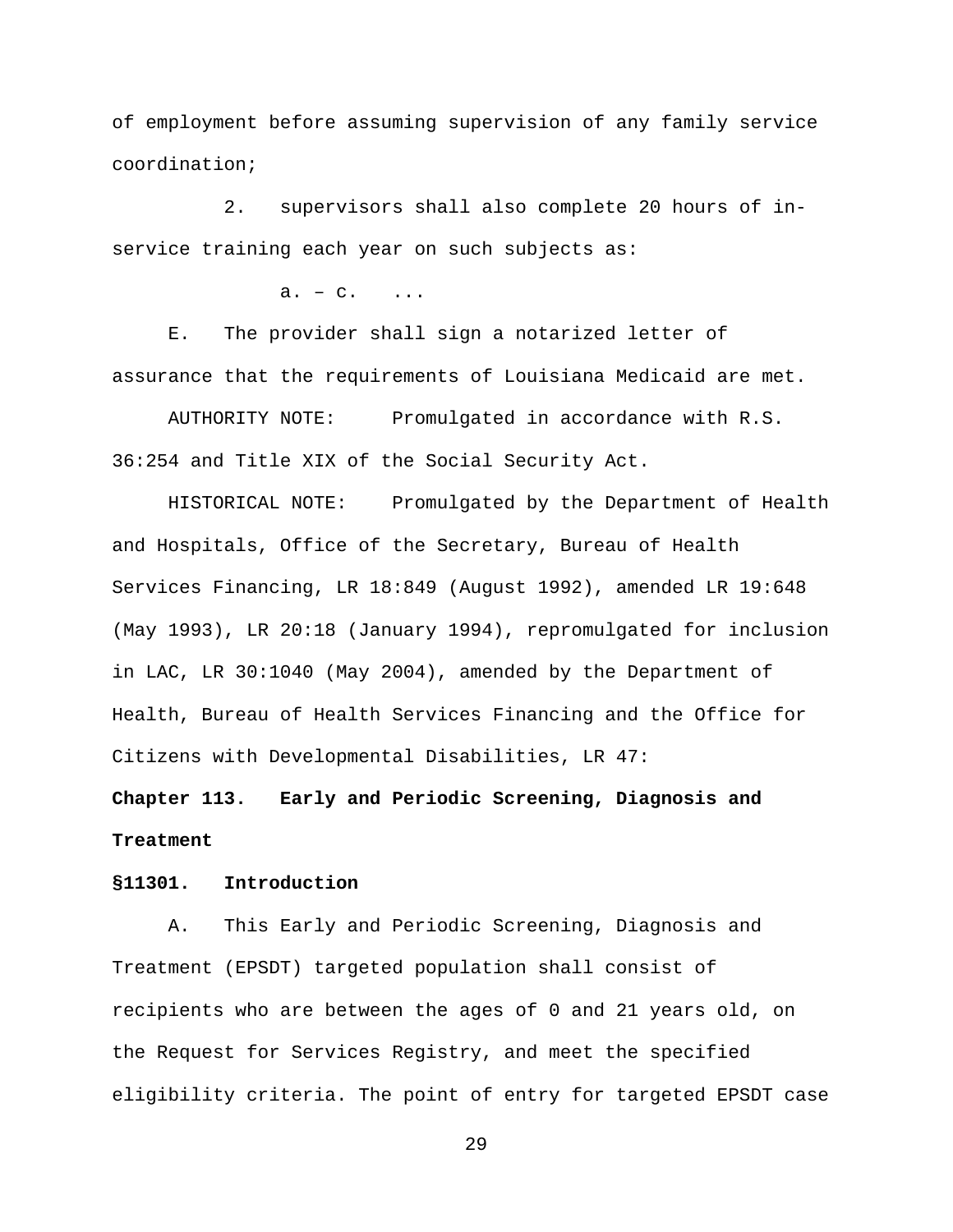of employment before assuming supervision of any family service coordination;

2. supervisors shall also complete 20 hours of in-service training each year on such subjects as:

a. – c. ...

E. The provider shall sign a notarized letter of assurance that the requirements of Louisiana Medicaid are met.

AUTHORITY NOTE: Promulgated in accordance with R.S. 36:254 and Title XIX of the Social Security Act.

HISTORICAL NOTE: Promulgated by the Department of Health and Hospitals, Office of the Secretary, Bureau of Health Services Financing, LR 18:849 (August 1992), amended LR 19:648 (May 1993), LR 20:18 (January 1994), repromulgated for inclusion in LAC, LR 30:1040 (May 2004), amended by the Department of Health, Bureau of Health Services Financing and the Office for Citizens with Developmental Disabilities, LR 47:

## Chapter 113. Early and Periodic Screening, Diagnosis and Treatment

### §11301. Introduction

A. This Early and Periodic Screening, Diagnosis and Treatment (EPSDT) targeted population shall consist of recipients who are between the ages of 0 and 21 years old, on the Request for Services Registry, and meet the specified eligibility criteria. The point of entry for targeted EPSDT case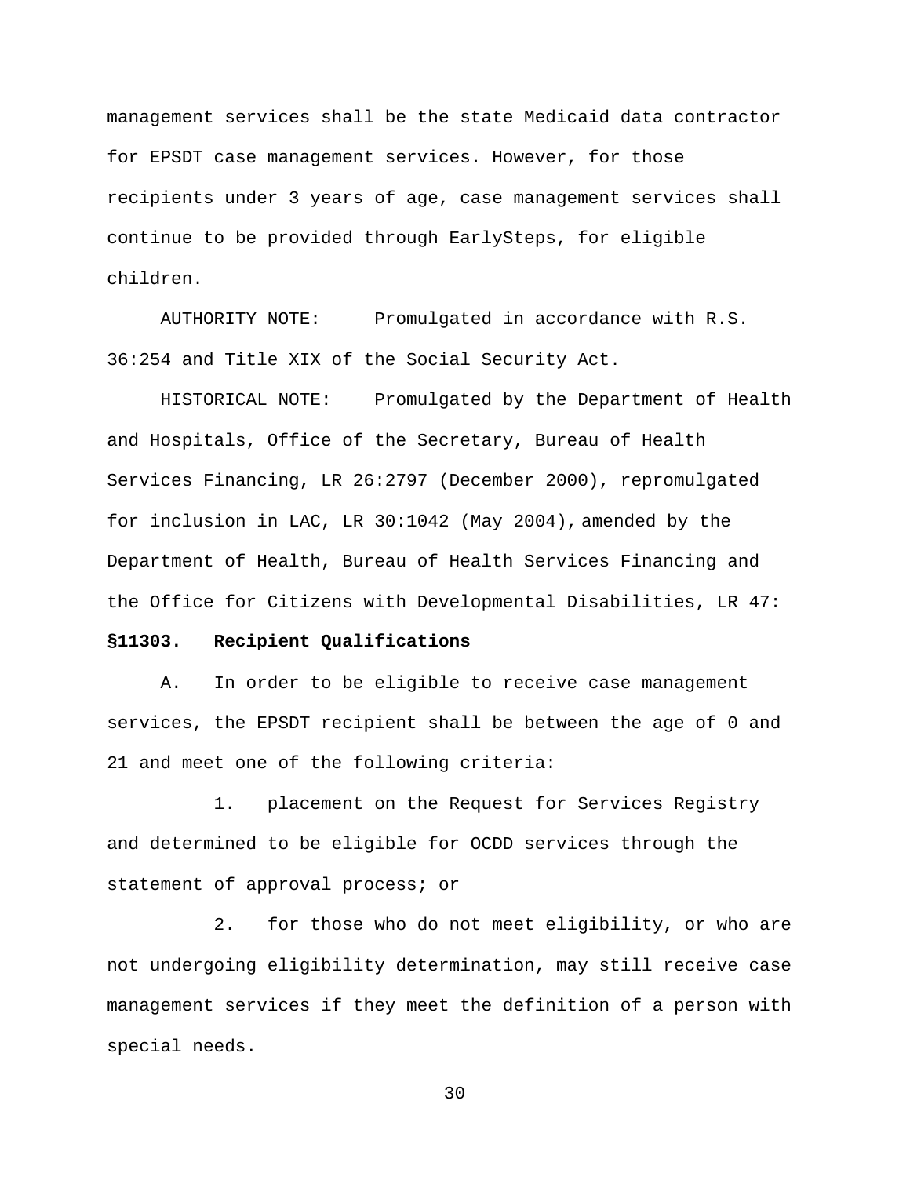management services shall be the state Medicaid data contractor for EPSDT case management services. However, for those recipients under 3 years of age, case management services shall continue to be provided through EarlySteps, for eligible children.

AUTHORITY NOTE: Promulgated in accordance with R.S. 36:254 and Title XIX of the Social Security Act.

HISTORICAL NOTE: Promulgated by the Department of Health and Hospitals, Office of the Secretary, Bureau of Health Services Financing, LR 26:2797 (December 2000), repromulgated for inclusion in LAC, LR 30:1042 (May 2004), amended by the Department of Health, Bureau of Health Services Financing and the Office for Citizens with Developmental Disabilities, LR 47:

**§11303. Recipient Qualifications**

A. In order to be eligible to receive case management services, the EPSDT recipient shall be between the age of 0 and 21 and meet one of the following criteria:

1. placement on the Request for Services Registry and determined to be eligible for OCDD services through the statement of approval process; or

2. for those who do not meet eligibility, or who are not undergoing eligibility determination, may still receive case management services if they meet the definition of a person with special needs.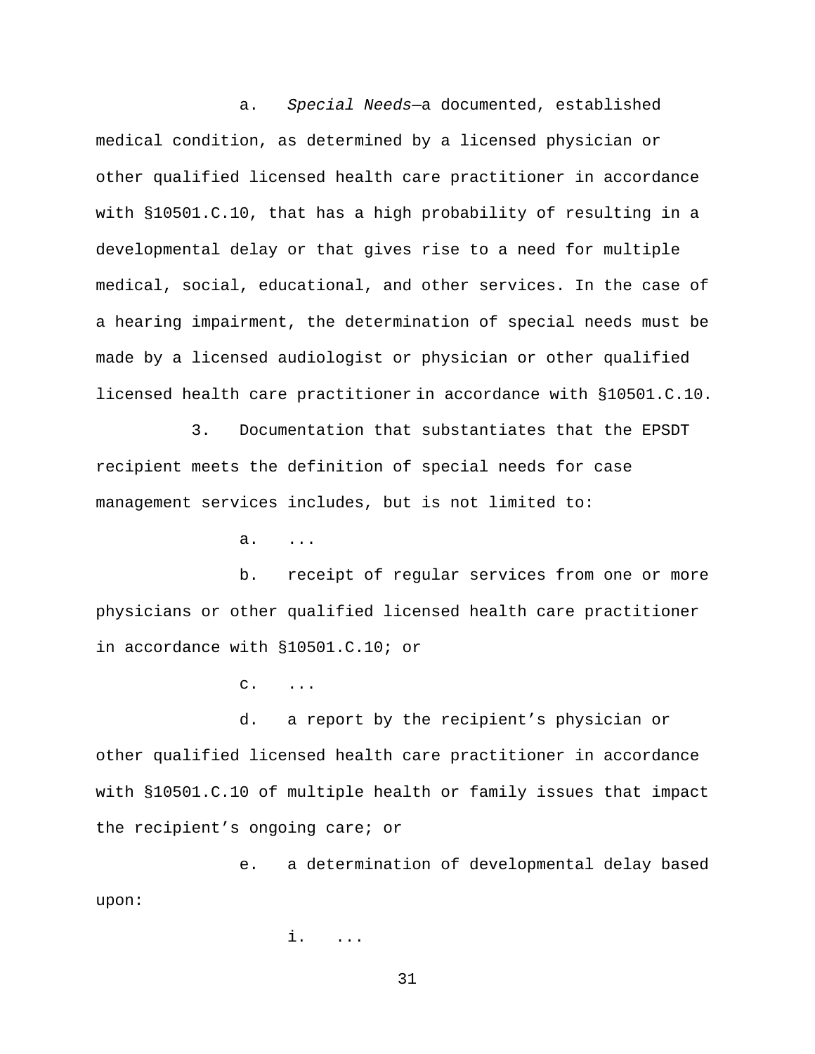a. *Special Needs*—a documented, established medical condition, as determined by a licensed physician or other qualified licensed health care practitioner in accordance with §10501.C.10, that has a high probability of resulting in a developmental delay or that gives rise to a need for multiple medical, social, educational, and other services. In the case of a hearing impairment, the determination of special needs must be made by a licensed audiologist or physician or other qualified licensed health care practitioner in accordance with §10501.C.10.

3. Documentation that substantiates that the EPSDT recipient meets the definition of special needs for case management services includes, but is not limited to:

a. ...

b. receipt of regular services from one or more physicians or other qualified licensed health care practitioner in accordance with §10501.C.10; or

c. ...

d. a report by the recipient's physician or other qualified licensed health care practitioner in accordance with §10501.C.10 of multiple health or family issues that impact the recipient's ongoing care; or

e. a determination of developmental delay based upon:

i. ...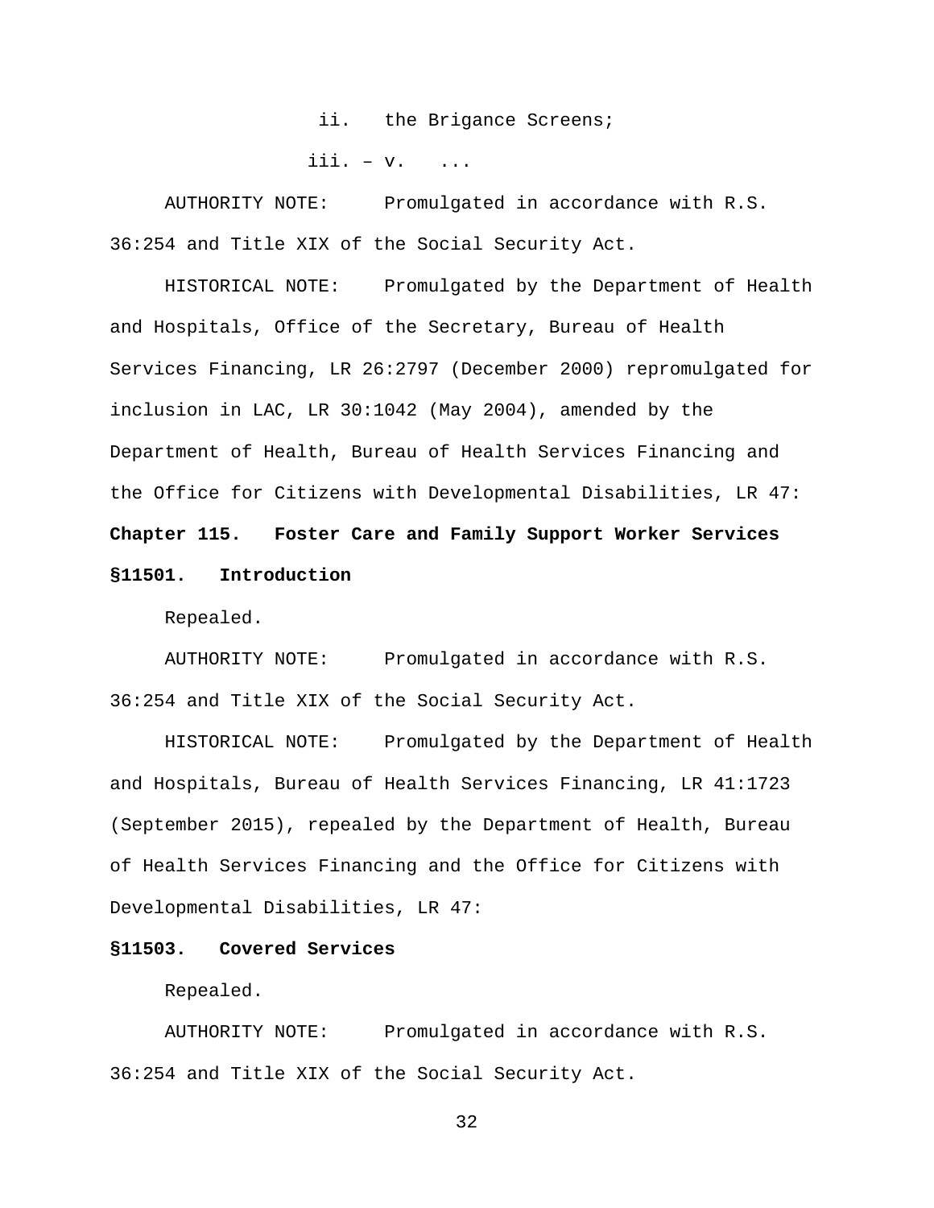ii. the Brigance Screens;

iii. – v. ...

AUTHORITY NOTE: Promulgated in accordance with R.S. 36:254 and Title XIX of the Social Security Act.

HISTORICAL NOTE: Promulgated by the Department of Health and Hospitals, Office of the Secretary, Bureau of Health Services Financing, LR 26:2797 (December 2000) repromulgated for inclusion in LAC, LR 30:1042 (May 2004), amended by the Department of Health, Bureau of Health Services Financing and the Office for Citizens with Developmental Disabilities, LR 47:

**Chapter 115. Foster Care and Family Support Worker Services**

**§11501. Introduction**

Repealed.

AUTHORITY NOTE: Promulgated in accordance with R.S. 36:254 and Title XIX of the Social Security Act.

HISTORICAL NOTE: Promulgated by the Department of Health and Hospitals, Bureau of Health Services Financing, LR 41:1723 (September 2015), repealed by the Department of Health, Bureau of Health Services Financing and the Office for Citizens with Developmental Disabilities, LR 47:

**§11503. Covered Services**

Repealed.

AUTHORITY NOTE: Promulgated in accordance with R.S. 36:254 and Title XIX of the Social Security Act.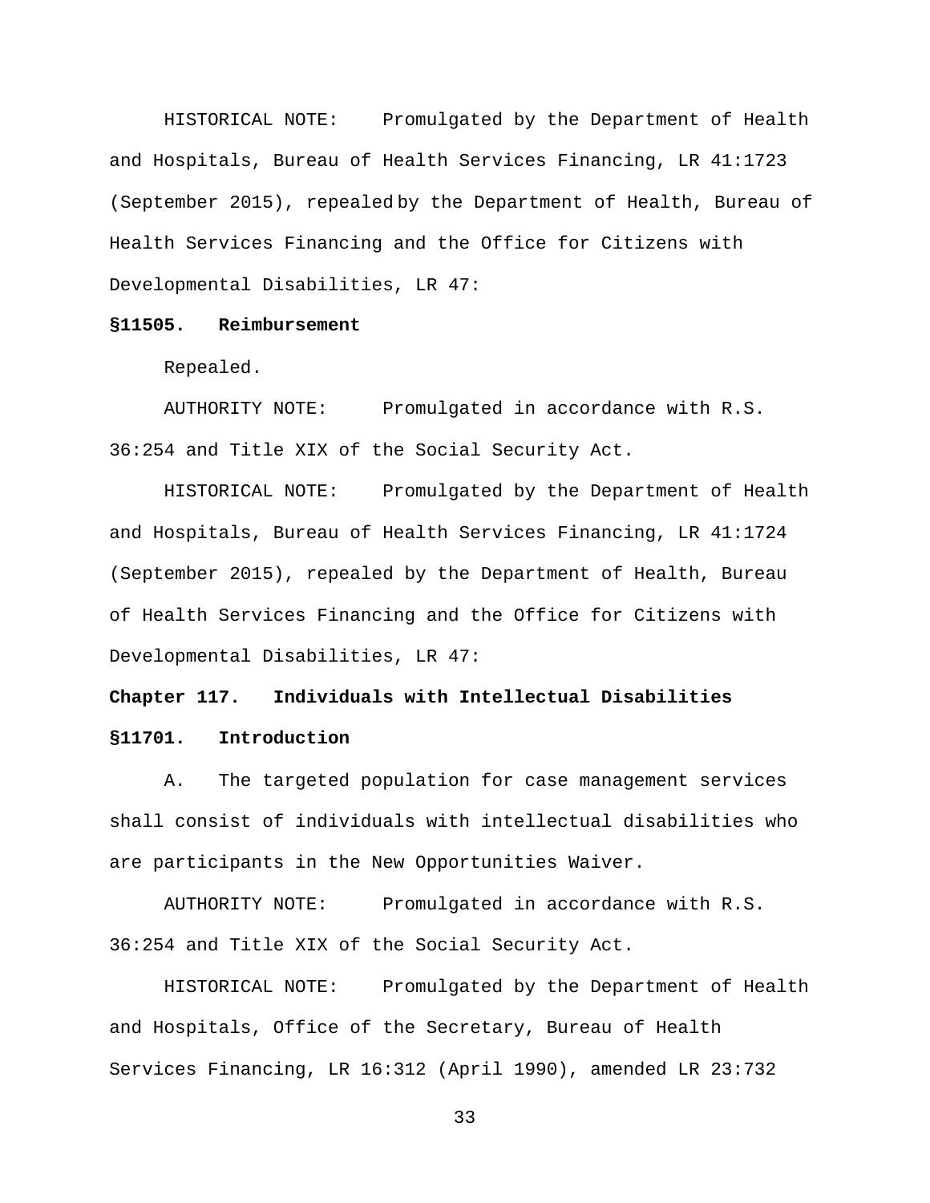HISTORICAL NOTE: Promulgated by the Department of Health and Hospitals, Bureau of Health Services Financing, LR 41:1723 (September 2015), repealed by the Department of Health, Bureau of Health Services Financing and the Office for Citizens with Developmental Disabilities, LR 47:

**§11505. Reimbursement**

Repealed.

AUTHORITY NOTE: Promulgated in accordance with R.S. 36:254 and Title XIX of the Social Security Act.

HISTORICAL NOTE: Promulgated by the Department of Health and Hospitals, Bureau of Health Services Financing, LR 41:1724 (September 2015), repealed by the Department of Health, Bureau of Health Services Financing and the Office for Citizens with Developmental Disabilities, LR 47:

**Chapter 117. Individuals with Intellectual Disabilities**

**§11701. Introduction**

A. The targeted population for case management services shall consist of individuals with intellectual disabilities who are participants in the New Opportunities Waiver.

AUTHORITY NOTE: Promulgated in accordance with R.S. 36:254 and Title XIX of the Social Security Act.

HISTORICAL NOTE: Promulgated by the Department of Health and Hospitals, Office of the Secretary, Bureau of Health Services Financing, LR 16:312 (April 1990), amended LR 23:732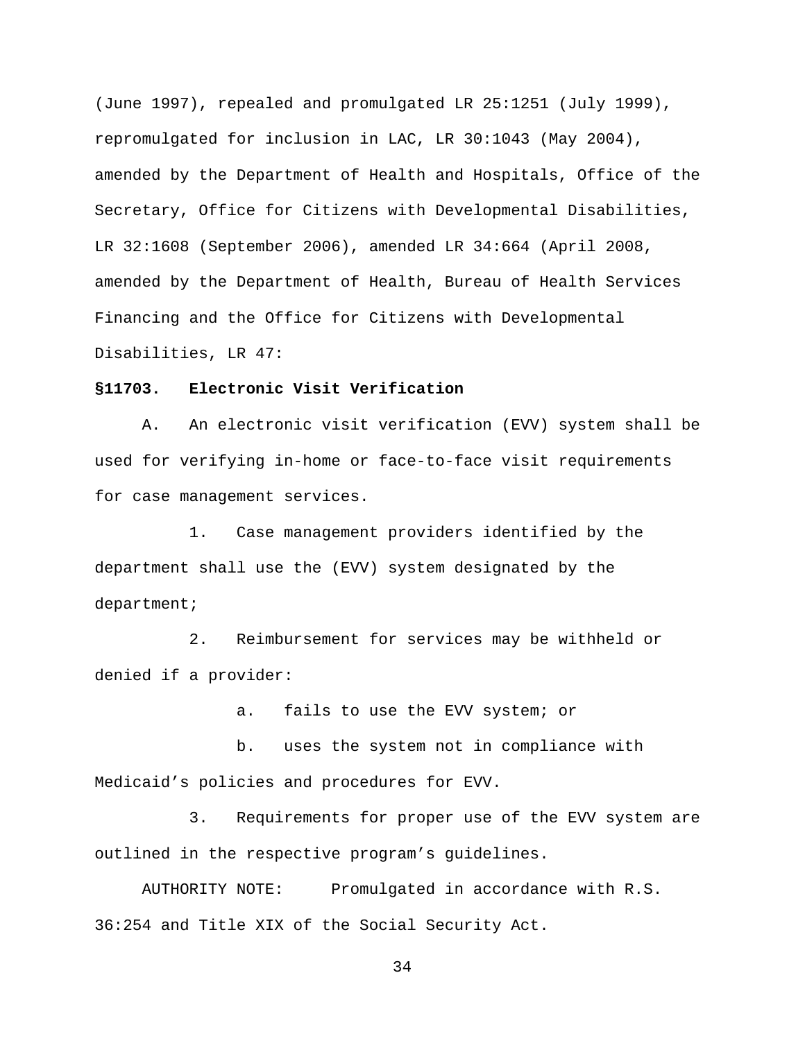(June 1997), repealed and promulgated LR 25:1251 (July 1999), repromulgated for inclusion in LAC, LR 30:1043 (May 2004), amended by the Department of Health and Hospitals, Office of the Secretary, Office for Citizens with Developmental Disabilities, LR 32:1608 (September 2006), amended LR 34:664 (April 2008, amended by the Department of Health, Bureau of Health Services Financing and the Office for Citizens with Developmental Disabilities, LR 47:

**§11703. Electronic Visit Verification**

A. An electronic visit verification (EVV) system shall be used for verifying in-home or face-to-face visit requirements for case management services.

1. Case management providers identified by the department shall use the (EVV) system designated by the department;

2. Reimbursement for services may be withheld or denied if a provider:

a. fails to use the EVV system; or

b. uses the system not in compliance with Medicaid's policies and procedures for EVV.

3. Requirements for proper use of the EVV system are outlined in the respective program's guidelines.

AUTHORITY NOTE: Promulgated in accordance with R.S. 36:254 and Title XIX of the Social Security Act.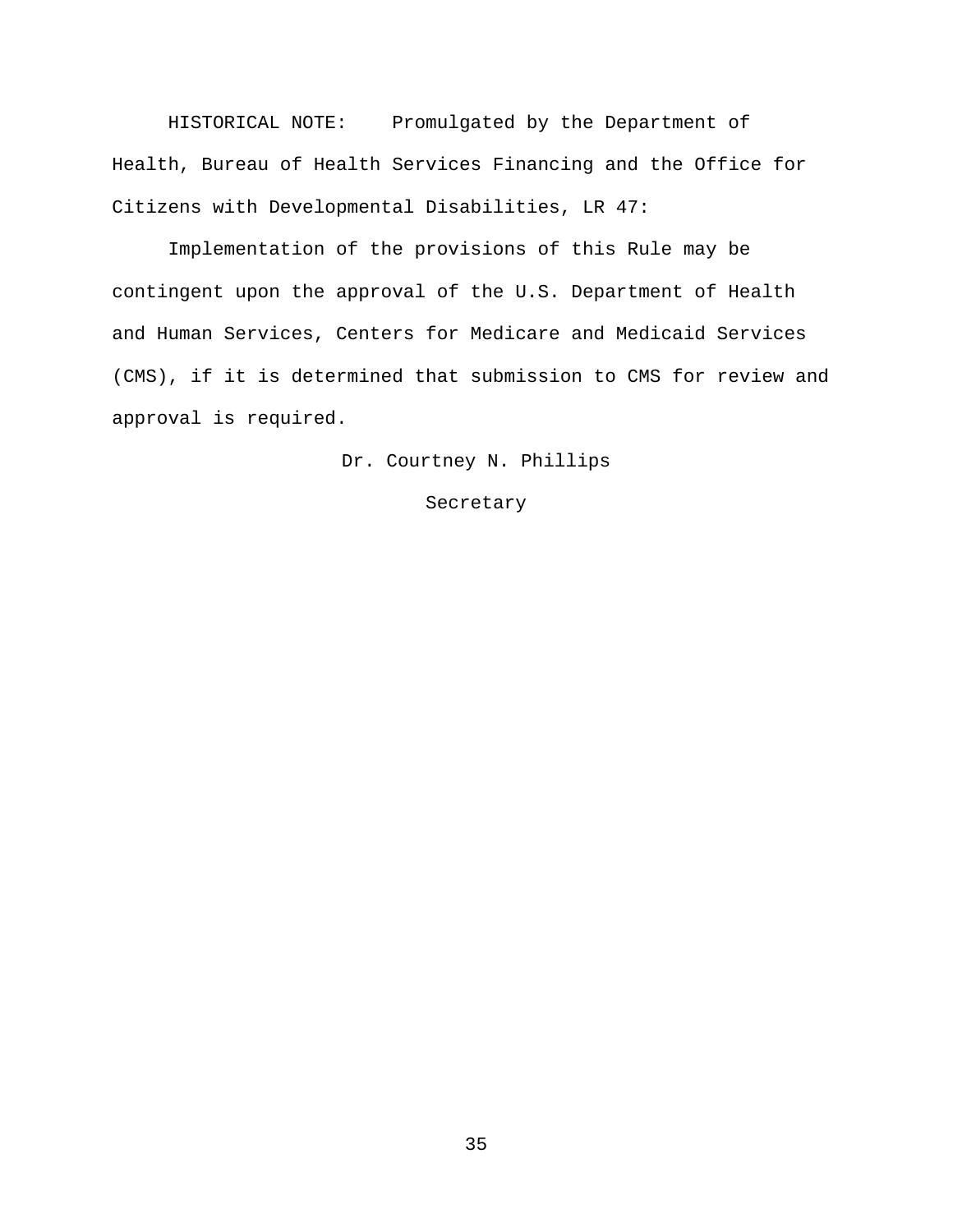HISTORICAL NOTE: Promulgated by the Department of Health, Bureau of Health Services Financing and the Office for Citizens with Developmental Disabilities, LR 47:

Implementation of the provisions of this Rule may be contingent upon the approval of the U.S. Department of Health and Human Services, Centers for Medicare and Medicaid Services (CMS), if it is determined that submission to CMS for review and approval is required.

Dr. Courtney N. Phillips

Secretary